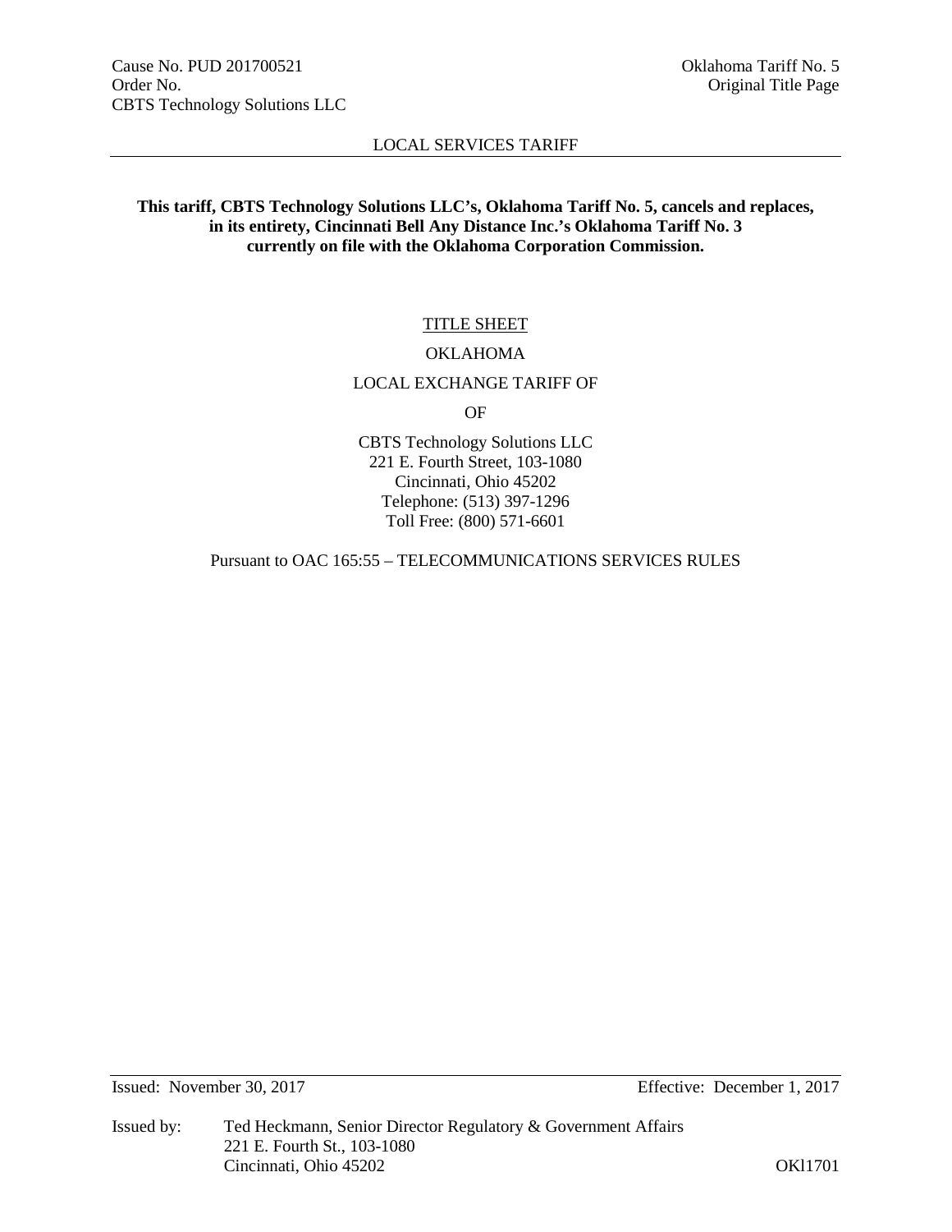Cause No. PUD 201700521
Order No.
CBTS Technology Solutions LLC

Oklahoma Tariff No. 5
Original Title Page

LOCAL SERVICES TARIFF

**This tariff, CBTS Technology Solutions LLC's, Oklahoma Tariff No. 5, cancels and replaces, in its entirety, Cincinnati Bell Any Distance Inc.'s Oklahoma Tariff No. 3 currently on file with the Oklahoma Corporation Commission.**

TITLE SHEET

OKLAHOMA

LOCAL EXCHANGE TARIFF OF

OF

CBTS Technology Solutions LLC
221 E. Fourth Street, 103-1080
Cincinnati, Ohio 45202
Telephone: (513) 397-1296
Toll Free: (800) 571-6601

Pursuant to OAC 165:55 – TELECOMMUNICATIONS SERVICES RULES

Issued: November 30, 2017

Effective: December 1, 2017

Issued by: Ted Heckmann, Senior Director Regulatory & Government Affairs
221 E. Fourth St., 103-1080
Cincinnati, Ohio 45202

OKl1701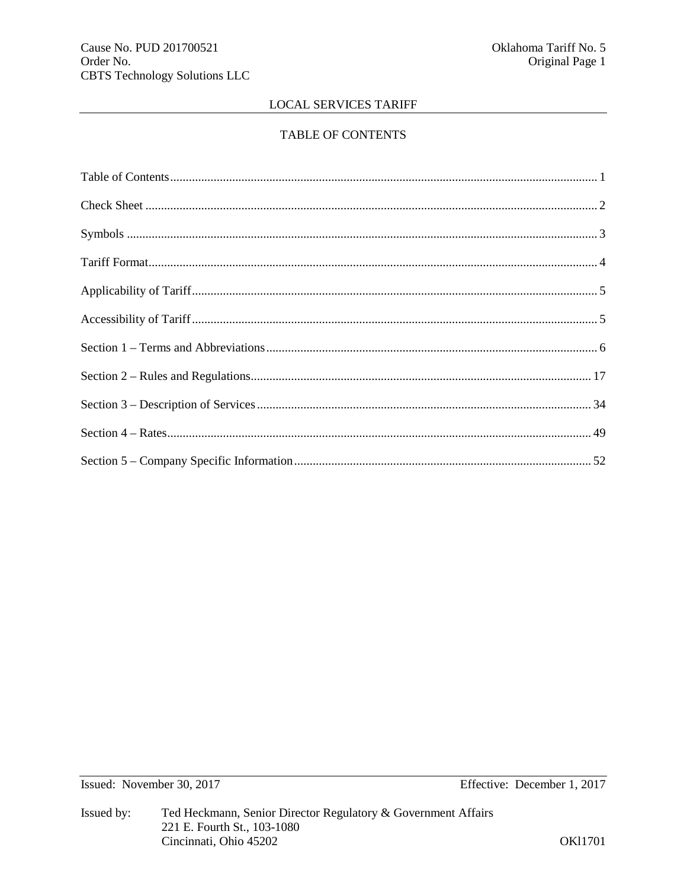Cause No. PUD 201700521
Order No.
CBTS Technology Solutions LLC

Oklahoma Tariff No. 5
Original Page 1

LOCAL SERVICES TARIFF

## TABLE OF CONTENTS

| | |
|---|---|
| Table of Contents | 1 |
| Check Sheet | 2 |
| Symbols | 3 |
| Tariff Format | 4 |
| Applicability of Tariff | 5 |
| Accessibility of Tariff | 5 |
| Section 1 – Terms and Abbreviations | 6 |
| Section 2 – Rules and Regulations | 17 |
| Section 3 – Description of Services | 34 |
| Section 4 – Rates | 49 |
| Section 5 – Company Specific Information | 52 |

Issued: November 30, 2017

Effective: December 1, 2017

Issued by: Ted Heckmann, Senior Director Regulatory & Government Affairs
221 E. Fourth St., 103-1080
Cincinnati, Ohio 45202

OKl1701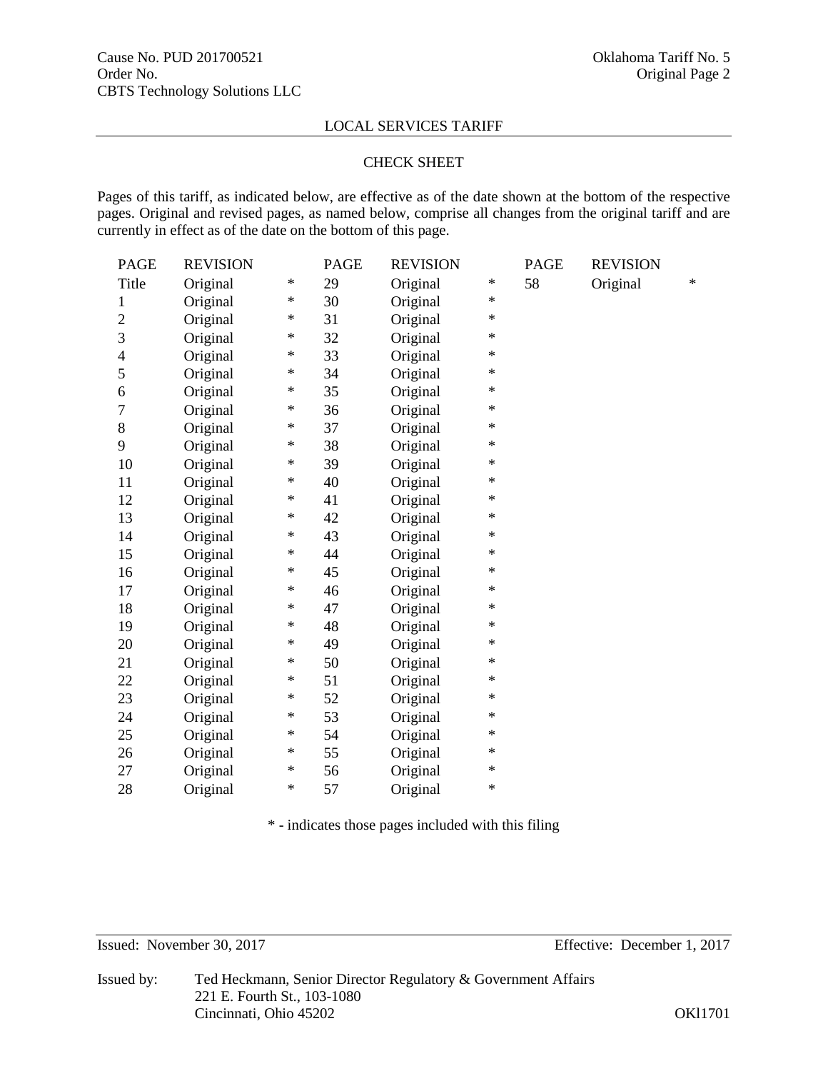Cause No. PUD 201700521
Order No.
CBTS Technology Solutions LLC

Oklahoma Tariff No. 5
Original Page 2

LOCAL SERVICES TARIFF

## CHECK SHEET

Pages of this tariff, as indicated below, are effective as of the date shown at the bottom of the respective pages. Original and revised pages, as named below, comprise all changes from the original tariff and are currently in effect as of the date on the bottom of this page.

| PAGE | REVISION | | PAGE | REVISION | | PAGE | REVISION | |
|---|---|---|---|---|---|---|---|---|
| Title | Original | * | 29 | Original | * | 58 | Original | * |
| 1 | Original | * | 30 | Original | * | | | |
| 2 | Original | * | 31 | Original | * | | | |
| 3 | Original | * | 32 | Original | * | | | |
| 4 | Original | * | 33 | Original | * | | | |
| 5 | Original | * | 34 | Original | * | | | |
| 6 | Original | * | 35 | Original | * | | | |
| 7 | Original | * | 36 | Original | * | | | |
| 8 | Original | * | 37 | Original | * | | | |
| 9 | Original | * | 38 | Original | * | | | |
| 10 | Original | * | 39 | Original | * | | | |
| 11 | Original | * | 40 | Original | * | | | |
| 12 | Original | * | 41 | Original | * | | | |
| 13 | Original | * | 42 | Original | * | | | |
| 14 | Original | * | 43 | Original | * | | | |
| 15 | Original | * | 44 | Original | * | | | |
| 16 | Original | * | 45 | Original | * | | | |
| 17 | Original | * | 46 | Original | * | | | |
| 18 | Original | * | 47 | Original | * | | | |
| 19 | Original | * | 48 | Original | * | | | |
| 20 | Original | * | 49 | Original | * | | | |
| 21 | Original | * | 50 | Original | * | | | |
| 22 | Original | * | 51 | Original | * | | | |
| 23 | Original | * | 52 | Original | * | | | |
| 24 | Original | * | 53 | Original | * | | | |
| 25 | Original | * | 54 | Original | * | | | |
| 26 | Original | * | 55 | Original | * | | | |
| 27 | Original | * | 56 | Original | * | | | |
| 28 | Original | * | 57 | Original | * | | | |

* - indicates those pages included with this filing

Issued: November 30, 2017

Effective: December 1, 2017

Issued by: Ted Heckmann, Senior Director Regulatory & Government Affairs
221 E. Fourth St., 103-1080
Cincinnati, Ohio 45202

OKl1701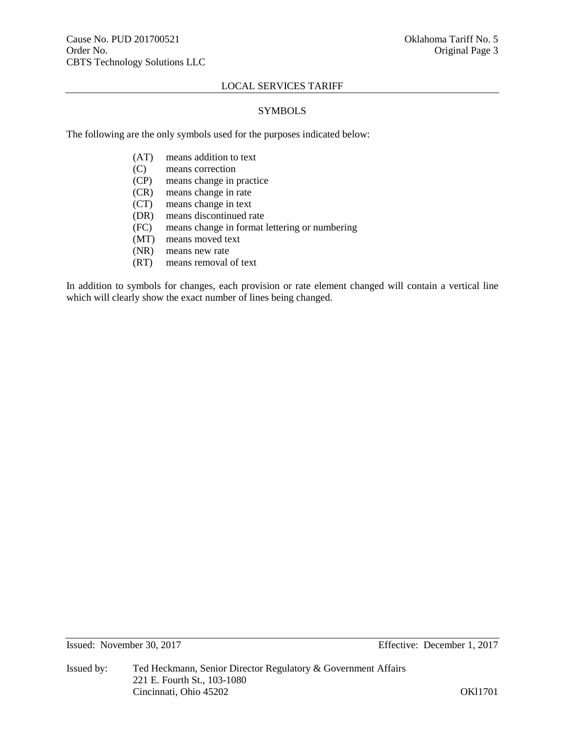## LOCAL SERVICES TARIFF

### SYMBOLS

The following are the only symbols used for the purposes indicated below:

- (AT) means addition to text
- (C) means correction
- (CP) means change in practice
- (CR) means change in rate
- (CT) means change in text
- (DR) means discontinued rate
- (FC) means change in format lettering or numbering
- (MT) means moved text
- (NR) means new rate
- (RT) means removal of text

In addition to symbols for changes, each provision or rate element changed will contain a vertical line which will clearly show the exact number of lines being changed.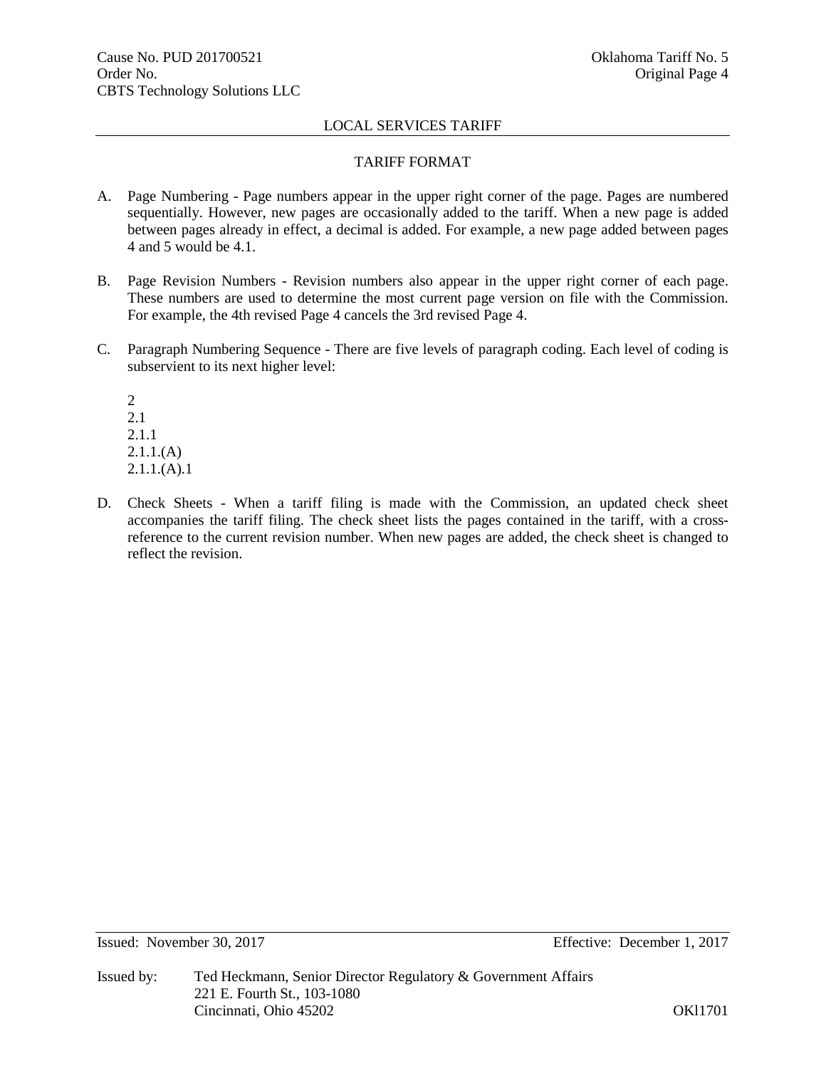## LOCAL SERVICES TARIFF

### TARIFF FORMAT

A. Page Numbering - Page numbers appear in the upper right corner of the page. Pages are numbered sequentially. However, new pages are occasionally added to the tariff. When a new page is added between pages already in effect, a decimal is added. For example, a new page added between pages 4 and 5 would be 4.1.

B. Page Revision Numbers - Revision numbers also appear in the upper right corner of each page. These numbers are used to determine the most current page version on file with the Commission. For example, the 4th revised Page 4 cancels the 3rd revised Page 4.

C. Paragraph Numbering Sequence - There are five levels of paragraph coding. Each level of coding is subservient to its next higher level:

   2
   2.1
   2.1.1
   2.1.1.(A)
   2.1.1.(A).1

D. Check Sheets - When a tariff filing is made with the Commission, an updated check sheet accompanies the tariff filing. The check sheet lists the pages contained in the tariff, with a cross-reference to the current revision number. When new pages are added, the check sheet is changed to reflect the revision.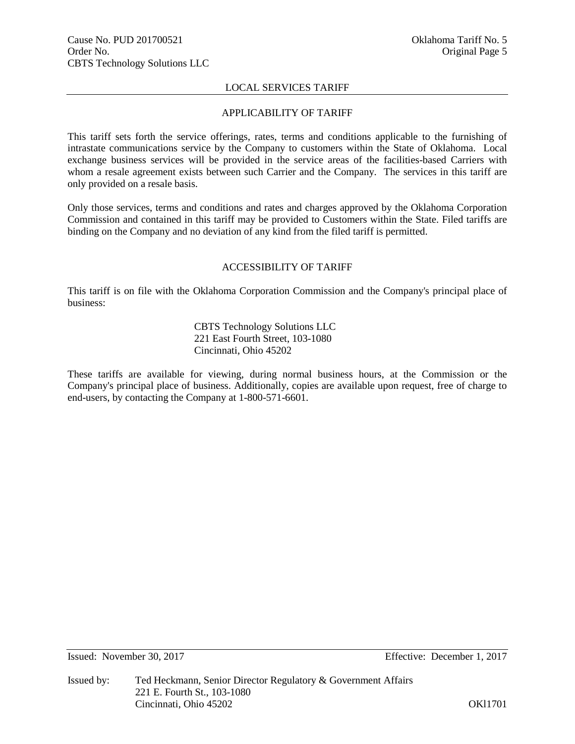## LOCAL SERVICES TARIFF

### APPLICABILITY OF TARIFF

This tariff sets forth the service offerings, rates, terms and conditions applicable to the furnishing of intrastate communications service by the Company to customers within the State of Oklahoma. Local exchange business services will be provided in the service areas of the facilities-based Carriers with whom a resale agreement exists between such Carrier and the Company. The services in this tariff are only provided on a resale basis.

Only those services, terms and conditions and rates and charges approved by the Oklahoma Corporation Commission and contained in this tariff may be provided to Customers within the State. Filed tariffs are binding on the Company and no deviation of any kind from the filed tariff is permitted.

### ACCESSIBILITY OF TARIFF

This tariff is on file with the Oklahoma Corporation Commission and the Company's principal place of business:

CBTS Technology Solutions LLC
221 East Fourth Street, 103-1080
Cincinnati, Ohio 45202

These tariffs are available for viewing, during normal business hours, at the Commission or the Company's principal place of business. Additionally, copies are available upon request, free of charge to end-users, by contacting the Company at 1-800-571-6601.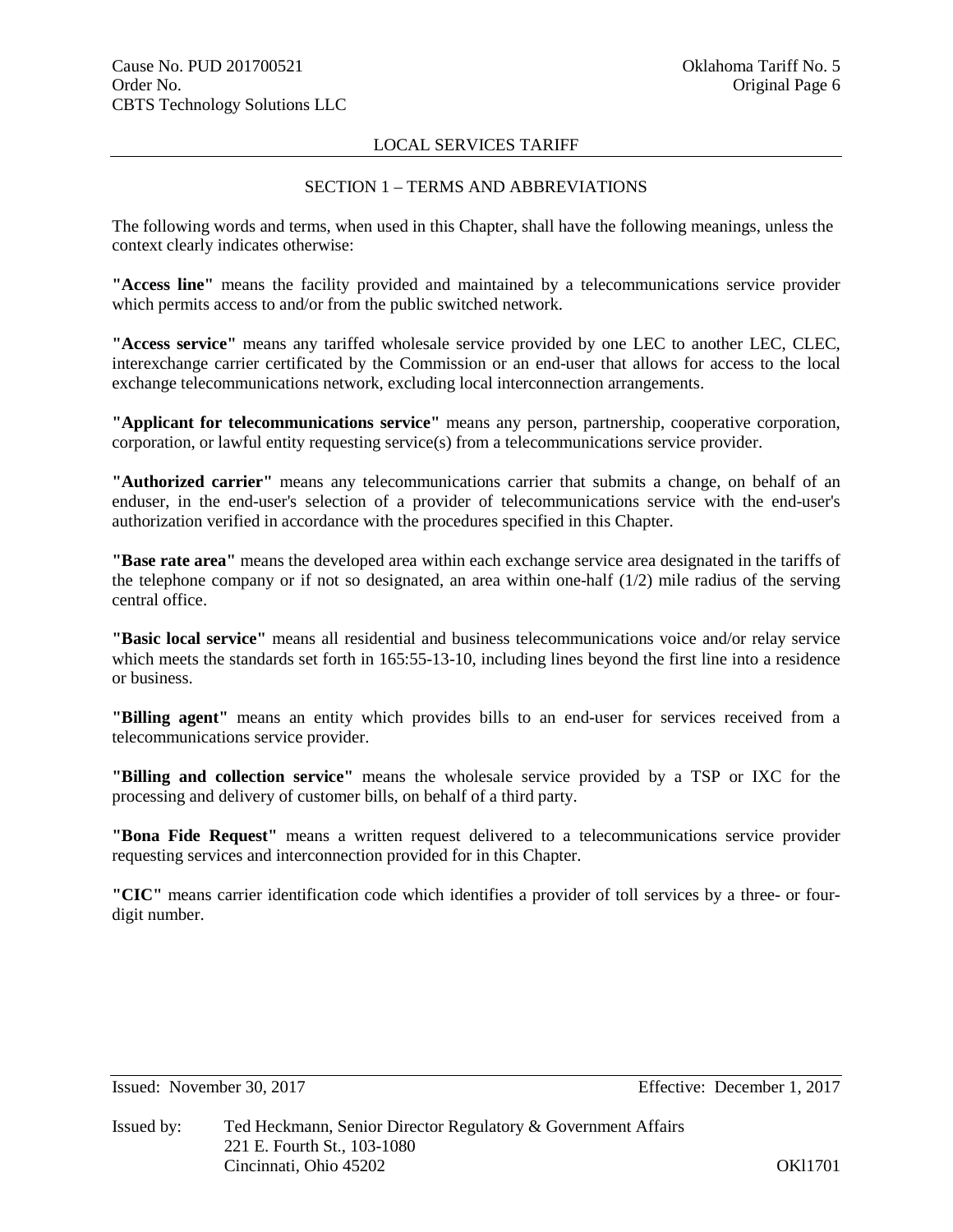LOCAL SERVICES TARIFF

## SECTION 1 – TERMS AND ABBREVIATIONS

The following words and terms, when used in this Chapter, shall have the following meanings, unless the context clearly indicates otherwise:

**"Access line"** means the facility provided and maintained by a telecommunications service provider which permits access to and/or from the public switched network.

**"Access service"** means any tariffed wholesale service provided by one LEC to another LEC, CLEC, interexchange carrier certificated by the Commission or an end-user that allows for access to the local exchange telecommunications network, excluding local interconnection arrangements.

**"Applicant for telecommunications service"** means any person, partnership, cooperative corporation, corporation, or lawful entity requesting service(s) from a telecommunications service provider.

**"Authorized carrier"** means any telecommunications carrier that submits a change, on behalf of an enduser, in the end-user's selection of a provider of telecommunications service with the end-user's authorization verified in accordance with the procedures specified in this Chapter.

**"Base rate area"** means the developed area within each exchange service area designated in the tariffs of the telephone company or if not so designated, an area within one-half (1/2) mile radius of the serving central office.

**"Basic local service"** means all residential and business telecommunications voice and/or relay service which meets the standards set forth in 165:55-13-10, including lines beyond the first line into a residence or business.

**"Billing agent"** means an entity which provides bills to an end-user for services received from a telecommunications service provider.

**"Billing and collection service"** means the wholesale service provided by a TSP or IXC for the processing and delivery of customer bills, on behalf of a third party.

**"Bona Fide Request"** means a written request delivered to a telecommunications service provider requesting services and interconnection provided for in this Chapter.

**"CIC"** means carrier identification code which identifies a provider of toll services by a three- or four-digit number.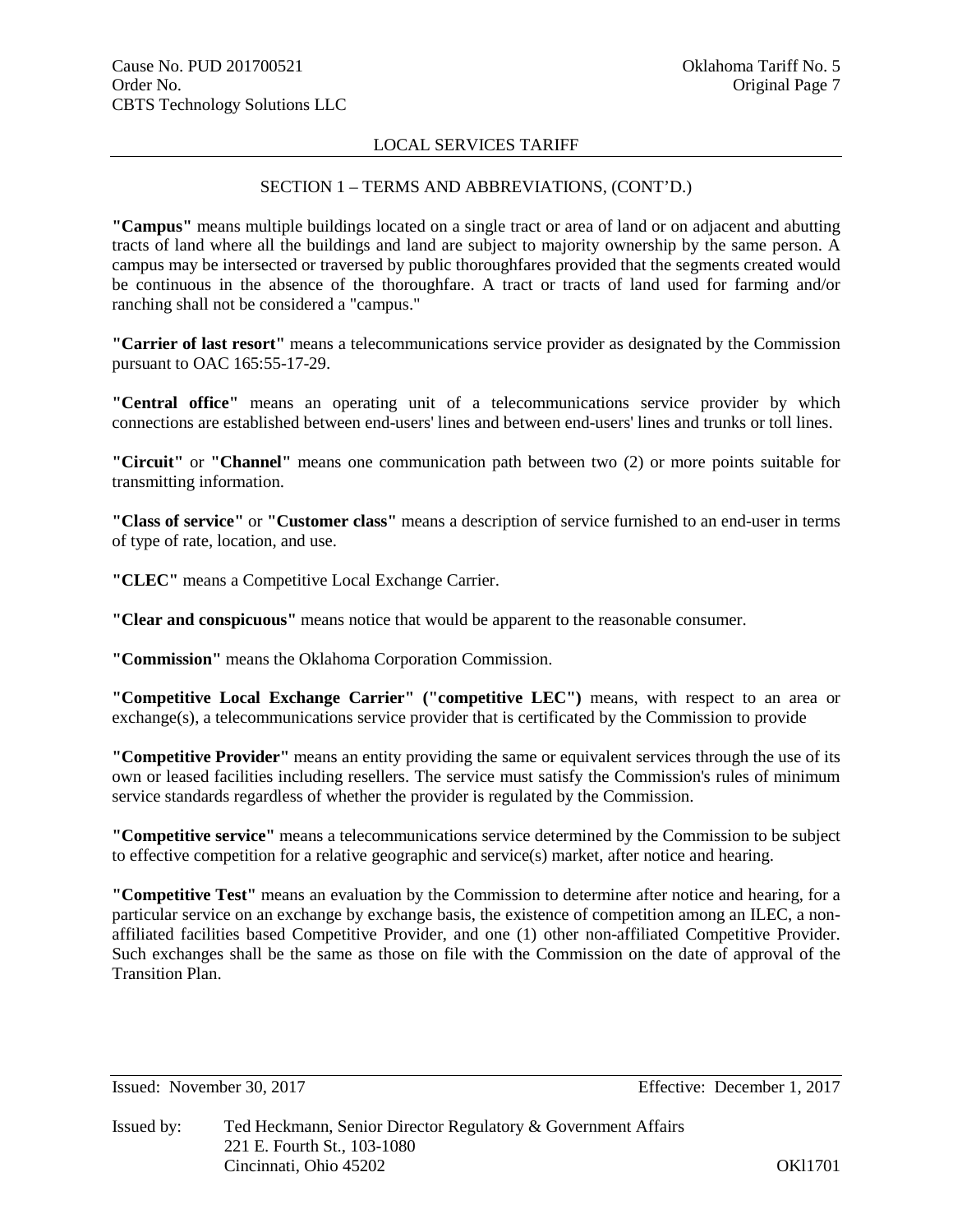LOCAL SERVICES TARIFF

## SECTION 1 – TERMS AND ABBREVIATIONS, (CONT'D.)

**"Campus"** means multiple buildings located on a single tract or area of land or on adjacent and abutting tracts of land where all the buildings and land are subject to majority ownership by the same person. A campus may be intersected or traversed by public thoroughfares provided that the segments created would be continuous in the absence of the thoroughfare. A tract or tracts of land used for farming and/or ranching shall not be considered a "campus."

**"Carrier of last resort"** means a telecommunications service provider as designated by the Commission pursuant to OAC 165:55-17-29.

**"Central office"** means an operating unit of a telecommunications service provider by which connections are established between end-users' lines and between end-users' lines and trunks or toll lines.

**"Circuit"** or **"Channel"** means one communication path between two (2) or more points suitable for transmitting information.

**"Class of service"** or **"Customer class"** means a description of service furnished to an end-user in terms of type of rate, location, and use.

**"CLEC"** means a Competitive Local Exchange Carrier.

**"Clear and conspicuous"** means notice that would be apparent to the reasonable consumer.

**"Commission"** means the Oklahoma Corporation Commission.

**"Competitive Local Exchange Carrier" ("competitive LEC")** means, with respect to an area or exchange(s), a telecommunications service provider that is certificated by the Commission to provide

**"Competitive Provider"** means an entity providing the same or equivalent services through the use of its own or leased facilities including resellers. The service must satisfy the Commission's rules of minimum service standards regardless of whether the provider is regulated by the Commission.

**"Competitive service"** means a telecommunications service determined by the Commission to be subject to effective competition for a relative geographic and service(s) market, after notice and hearing.

**"Competitive Test"** means an evaluation by the Commission to determine after notice and hearing, for a particular service on an exchange by exchange basis, the existence of competition among an ILEC, a non-affiliated facilities based Competitive Provider, and one (1) other non-affiliated Competitive Provider. Such exchanges shall be the same as those on file with the Commission on the date of approval of the Transition Plan.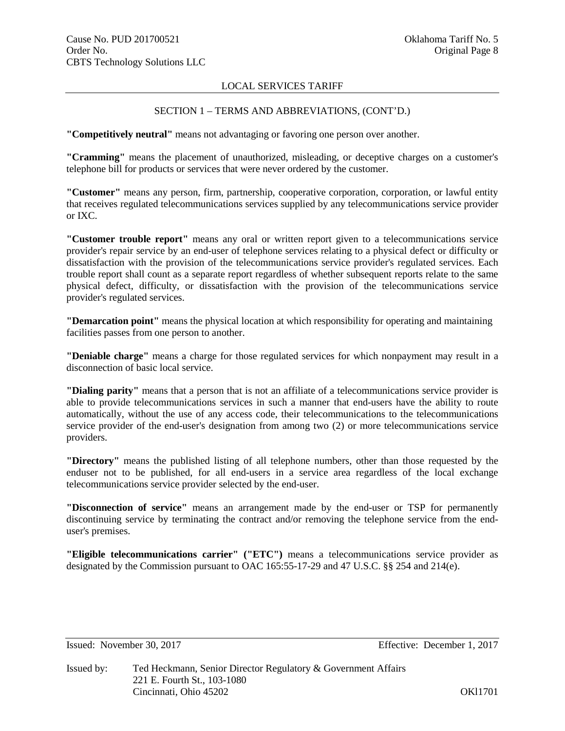LOCAL SERVICES TARIFF

SECTION 1 – TERMS AND ABBREVIATIONS, (CONT'D.)

**"Competitively neutral"** means not advantaging or favoring one person over another.

**"Cramming"** means the placement of unauthorized, misleading, or deceptive charges on a customer's telephone bill for products or services that were never ordered by the customer.

**"Customer"** means any person, firm, partnership, cooperative corporation, corporation, or lawful entity that receives regulated telecommunications services supplied by any telecommunications service provider or IXC.

**"Customer trouble report"** means any oral or written report given to a telecommunications service provider's repair service by an end-user of telephone services relating to a physical defect or difficulty or dissatisfaction with the provision of the telecommunications service provider's regulated services. Each trouble report shall count as a separate report regardless of whether subsequent reports relate to the same physical defect, difficulty, or dissatisfaction with the provision of the telecommunications service provider's regulated services.

**"Demarcation point"** means the physical location at which responsibility for operating and maintaining facilities passes from one person to another.

**"Deniable charge"** means a charge for those regulated services for which nonpayment may result in a disconnection of basic local service.

**"Dialing parity"** means that a person that is not an affiliate of a telecommunications service provider is able to provide telecommunications services in such a manner that end-users have the ability to route automatically, without the use of any access code, their telecommunications to the telecommunications service provider of the end-user's designation from among two (2) or more telecommunications service providers.

**"Directory"** means the published listing of all telephone numbers, other than those requested by the enduser not to be published, for all end-users in a service area regardless of the local exchange telecommunications service provider selected by the end-user.

**"Disconnection of service"** means an arrangement made by the end-user or TSP for permanently discontinuing service by terminating the contract and/or removing the telephone service from the end-user's premises.

**"Eligible telecommunications carrier" ("ETC")** means a telecommunications service provider as designated by the Commission pursuant to OAC 165:55-17-29 and 47 U.S.C. §§ 254 and 214(e).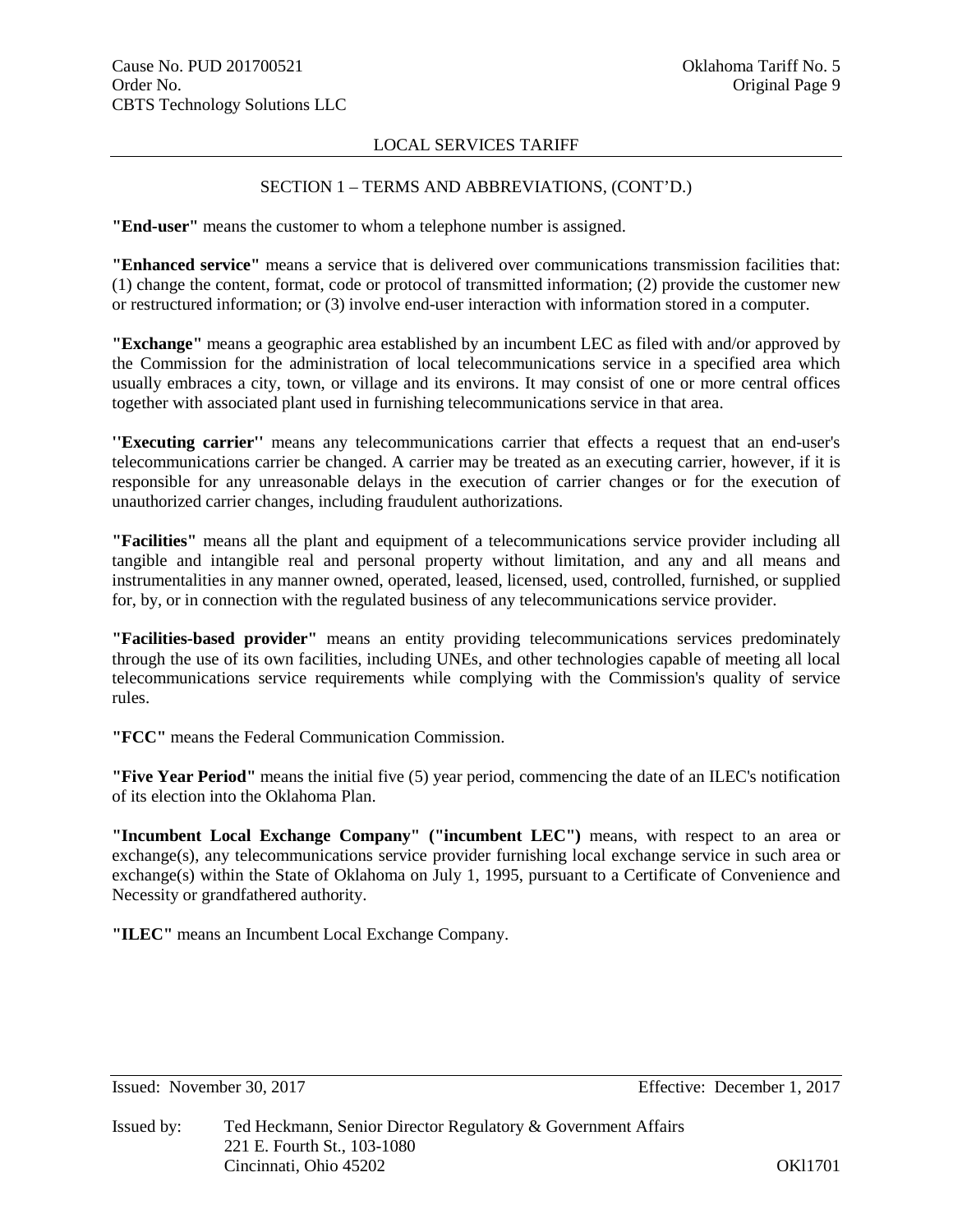LOCAL SERVICES TARIFF

SECTION 1 – TERMS AND ABBREVIATIONS, (CONT'D.)

**"End-user"** means the customer to whom a telephone number is assigned.

**"Enhanced service"** means a service that is delivered over communications transmission facilities that: (1) change the content, format, code or protocol of transmitted information; (2) provide the customer new or restructured information; or (3) involve end-user interaction with information stored in a computer.

**"Exchange"** means a geographic area established by an incumbent LEC as filed with and/or approved by the Commission for the administration of local telecommunications service in a specified area which usually embraces a city, town, or village and its environs. It may consist of one or more central offices together with associated plant used in furnishing telecommunications service in that area.

**''Executing carrier''** means any telecommunications carrier that effects a request that an end-user's telecommunications carrier be changed. A carrier may be treated as an executing carrier, however, if it is responsible for any unreasonable delays in the execution of carrier changes or for the execution of unauthorized carrier changes, including fraudulent authorizations.

**"Facilities"** means all the plant and equipment of a telecommunications service provider including all tangible and intangible real and personal property without limitation, and any and all means and instrumentalities in any manner owned, operated, leased, licensed, used, controlled, furnished, or supplied for, by, or in connection with the regulated business of any telecommunications service provider.

**"Facilities-based provider"** means an entity providing telecommunications services predominately through the use of its own facilities, including UNEs, and other technologies capable of meeting all local telecommunications service requirements while complying with the Commission's quality of service rules.

**"FCC"** means the Federal Communication Commission.

**"Five Year Period"** means the initial five (5) year period, commencing the date of an ILEC's notification of its election into the Oklahoma Plan.

**"Incumbent Local Exchange Company" ("incumbent LEC")** means, with respect to an area or exchange(s), any telecommunications service provider furnishing local exchange service in such area or exchange(s) within the State of Oklahoma on July 1, 1995, pursuant to a Certificate of Convenience and Necessity or grandfathered authority.

**"ILEC"** means an Incumbent Local Exchange Company.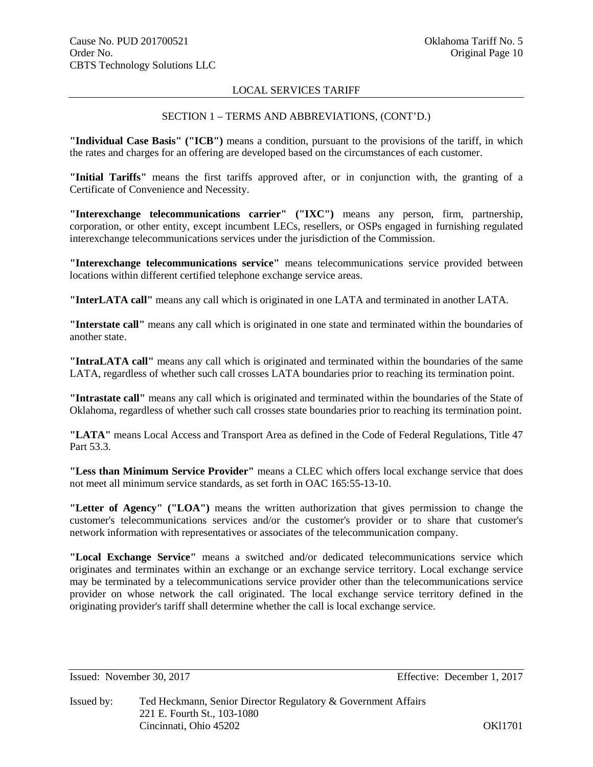LOCAL SERVICES TARIFF

SECTION 1 – TERMS AND ABBREVIATIONS, (CONT'D.)

**"Individual Case Basis" ("ICB")** means a condition, pursuant to the provisions of the tariff, in which the rates and charges for an offering are developed based on the circumstances of each customer.

**"Initial Tariffs"** means the first tariffs approved after, or in conjunction with, the granting of a Certificate of Convenience and Necessity.

**"Interexchange telecommunications carrier" ("IXC")** means any person, firm, partnership, corporation, or other entity, except incumbent LECs, resellers, or OSPs engaged in furnishing regulated interexchange telecommunications services under the jurisdiction of the Commission.

**"Interexchange telecommunications service"** means telecommunications service provided between locations within different certified telephone exchange service areas.

**"InterLATA call"** means any call which is originated in one LATA and terminated in another LATA.

**"Interstate call"** means any call which is originated in one state and terminated within the boundaries of another state.

**"IntraLATA call"** means any call which is originated and terminated within the boundaries of the same LATA, regardless of whether such call crosses LATA boundaries prior to reaching its termination point.

**"Intrastate call"** means any call which is originated and terminated within the boundaries of the State of Oklahoma, regardless of whether such call crosses state boundaries prior to reaching its termination point.

**"LATA"** means Local Access and Transport Area as defined in the Code of Federal Regulations, Title 47 Part 53.3.

**"Less than Minimum Service Provider"** means a CLEC which offers local exchange service that does not meet all minimum service standards, as set forth in OAC 165:55-13-10.

**"Letter of Agency" ("LOA")** means the written authorization that gives permission to change the customer's telecommunications services and/or the customer's provider or to share that customer's network information with representatives or associates of the telecommunication company.

**"Local Exchange Service"** means a switched and/or dedicated telecommunications service which originates and terminates within an exchange or an exchange service territory. Local exchange service may be terminated by a telecommunications service provider other than the telecommunications service provider on whose network the call originated. The local exchange service territory defined in the originating provider's tariff shall determine whether the call is local exchange service.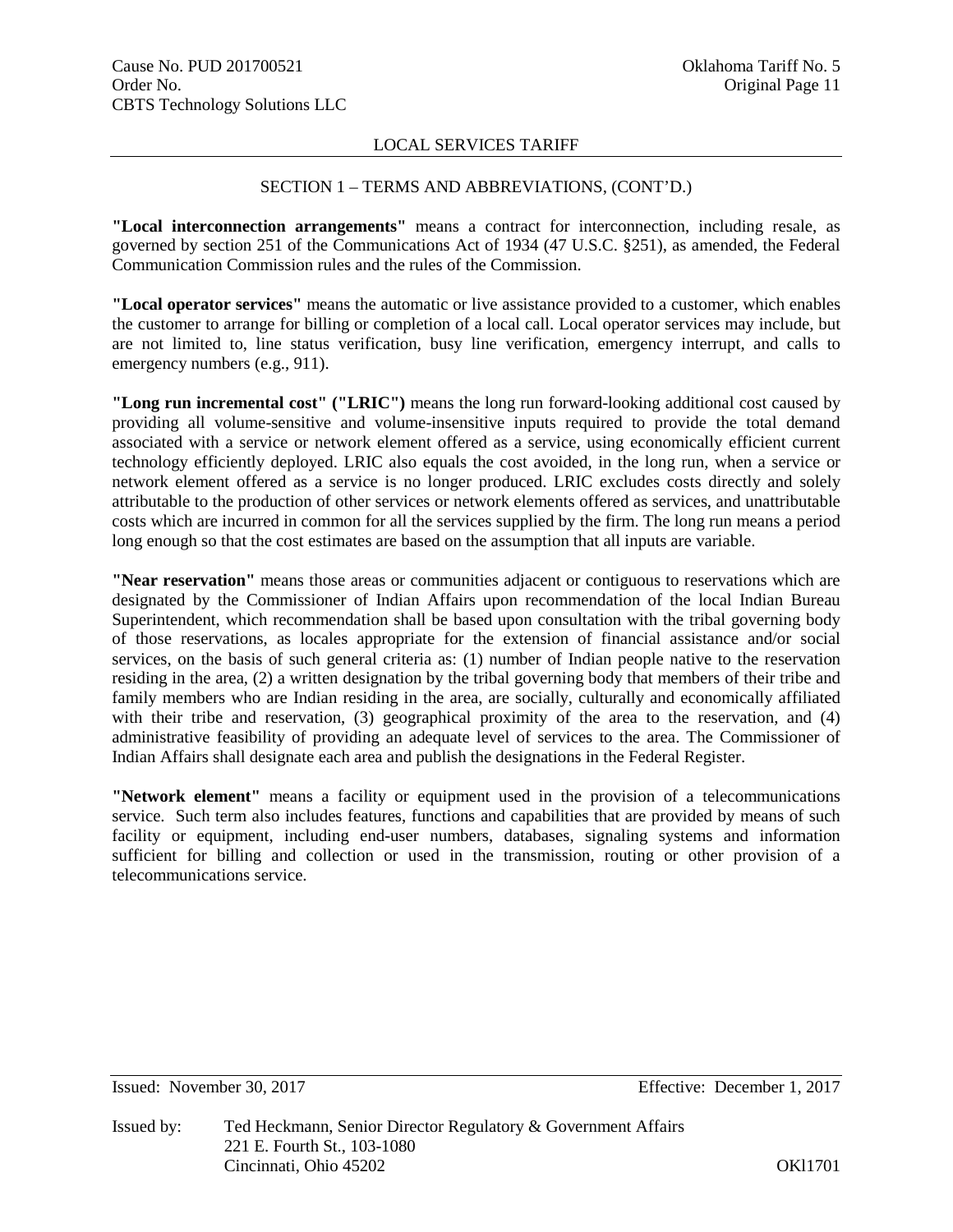LOCAL SERVICES TARIFF

SECTION 1 – TERMS AND ABBREVIATIONS, (CONT'D.)

**"Local interconnection arrangements"** means a contract for interconnection, including resale, as governed by section 251 of the Communications Act of 1934 (47 U.S.C. §251), as amended, the Federal Communication Commission rules and the rules of the Commission.

**"Local operator services"** means the automatic or live assistance provided to a customer, which enables the customer to arrange for billing or completion of a local call. Local operator services may include, but are not limited to, line status verification, busy line verification, emergency interrupt, and calls to emergency numbers (e.g., 911).

**"Long run incremental cost" ("LRIC")** means the long run forward-looking additional cost caused by providing all volume-sensitive and volume-insensitive inputs required to provide the total demand associated with a service or network element offered as a service, using economically efficient current technology efficiently deployed. LRIC also equals the cost avoided, in the long run, when a service or network element offered as a service is no longer produced. LRIC excludes costs directly and solely attributable to the production of other services or network elements offered as services, and unattributable costs which are incurred in common for all the services supplied by the firm. The long run means a period long enough so that the cost estimates are based on the assumption that all inputs are variable.

**"Near reservation"** means those areas or communities adjacent or contiguous to reservations which are designated by the Commissioner of Indian Affairs upon recommendation of the local Indian Bureau Superintendent, which recommendation shall be based upon consultation with the tribal governing body of those reservations, as locales appropriate for the extension of financial assistance and/or social services, on the basis of such general criteria as: (1) number of Indian people native to the reservation residing in the area, (2) a written designation by the tribal governing body that members of their tribe and family members who are Indian residing in the area, are socially, culturally and economically affiliated with their tribe and reservation, (3) geographical proximity of the area to the reservation, and (4) administrative feasibility of providing an adequate level of services to the area. The Commissioner of Indian Affairs shall designate each area and publish the designations in the Federal Register.

**"Network element"** means a facility or equipment used in the provision of a telecommunications service. Such term also includes features, functions and capabilities that are provided by means of such facility or equipment, including end-user numbers, databases, signaling systems and information sufficient for billing and collection or used in the transmission, routing or other provision of a telecommunications service.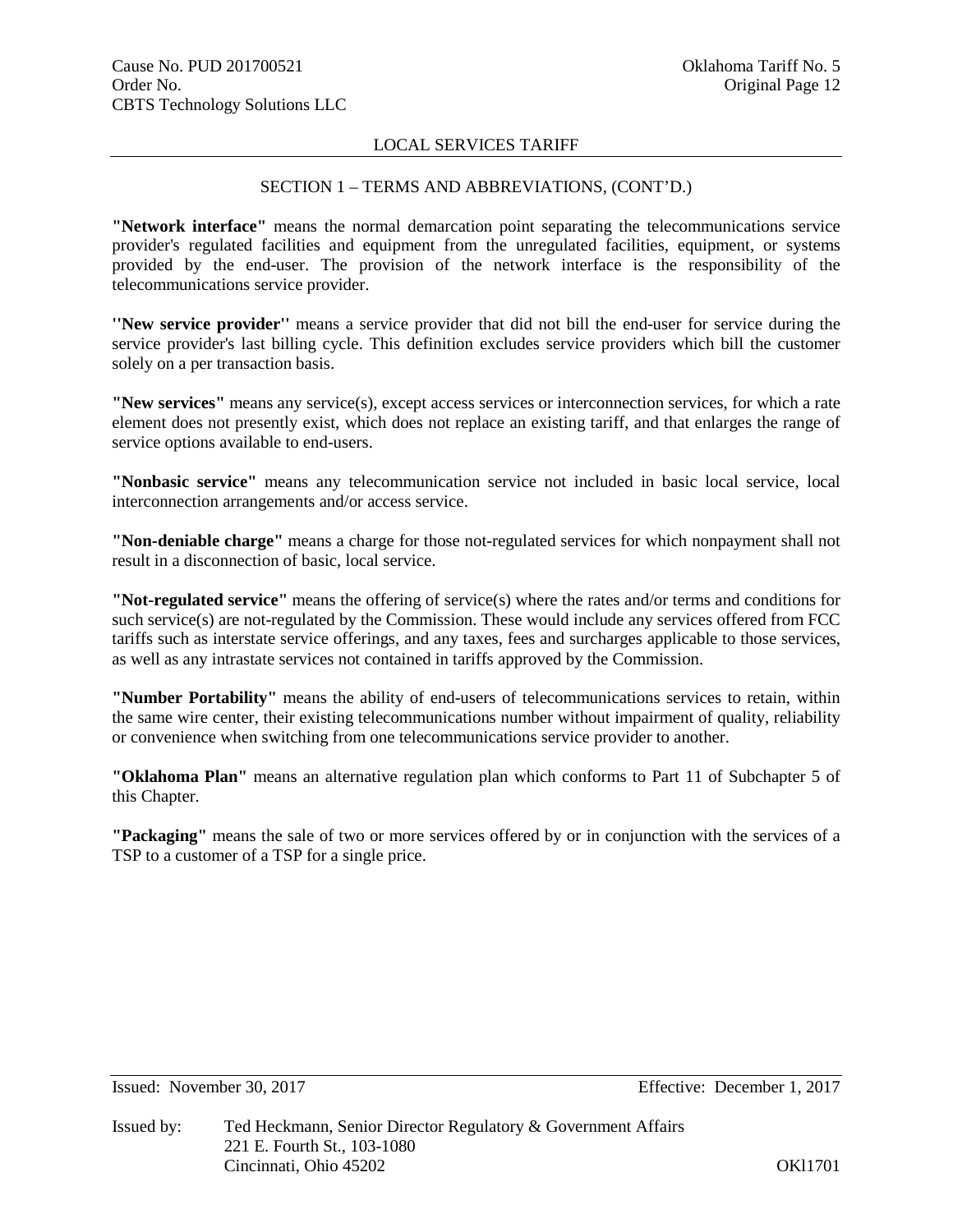LOCAL SERVICES TARIFF

SECTION 1 – TERMS AND ABBREVIATIONS, (CONT'D.)

**"Network interface"** means the normal demarcation point separating the telecommunications service provider's regulated facilities and equipment from the unregulated facilities, equipment, or systems provided by the end-user. The provision of the network interface is the responsibility of the telecommunications service provider.

**''New service provider''** means a service provider that did not bill the end-user for service during the service provider's last billing cycle. This definition excludes service providers which bill the customer solely on a per transaction basis.

**"New services"** means any service(s), except access services or interconnection services, for which a rate element does not presently exist, which does not replace an existing tariff, and that enlarges the range of service options available to end-users.

**"Nonbasic service"** means any telecommunication service not included in basic local service, local interconnection arrangements and/or access service.

**"Non-deniable charge"** means a charge for those not-regulated services for which nonpayment shall not result in a disconnection of basic, local service.

**"Not-regulated service"** means the offering of service(s) where the rates and/or terms and conditions for such service(s) are not-regulated by the Commission. These would include any services offered from FCC tariffs such as interstate service offerings, and any taxes, fees and surcharges applicable to those services, as well as any intrastate services not contained in tariffs approved by the Commission.

**"Number Portability"** means the ability of end-users of telecommunications services to retain, within the same wire center, their existing telecommunications number without impairment of quality, reliability or convenience when switching from one telecommunications service provider to another.

**"Oklahoma Plan"** means an alternative regulation plan which conforms to Part 11 of Subchapter 5 of this Chapter.

**"Packaging"** means the sale of two or more services offered by or in conjunction with the services of a TSP to a customer of a TSP for a single price.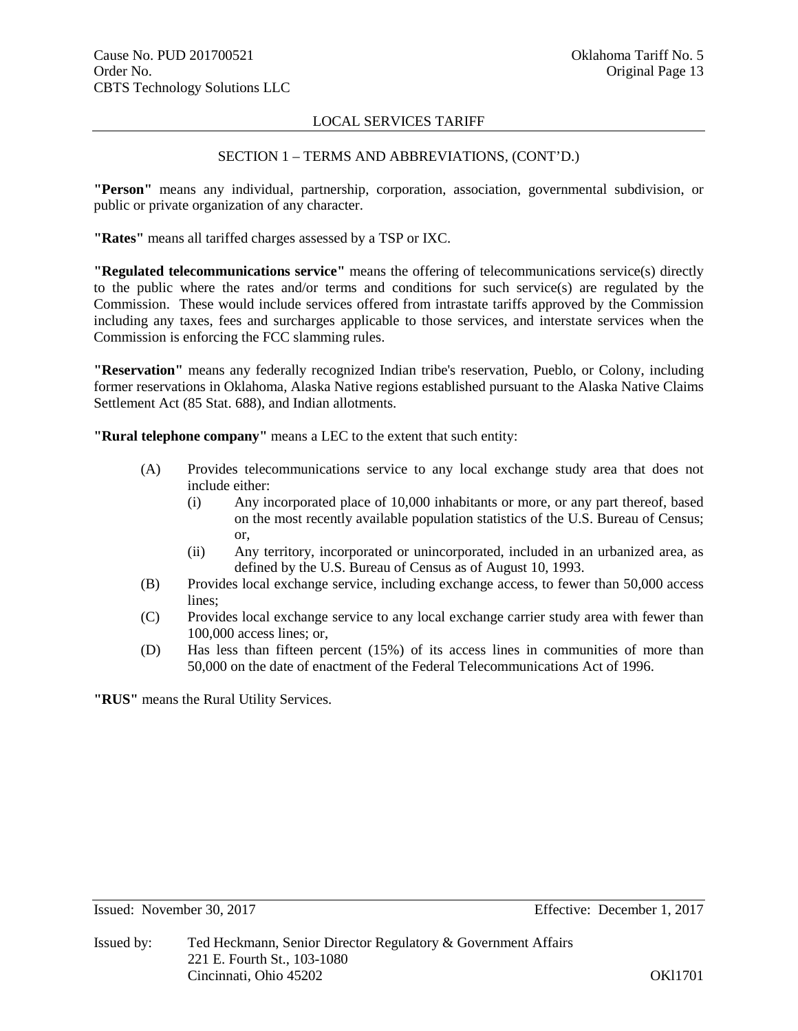LOCAL SERVICES TARIFF

SECTION 1 – TERMS AND ABBREVIATIONS, (CONT'D.)

**"Person"** means any individual, partnership, corporation, association, governmental subdivision, or public or private organization of any character.

**"Rates"** means all tariffed charges assessed by a TSP or IXC.

**"Regulated telecommunications service"** means the offering of telecommunications service(s) directly to the public where the rates and/or terms and conditions for such service(s) are regulated by the Commission. These would include services offered from intrastate tariffs approved by the Commission including any taxes, fees and surcharges applicable to those services, and interstate services when the Commission is enforcing the FCC slamming rules.

**"Reservation"** means any federally recognized Indian tribe's reservation, Pueblo, or Colony, including former reservations in Oklahoma, Alaska Native regions established pursuant to the Alaska Native Claims Settlement Act (85 Stat. 688), and Indian allotments.

**"Rural telephone company"** means a LEC to the extent that such entity:

(A) Provides telecommunications service to any local exchange study area that does not include either:
  - (i) Any incorporated place of 10,000 inhabitants or more, or any part thereof, based on the most recently available population statistics of the U.S. Bureau of Census; or,
  - (ii) Any territory, incorporated or unincorporated, included in an urbanized area, as defined by the U.S. Bureau of Census as of August 10, 1993.

(B) Provides local exchange service, including exchange access, to fewer than 50,000 access lines;

(C) Provides local exchange service to any local exchange carrier study area with fewer than 100,000 access lines; or,

(D) Has less than fifteen percent (15%) of its access lines in communities of more than 50,000 on the date of enactment of the Federal Telecommunications Act of 1996.

**"RUS"** means the Rural Utility Services.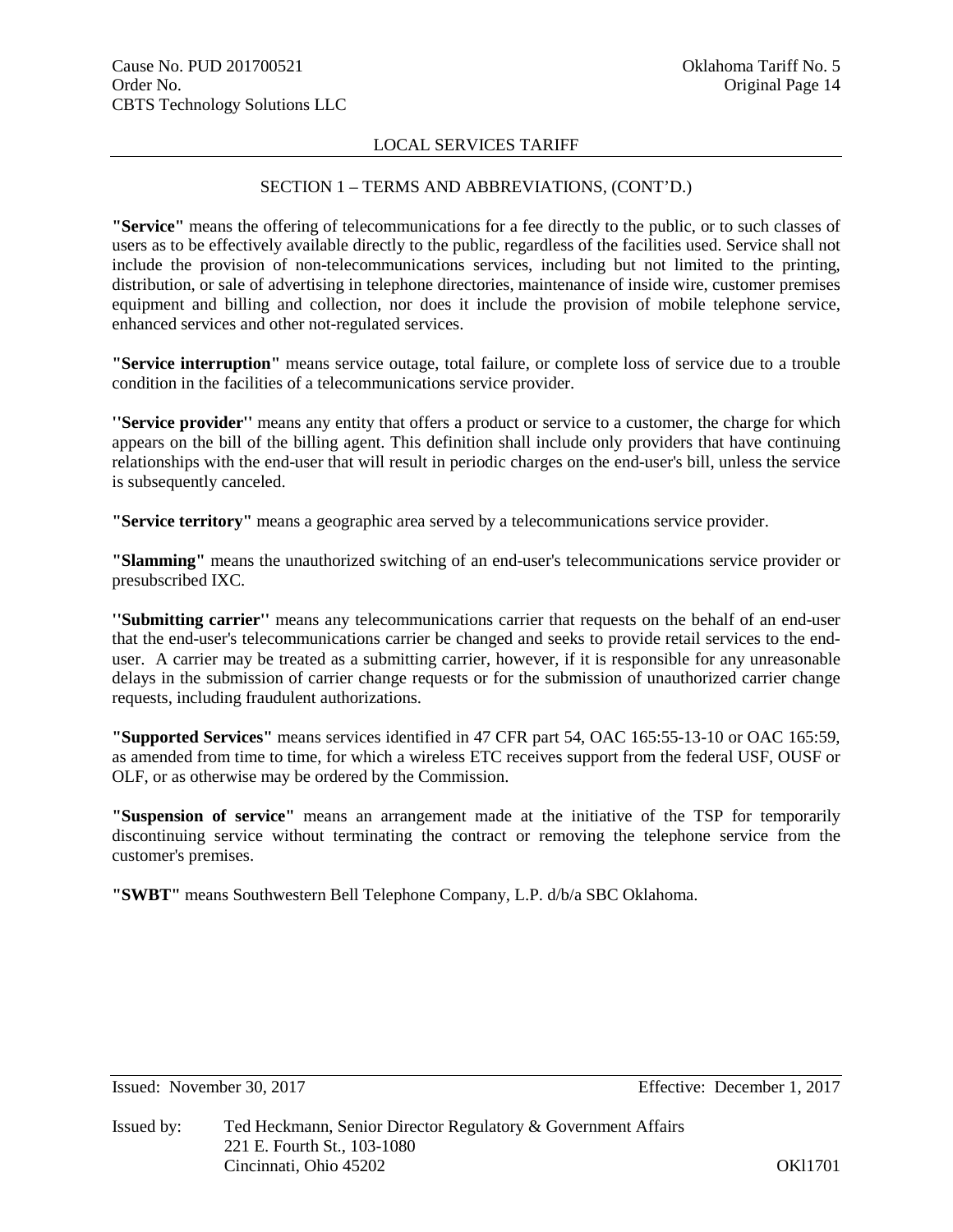## SECTION 1 – TERMS AND ABBREVIATIONS, (CONT'D.)

**"Service"** means the offering of telecommunications for a fee directly to the public, or to such classes of users as to be effectively available directly to the public, regardless of the facilities used. Service shall not include the provision of non-telecommunications services, including but not limited to the printing, distribution, or sale of advertising in telephone directories, maintenance of inside wire, customer premises equipment and billing and collection, nor does it include the provision of mobile telephone service, enhanced services and other not-regulated services.

**"Service interruption"** means service outage, total failure, or complete loss of service due to a trouble condition in the facilities of a telecommunications service provider.

**''Service provider''** means any entity that offers a product or service to a customer, the charge for which appears on the bill of the billing agent. This definition shall include only providers that have continuing relationships with the end-user that will result in periodic charges on the end-user's bill, unless the service is subsequently canceled.

**"Service territory"** means a geographic area served by a telecommunications service provider.

**"Slamming"** means the unauthorized switching of an end-user's telecommunications service provider or presubscribed IXC.

**''Submitting carrier''** means any telecommunications carrier that requests on the behalf of an end-user that the end-user's telecommunications carrier be changed and seeks to provide retail services to the end-user. A carrier may be treated as a submitting carrier, however, if it is responsible for any unreasonable delays in the submission of carrier change requests or for the submission of unauthorized carrier change requests, including fraudulent authorizations.

**"Supported Services"** means services identified in 47 CFR part 54, OAC 165:55-13-10 or OAC 165:59, as amended from time to time, for which a wireless ETC receives support from the federal USF, OUSF or OLF, or as otherwise may be ordered by the Commission.

**"Suspension of service"** means an arrangement made at the initiative of the TSP for temporarily discontinuing service without terminating the contract or removing the telephone service from the customer's premises.

**"SWBT"** means Southwestern Bell Telephone Company, L.P. d/b/a SBC Oklahoma.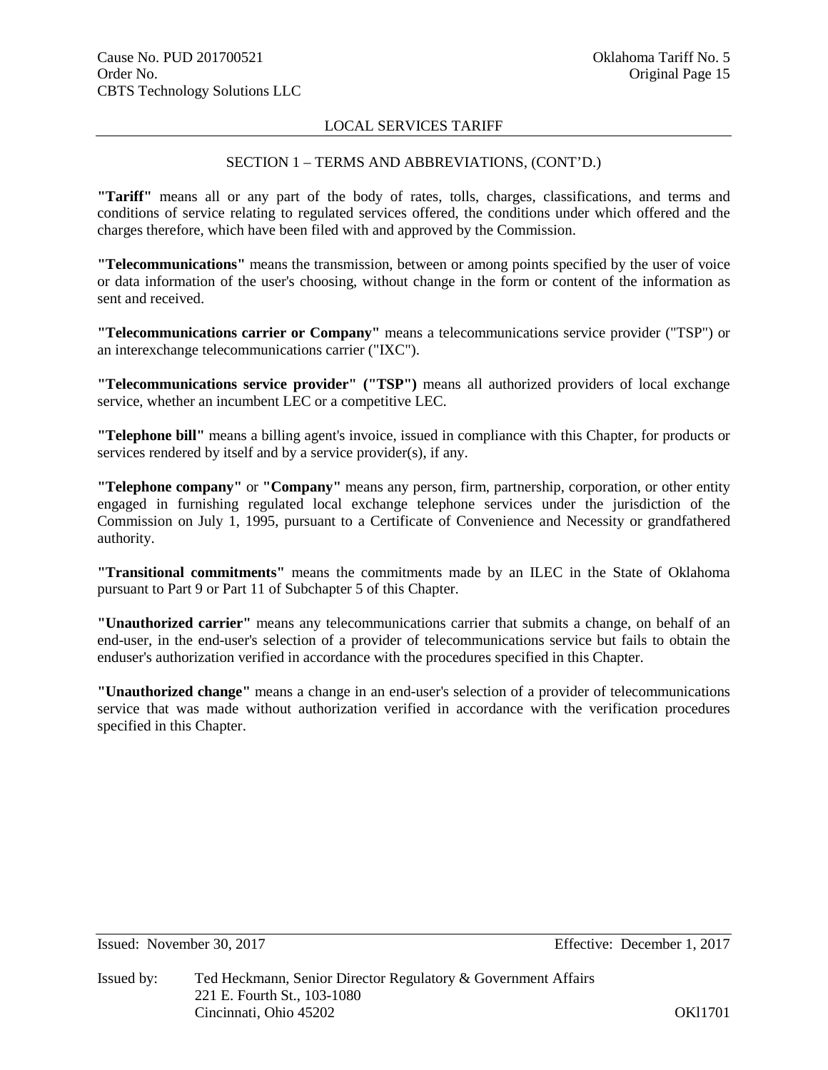## SECTION 1 – TERMS AND ABBREVIATIONS, (CONT'D.)

**"Tariff"** means all or any part of the body of rates, tolls, charges, classifications, and terms and conditions of service relating to regulated services offered, the conditions under which offered and the charges therefore, which have been filed with and approved by the Commission.

**"Telecommunications"** means the transmission, between or among points specified by the user of voice or data information of the user's choosing, without change in the form or content of the information as sent and received.

**"Telecommunications carrier or Company"** means a telecommunications service provider ("TSP") or an interexchange telecommunications carrier ("IXC").

**"Telecommunications service provider" ("TSP")** means all authorized providers of local exchange service, whether an incumbent LEC or a competitive LEC.

**"Telephone bill"** means a billing agent's invoice, issued in compliance with this Chapter, for products or services rendered by itself and by a service provider(s), if any.

**"Telephone company"** or **"Company"** means any person, firm, partnership, corporation, or other entity engaged in furnishing regulated local exchange telephone services under the jurisdiction of the Commission on July 1, 1995, pursuant to a Certificate of Convenience and Necessity or grandfathered authority.

**"Transitional commitments"** means the commitments made by an ILEC in the State of Oklahoma pursuant to Part 9 or Part 11 of Subchapter 5 of this Chapter.

**"Unauthorized carrier"** means any telecommunications carrier that submits a change, on behalf of an end-user, in the end-user's selection of a provider of telecommunications service but fails to obtain the enduser's authorization verified in accordance with the procedures specified in this Chapter.

**"Unauthorized change"** means a change in an end-user's selection of a provider of telecommunications service that was made without authorization verified in accordance with the verification procedures specified in this Chapter.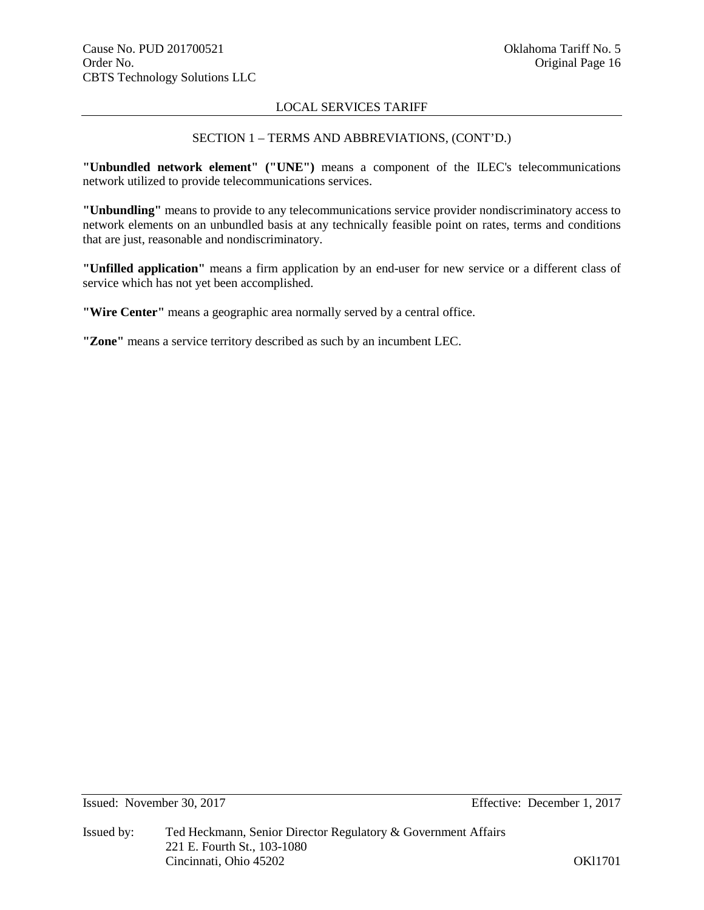LOCAL SERVICES TARIFF

SECTION 1 – TERMS AND ABBREVIATIONS, (CONT'D.)

**"Unbundled network element" ("UNE")** means a component of the ILEC's telecommunications network utilized to provide telecommunications services.

**"Unbundling"** means to provide to any telecommunications service provider nondiscriminatory access to network elements on an unbundled basis at any technically feasible point on rates, terms and conditions that are just, reasonable and nondiscriminatory.

**"Unfilled application"** means a firm application by an end-user for new service or a different class of service which has not yet been accomplished.

**"Wire Center"** means a geographic area normally served by a central office.

**"Zone"** means a service territory described as such by an incumbent LEC.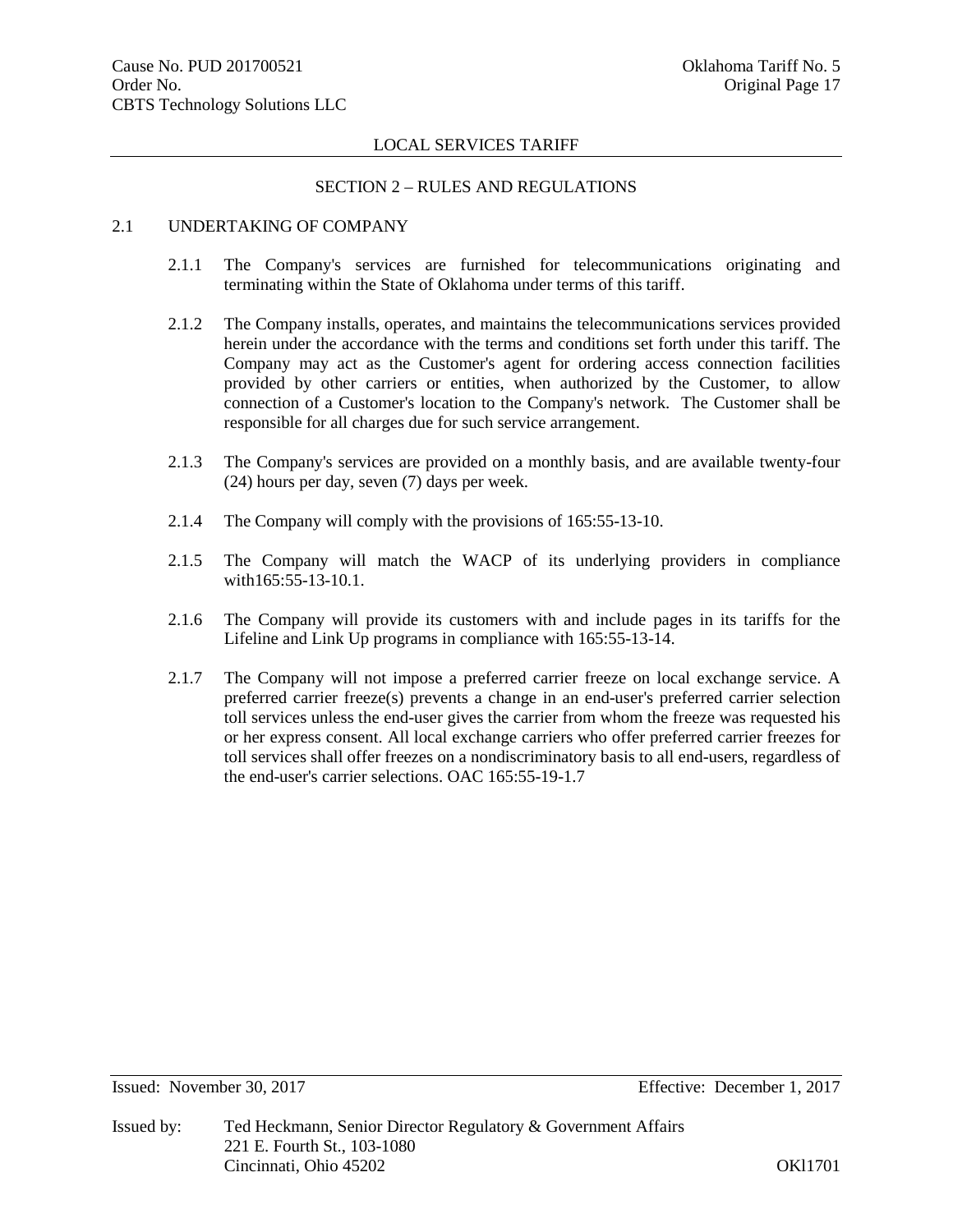## LOCAL SERVICES TARIFF

## SECTION 2 – RULES AND REGULATIONS

### 2.1 UNDERTAKING OF COMPANY

2.1.1 The Company's services are furnished for telecommunications originating and terminating within the State of Oklahoma under terms of this tariff.

2.1.2 The Company installs, operates, and maintains the telecommunications services provided herein under the accordance with the terms and conditions set forth under this tariff. The Company may act as the Customer's agent for ordering access connection facilities provided by other carriers or entities, when authorized by the Customer, to allow connection of a Customer's location to the Company's network. The Customer shall be responsible for all charges due for such service arrangement.

2.1.3 The Company's services are provided on a monthly basis, and are available twenty-four (24) hours per day, seven (7) days per week.

2.1.4 The Company will comply with the provisions of 165:55-13-10.

2.1.5 The Company will match the WACP of its underlying providers in compliance with165:55-13-10.1.

2.1.6 The Company will provide its customers with and include pages in its tariffs for the Lifeline and Link Up programs in compliance with 165:55-13-14.

2.1.7 The Company will not impose a preferred carrier freeze on local exchange service. A preferred carrier freeze(s) prevents a change in an end-user's preferred carrier selection toll services unless the end-user gives the carrier from whom the freeze was requested his or her express consent. All local exchange carriers who offer preferred carrier freezes for toll services shall offer freezes on a nondiscriminatory basis to all end-users, regardless of the end-user's carrier selections. OAC 165:55-19-1.7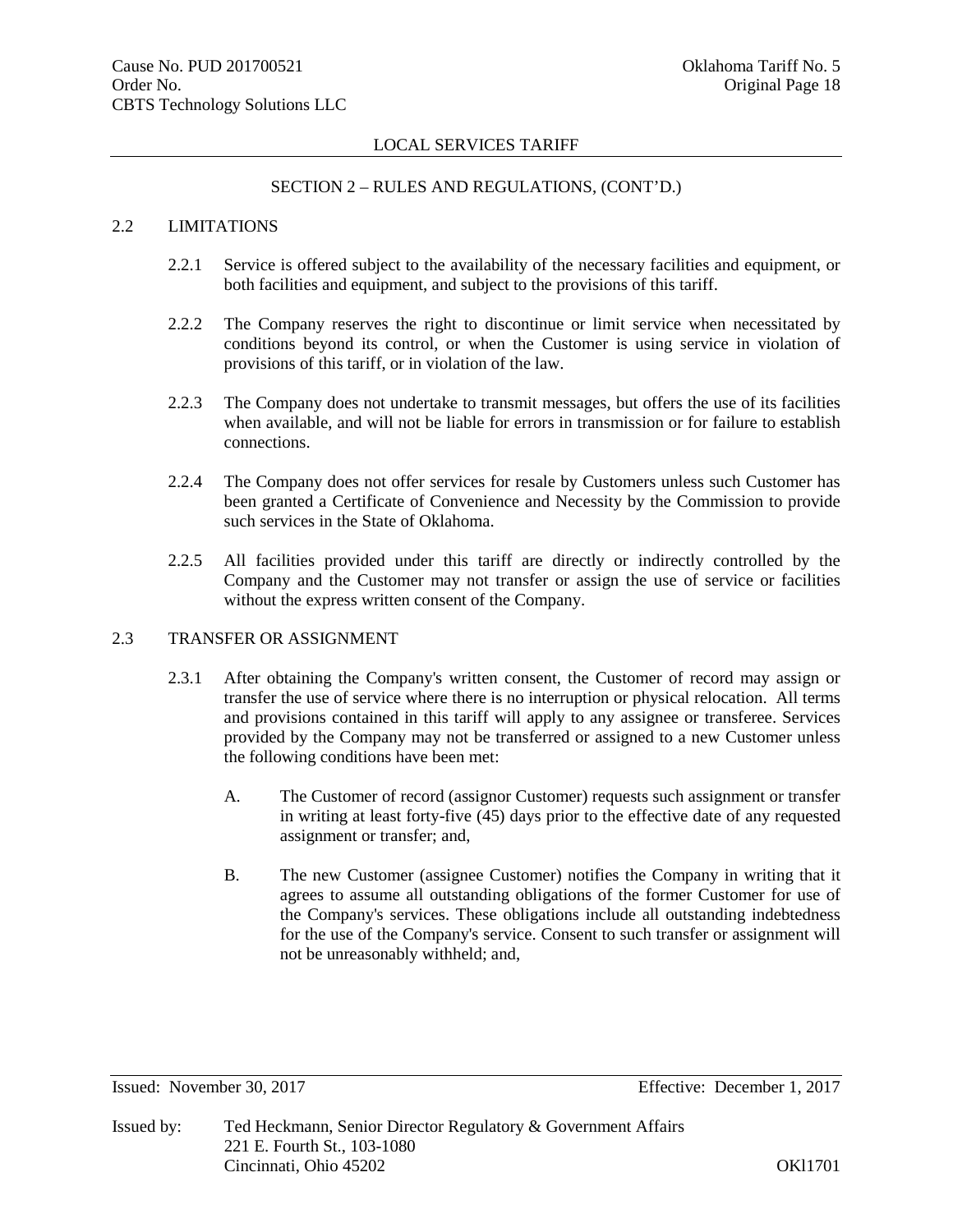LOCAL SERVICES TARIFF

SECTION 2 – RULES AND REGULATIONS, (CONT'D.)

## 2.2 LIMITATIONS

2.2.1 Service is offered subject to the availability of the necessary facilities and equipment, or both facilities and equipment, and subject to the provisions of this tariff.

2.2.2 The Company reserves the right to discontinue or limit service when necessitated by conditions beyond its control, or when the Customer is using service in violation of provisions of this tariff, or in violation of the law.

2.2.3 The Company does not undertake to transmit messages, but offers the use of its facilities when available, and will not be liable for errors in transmission or for failure to establish connections.

2.2.4 The Company does not offer services for resale by Customers unless such Customer has been granted a Certificate of Convenience and Necessity by the Commission to provide such services in the State of Oklahoma.

2.2.5 All facilities provided under this tariff are directly or indirectly controlled by the Company and the Customer may not transfer or assign the use of service or facilities without the express written consent of the Company.

## 2.3 TRANSFER OR ASSIGNMENT

2.3.1 After obtaining the Company's written consent, the Customer of record may assign or transfer the use of service where there is no interruption or physical relocation. All terms and provisions contained in this tariff will apply to any assignee or transferee. Services provided by the Company may not be transferred or assigned to a new Customer unless the following conditions have been met:

A. The Customer of record (assignor Customer) requests such assignment or transfer in writing at least forty-five (45) days prior to the effective date of any requested assignment or transfer; and,

B. The new Customer (assignee Customer) notifies the Company in writing that it agrees to assume all outstanding obligations of the former Customer for use of the Company's services. These obligations include all outstanding indebtedness for the use of the Company's service. Consent to such transfer or assignment will not be unreasonably withheld; and,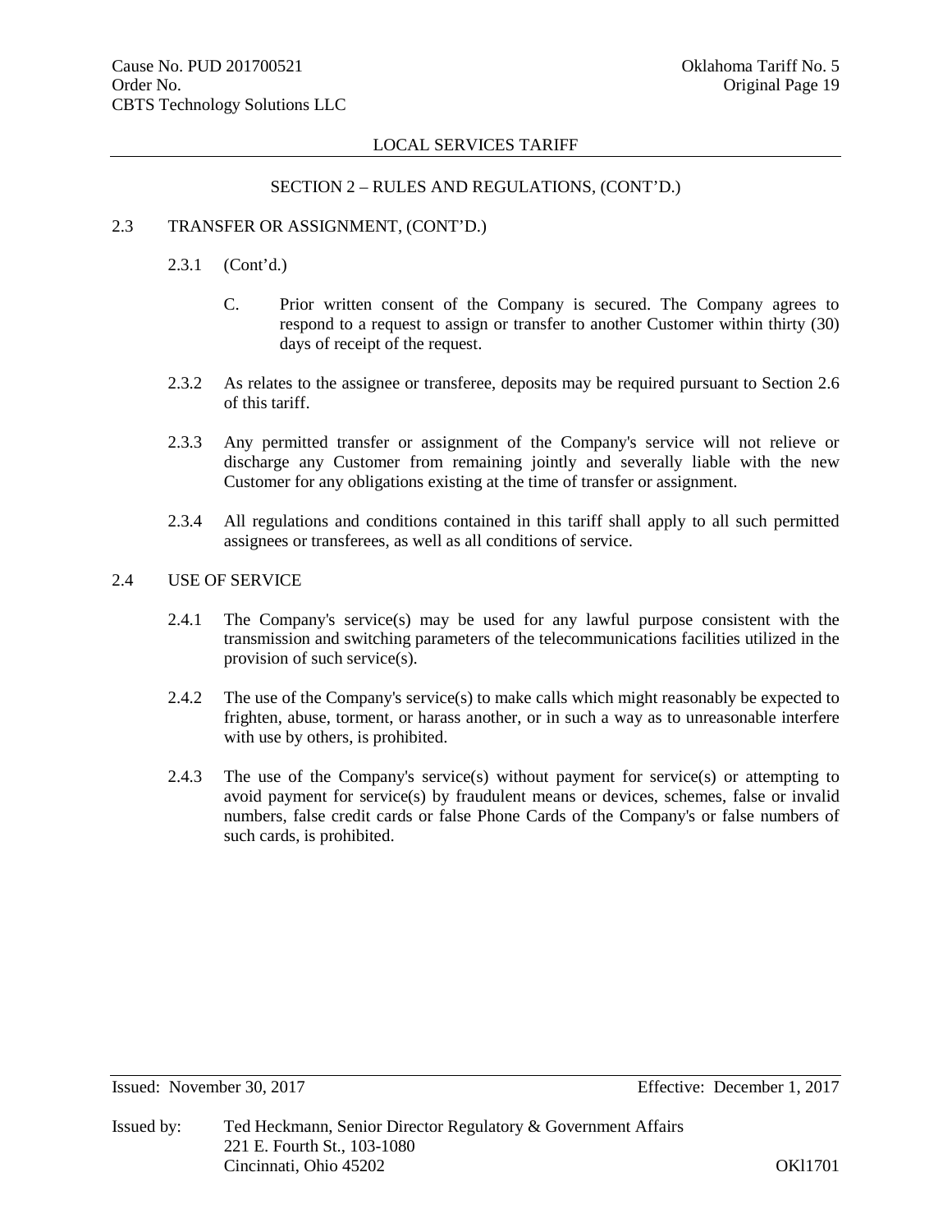LOCAL SERVICES TARIFF

SECTION 2 – RULES AND REGULATIONS, (CONT'D.)

2.3 TRANSFER OR ASSIGNMENT, (CONT'D.)

2.3.1 (Cont'd.)

C. Prior written consent of the Company is secured. The Company agrees to respond to a request to assign or transfer to another Customer within thirty (30) days of receipt of the request.

2.3.2 As relates to the assignee or transferee, deposits may be required pursuant to Section 2.6 of this tariff.

2.3.3 Any permitted transfer or assignment of the Company's service will not relieve or discharge any Customer from remaining jointly and severally liable with the new Customer for any obligations existing at the time of transfer or assignment.

2.3.4 All regulations and conditions contained in this tariff shall apply to all such permitted assignees or transferees, as well as all conditions of service.

2.4 USE OF SERVICE

2.4.1 The Company's service(s) may be used for any lawful purpose consistent with the transmission and switching parameters of the telecommunications facilities utilized in the provision of such service(s).

2.4.2 The use of the Company's service(s) to make calls which might reasonably be expected to frighten, abuse, torment, or harass another, or in such a way as to unreasonable interfere with use by others, is prohibited.

2.4.3 The use of the Company's service(s) without payment for service(s) or attempting to avoid payment for service(s) by fraudulent means or devices, schemes, false or invalid numbers, false credit cards or false Phone Cards of the Company's or false numbers of such cards, is prohibited.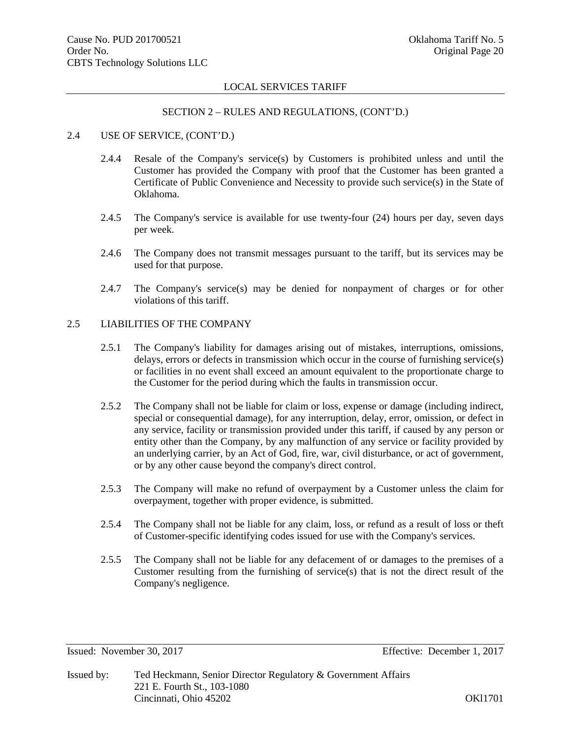## SECTION 2 – RULES AND REGULATIONS, (CONT'D.)

### 2.4 USE OF SERVICE, (CONT'D.)

2.4.4 Resale of the Company's service(s) by Customers is prohibited unless and until the Customer has provided the Company with proof that the Customer has been granted a Certificate of Public Convenience and Necessity to provide such service(s) in the State of Oklahoma.

2.4.5 The Company's service is available for use twenty-four (24) hours per day, seven days per week.

2.4.6 The Company does not transmit messages pursuant to the tariff, but its services may be used for that purpose.

2.4.7 The Company's service(s) may be denied for nonpayment of charges or for other violations of this tariff.

### 2.5 LIABILITIES OF THE COMPANY

2.5.1 The Company's liability for damages arising out of mistakes, interruptions, omissions, delays, errors or defects in transmission which occur in the course of furnishing service(s) or facilities in no event shall exceed an amount equivalent to the proportionate charge to the Customer for the period during which the faults in transmission occur.

2.5.2 The Company shall not be liable for claim or loss, expense or damage (including indirect, special or consequential damage), for any interruption, delay, error, omission, or defect in any service, facility or transmission provided under this tariff, if caused by any person or entity other than the Company, by any malfunction of any service or facility provided by an underlying carrier, by an Act of God, fire, war, civil disturbance, or act of government, or by any other cause beyond the company's direct control.

2.5.3 The Company will make no refund of overpayment by a Customer unless the claim for overpayment, together with proper evidence, is submitted.

2.5.4 The Company shall not be liable for any claim, loss, or refund as a result of loss or theft of Customer-specific identifying codes issued for use with the Company's services.

2.5.5 The Company shall not be liable for any defacement of or damages to the premises of a Customer resulting from the furnishing of service(s) that is not the direct result of the Company's negligence.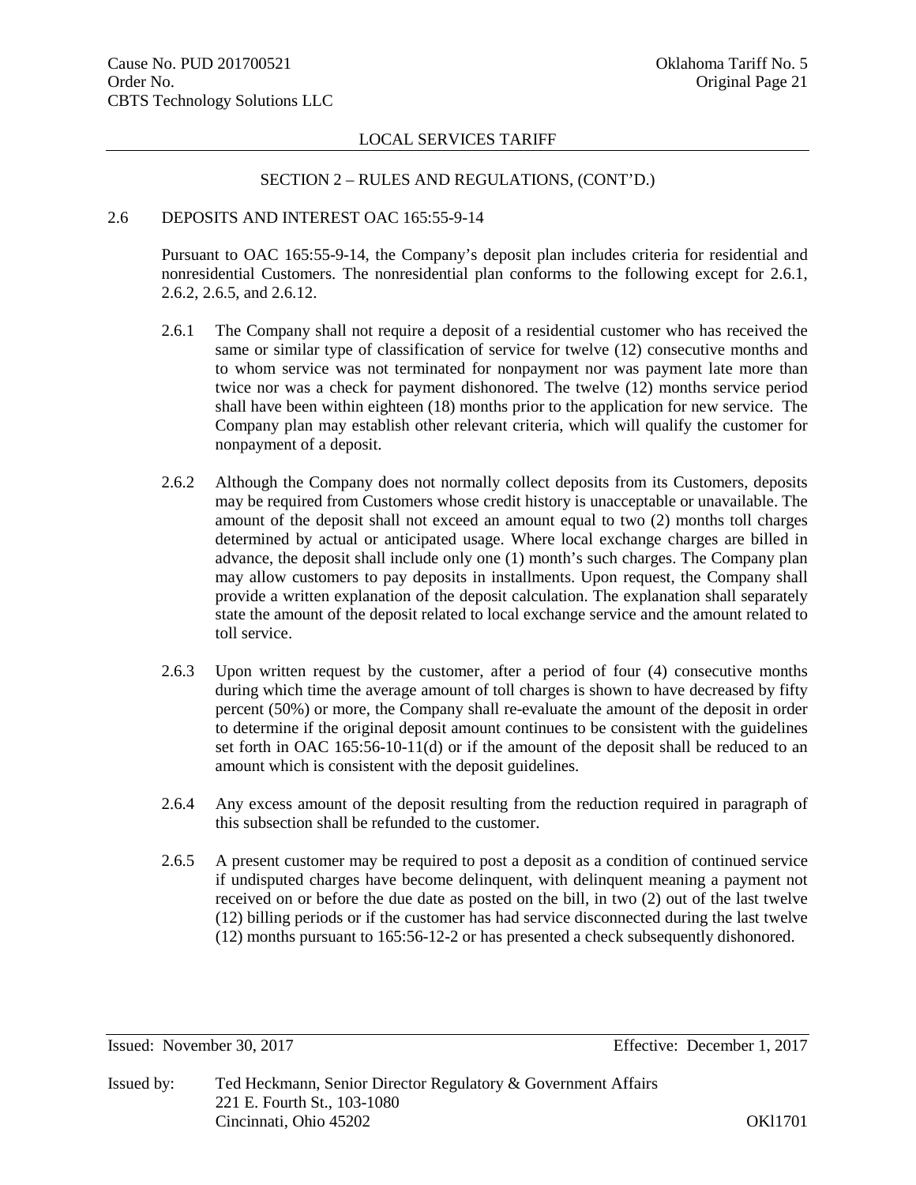LOCAL SERVICES TARIFF

SECTION 2 – RULES AND REGULATIONS, (CONT'D.)

## 2.6 DEPOSITS AND INTEREST OAC 165:55-9-14

Pursuant to OAC 165:55-9-14, the Company's deposit plan includes criteria for residential and nonresidential Customers. The nonresidential plan conforms to the following except for 2.6.1, 2.6.2, 2.6.5, and 2.6.12.

2.6.1 The Company shall not require a deposit of a residential customer who has received the same or similar type of classification of service for twelve (12) consecutive months and to whom service was not terminated for nonpayment nor was payment late more than twice nor was a check for payment dishonored. The twelve (12) months service period shall have been within eighteen (18) months prior to the application for new service. The Company plan may establish other relevant criteria, which will qualify the customer for nonpayment of a deposit.

2.6.2 Although the Company does not normally collect deposits from its Customers, deposits may be required from Customers whose credit history is unacceptable or unavailable. The amount of the deposit shall not exceed an amount equal to two (2) months toll charges determined by actual or anticipated usage. Where local exchange charges are billed in advance, the deposit shall include only one (1) month's such charges. The Company plan may allow customers to pay deposits in installments. Upon request, the Company shall provide a written explanation of the deposit calculation. The explanation shall separately state the amount of the deposit related to local exchange service and the amount related to toll service.

2.6.3 Upon written request by the customer, after a period of four (4) consecutive months during which time the average amount of toll charges is shown to have decreased by fifty percent (50%) or more, the Company shall re-evaluate the amount of the deposit in order to determine if the original deposit amount continues to be consistent with the guidelines set forth in OAC 165:56-10-11(d) or if the amount of the deposit shall be reduced to an amount which is consistent with the deposit guidelines.

2.6.4 Any excess amount of the deposit resulting from the reduction required in paragraph of this subsection shall be refunded to the customer.

2.6.5 A present customer may be required to post a deposit as a condition of continued service if undisputed charges have become delinquent, with delinquent meaning a payment not received on or before the due date as posted on the bill, in two (2) out of the last twelve (12) billing periods or if the customer has had service disconnected during the last twelve (12) months pursuant to 165:56-12-2 or has presented a check subsequently dishonored.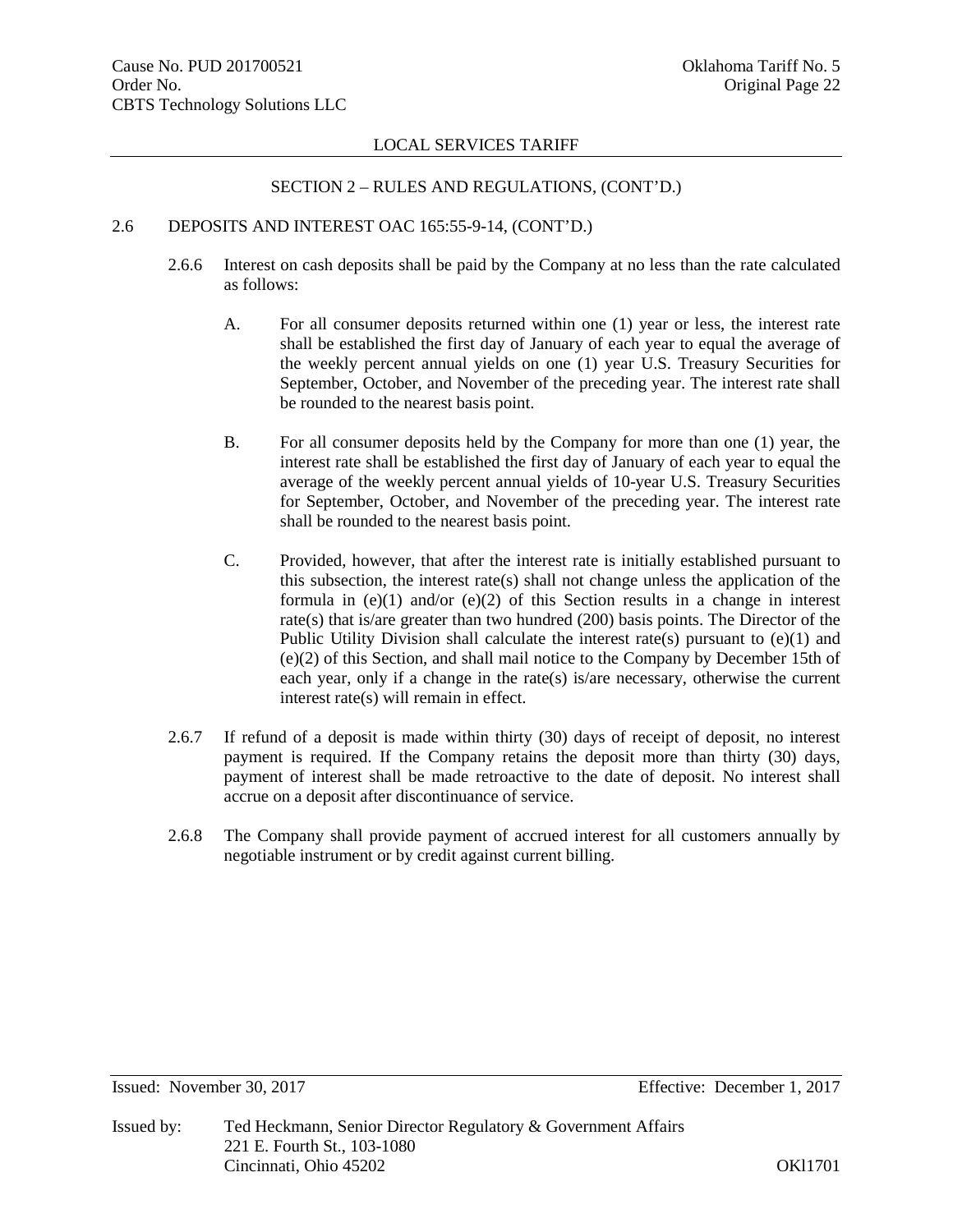LOCAL SERVICES TARIFF

SECTION 2 – RULES AND REGULATIONS, (CONT'D.)

2.6 DEPOSITS AND INTEREST OAC 165:55-9-14, (CONT'D.)

2.6.6 Interest on cash deposits shall be paid by the Company at no less than the rate calculated as follows:

A. For all consumer deposits returned within one (1) year or less, the interest rate shall be established the first day of January of each year to equal the average of the weekly percent annual yields on one (1) year U.S. Treasury Securities for September, October, and November of the preceding year. The interest rate shall be rounded to the nearest basis point.

B. For all consumer deposits held by the Company for more than one (1) year, the interest rate shall be established the first day of January of each year to equal the average of the weekly percent annual yields of 10-year U.S. Treasury Securities for September, October, and November of the preceding year. The interest rate shall be rounded to the nearest basis point.

C. Provided, however, that after the interest rate is initially established pursuant to this subsection, the interest rate(s) shall not change unless the application of the formula in (e)(1) and/or (e)(2) of this Section results in a change in interest rate(s) that is/are greater than two hundred (200) basis points. The Director of the Public Utility Division shall calculate the interest rate(s) pursuant to (e)(1) and (e)(2) of this Section, and shall mail notice to the Company by December 15th of each year, only if a change in the rate(s) is/are necessary, otherwise the current interest rate(s) will remain in effect.

2.6.7 If refund of a deposit is made within thirty (30) days of receipt of deposit, no interest payment is required. If the Company retains the deposit more than thirty (30) days, payment of interest shall be made retroactive to the date of deposit. No interest shall accrue on a deposit after discontinuance of service.

2.6.8 The Company shall provide payment of accrued interest for all customers annually by negotiable instrument or by credit against current billing.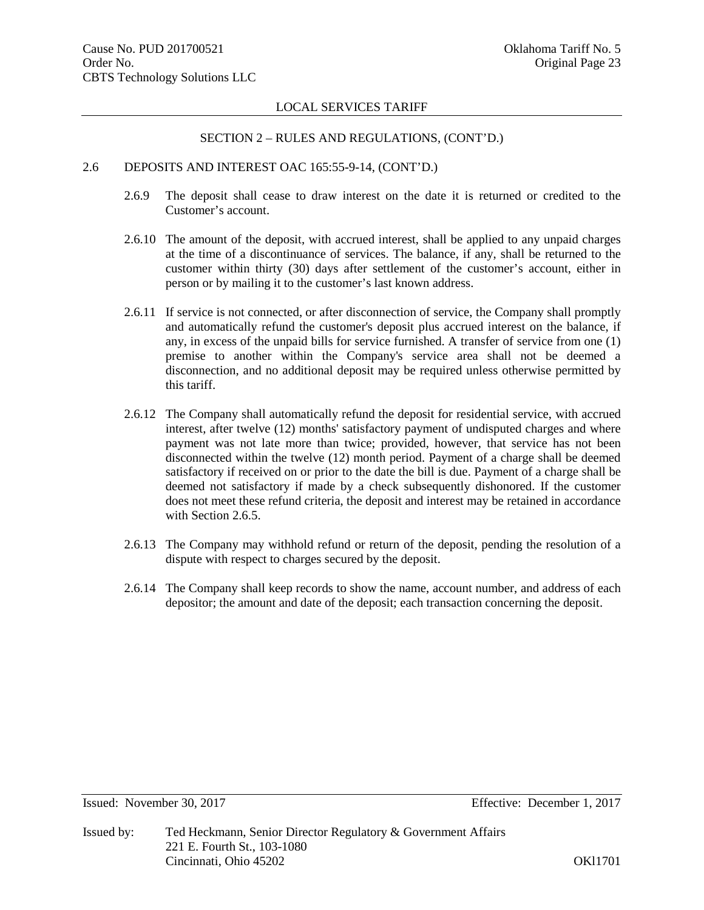LOCAL SERVICES TARIFF

SECTION 2 – RULES AND REGULATIONS, (CONT'D.)

2.6 DEPOSITS AND INTEREST OAC 165:55-9-14, (CONT'D.)

2.6.9 The deposit shall cease to draw interest on the date it is returned or credited to the Customer's account.

2.6.10 The amount of the deposit, with accrued interest, shall be applied to any unpaid charges at the time of a discontinuance of services. The balance, if any, shall be returned to the customer within thirty (30) days after settlement of the customer's account, either in person or by mailing it to the customer's last known address.

2.6.11 If service is not connected, or after disconnection of service, the Company shall promptly and automatically refund the customer's deposit plus accrued interest on the balance, if any, in excess of the unpaid bills for service furnished. A transfer of service from one (1) premise to another within the Company's service area shall not be deemed a disconnection, and no additional deposit may be required unless otherwise permitted by this tariff.

2.6.12 The Company shall automatically refund the deposit for residential service, with accrued interest, after twelve (12) months' satisfactory payment of undisputed charges and where payment was not late more than twice; provided, however, that service has not been disconnected within the twelve (12) month period. Payment of a charge shall be deemed satisfactory if received on or prior to the date the bill is due. Payment of a charge shall be deemed not satisfactory if made by a check subsequently dishonored. If the customer does not meet these refund criteria, the deposit and interest may be retained in accordance with Section 2.6.5.

2.6.13 The Company may withhold refund or return of the deposit, pending the resolution of a dispute with respect to charges secured by the deposit.

2.6.14 The Company shall keep records to show the name, account number, and address of each depositor; the amount and date of the deposit; each transaction concerning the deposit.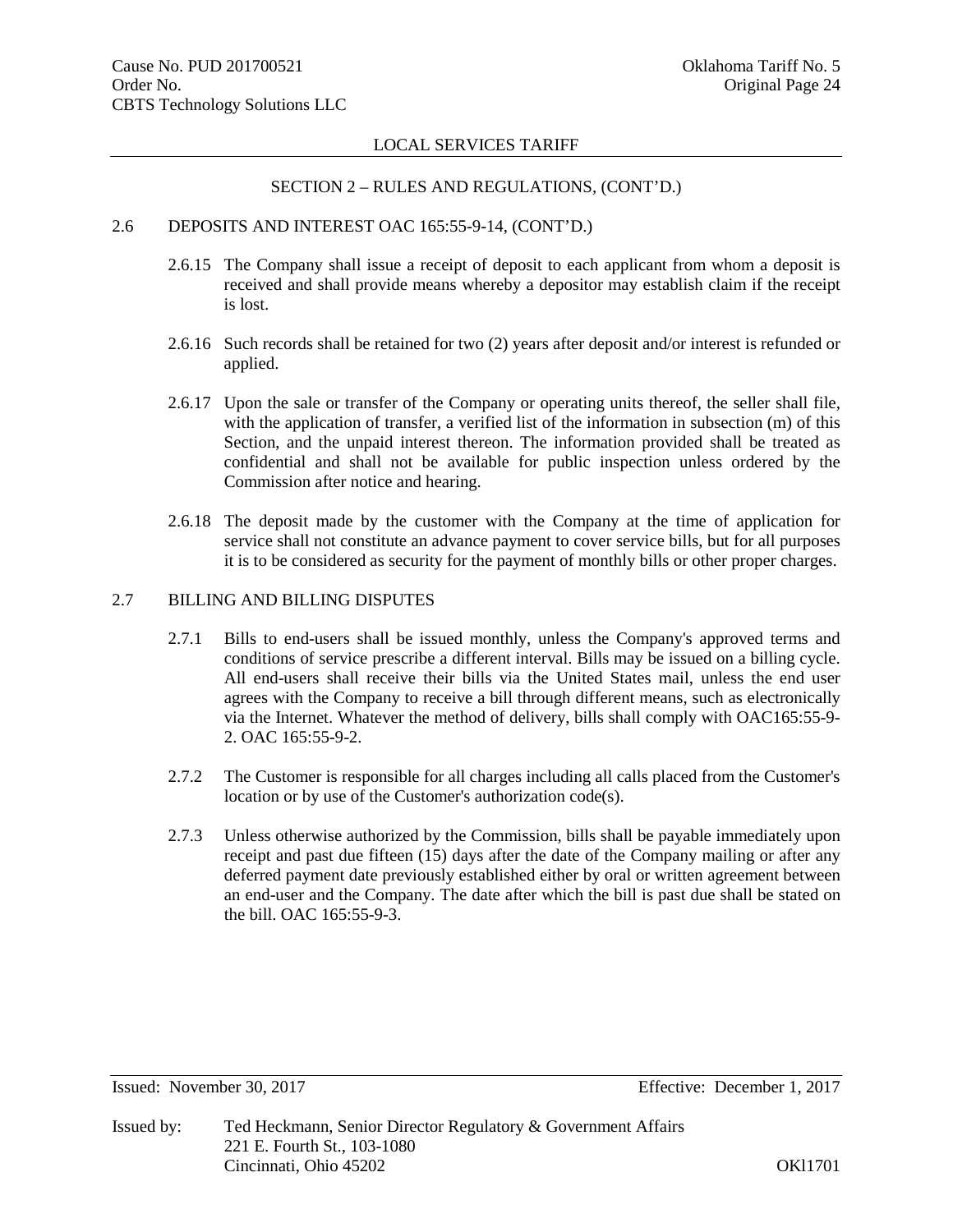LOCAL SERVICES TARIFF

SECTION 2 – RULES AND REGULATIONS, (CONT'D.)

2.6 DEPOSITS AND INTEREST OAC 165:55-9-14, (CONT'D.)

2.6.15 The Company shall issue a receipt of deposit to each applicant from whom a deposit is received and shall provide means whereby a depositor may establish claim if the receipt is lost.

2.6.16 Such records shall be retained for two (2) years after deposit and/or interest is refunded or applied.

2.6.17 Upon the sale or transfer of the Company or operating units thereof, the seller shall file, with the application of transfer, a verified list of the information in subsection (m) of this Section, and the unpaid interest thereon. The information provided shall be treated as confidential and shall not be available for public inspection unless ordered by the Commission after notice and hearing.

2.6.18 The deposit made by the customer with the Company at the time of application for service shall not constitute an advance payment to cover service bills, but for all purposes it is to be considered as security for the payment of monthly bills or other proper charges.

2.7 BILLING AND BILLING DISPUTES

2.7.1 Bills to end-users shall be issued monthly, unless the Company's approved terms and conditions of service prescribe a different interval. Bills may be issued on a billing cycle. All end-users shall receive their bills via the United States mail, unless the end user agrees with the Company to receive a bill through different means, such as electronically via the Internet. Whatever the method of delivery, bills shall comply with OAC165:55-9-2. OAC 165:55-9-2.

2.7.2 The Customer is responsible for all charges including all calls placed from the Customer's location or by use of the Customer's authorization code(s).

2.7.3 Unless otherwise authorized by the Commission, bills shall be payable immediately upon receipt and past due fifteen (15) days after the date of the Company mailing or after any deferred payment date previously established either by oral or written agreement between an end-user and the Company. The date after which the bill is past due shall be stated on the bill. OAC 165:55-9-3.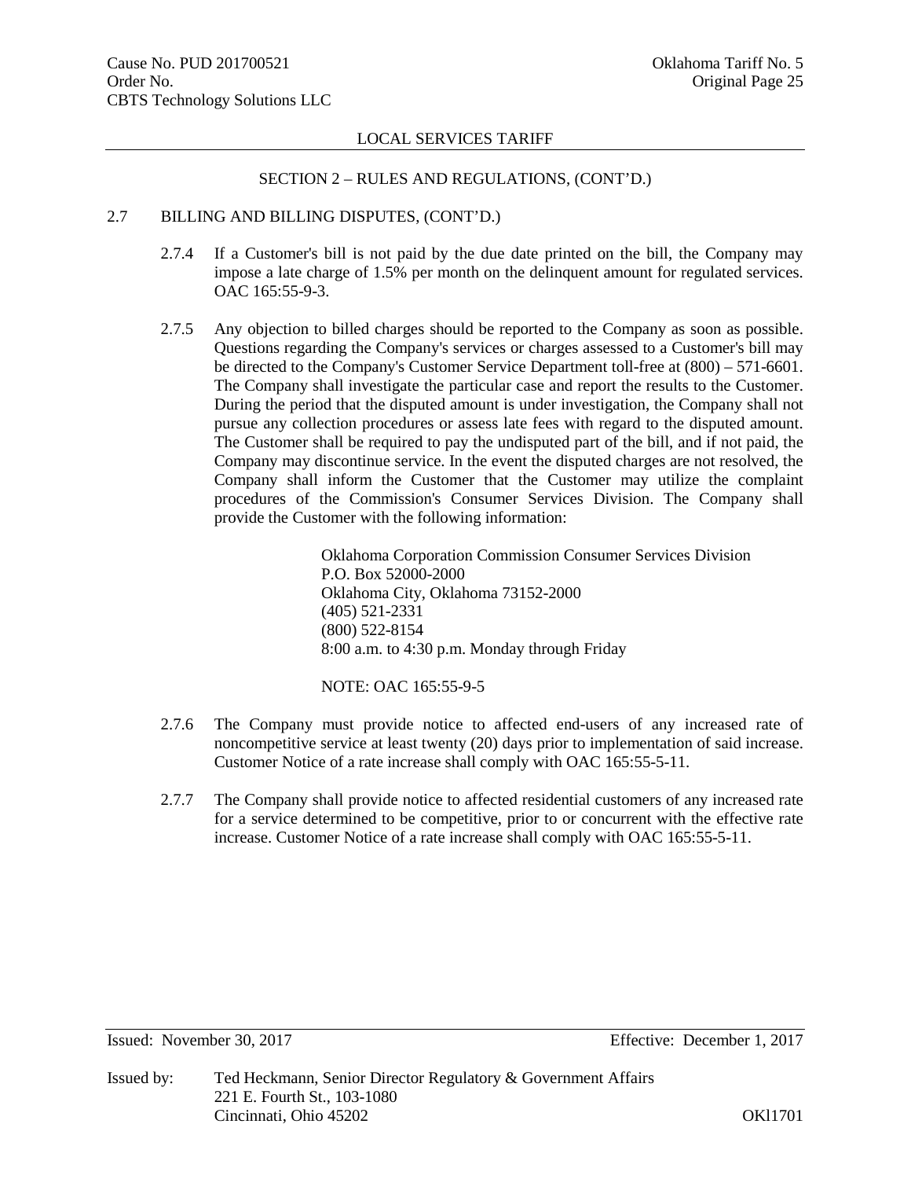## SECTION 2 – RULES AND REGULATIONS, (CONT'D.)

### 2.7 BILLING AND BILLING DISPUTES, (CONT'D.)

2.7.4 If a Customer's bill is not paid by the due date printed on the bill, the Company may impose a late charge of 1.5% per month on the delinquent amount for regulated services. OAC 165:55-9-3.

2.7.5 Any objection to billed charges should be reported to the Company as soon as possible. Questions regarding the Company's services or charges assessed to a Customer's bill may be directed to the Company's Customer Service Department toll-free at (800) – 571-6601. The Company shall investigate the particular case and report the results to the Customer. During the period that the disputed amount is under investigation, the Company shall not pursue any collection procedures or assess late fees with regard to the disputed amount. The Customer shall be required to pay the undisputed part of the bill, and if not paid, the Company may discontinue service. In the event the disputed charges are not resolved, the Company shall inform the Customer that the Customer may utilize the complaint procedures of the Commission's Consumer Services Division. The Company shall provide the Customer with the following information:

> Oklahoma Corporation Commission Consumer Services Division
> P.O. Box 52000-2000
> Oklahoma City, Oklahoma 73152-2000
> (405) 521-2331
> (800) 522-8154
> 8:00 a.m. to 4:30 p.m. Monday through Friday
>
> NOTE: OAC 165:55-9-5

2.7.6 The Company must provide notice to affected end-users of any increased rate of noncompetitive service at least twenty (20) days prior to implementation of said increase. Customer Notice of a rate increase shall comply with OAC 165:55-5-11.

2.7.7 The Company shall provide notice to affected residential customers of any increased rate for a service determined to be competitive, prior to or concurrent with the effective rate increase. Customer Notice of a rate increase shall comply with OAC 165:55-5-11.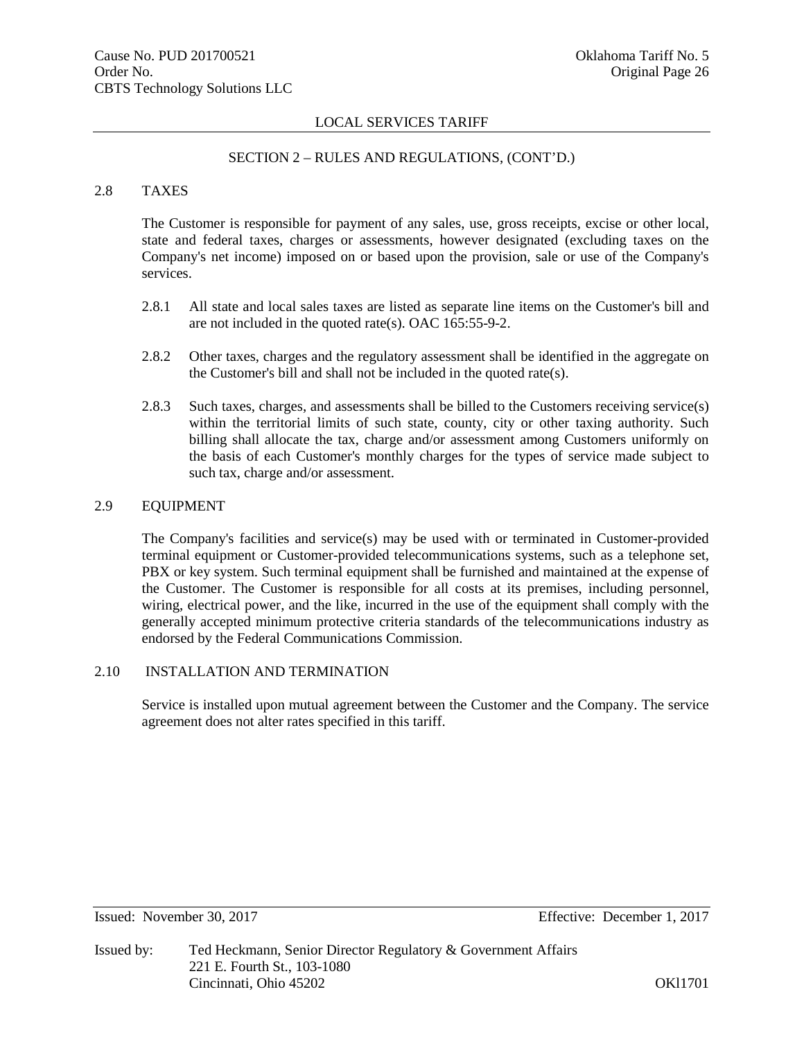## SECTION 2 – RULES AND REGULATIONS, (CONT'D.)

### 2.8 TAXES

The Customer is responsible for payment of any sales, use, gross receipts, excise or other local, state and federal taxes, charges or assessments, however designated (excluding taxes on the Company's net income) imposed on or based upon the provision, sale or use of the Company's services.

2.8.1 All state and local sales taxes are listed as separate line items on the Customer's bill and are not included in the quoted rate(s). OAC 165:55-9-2.

2.8.2 Other taxes, charges and the regulatory assessment shall be identified in the aggregate on the Customer's bill and shall not be included in the quoted rate(s).

2.8.3 Such taxes, charges, and assessments shall be billed to the Customers receiving service(s) within the territorial limits of such state, county, city or other taxing authority. Such billing shall allocate the tax, charge and/or assessment among Customers uniformly on the basis of each Customer's monthly charges for the types of service made subject to such tax, charge and/or assessment.

### 2.9 EQUIPMENT

The Company's facilities and service(s) may be used with or terminated in Customer-provided terminal equipment or Customer-provided telecommunications systems, such as a telephone set, PBX or key system. Such terminal equipment shall be furnished and maintained at the expense of the Customer. The Customer is responsible for all costs at its premises, including personnel, wiring, electrical power, and the like, incurred in the use of the equipment shall comply with the generally accepted minimum protective criteria standards of the telecommunications industry as endorsed by the Federal Communications Commission.

### 2.10 INSTALLATION AND TERMINATION

Service is installed upon mutual agreement between the Customer and the Company. The service agreement does not alter rates specified in this tariff.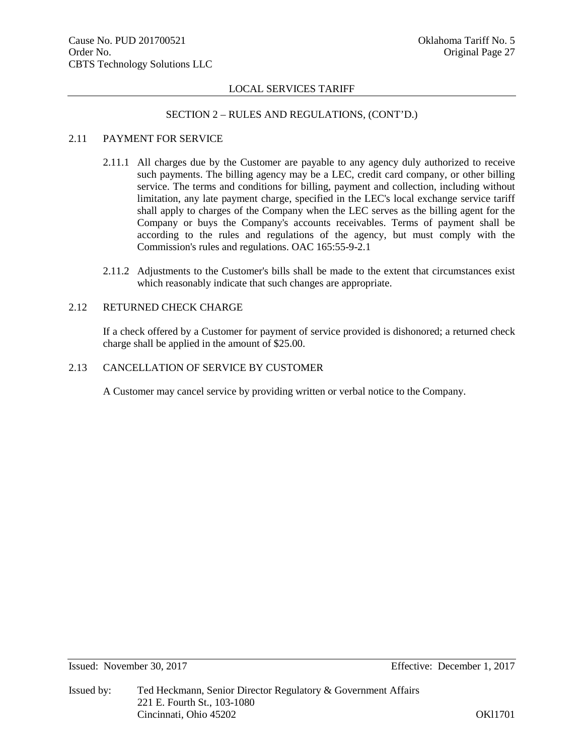## SECTION 2 – RULES AND REGULATIONS, (CONT'D.)

### 2.11 PAYMENT FOR SERVICE

2.11.1 All charges due by the Customer are payable to any agency duly authorized to receive such payments. The billing agency may be a LEC, credit card company, or other billing service. The terms and conditions for billing, payment and collection, including without limitation, any late payment charge, specified in the LEC's local exchange service tariff shall apply to charges of the Company when the LEC serves as the billing agent for the Company or buys the Company's accounts receivables. Terms of payment shall be according to the rules and regulations of the agency, but must comply with the Commission's rules and regulations. OAC 165:55-9-2.1

2.11.2 Adjustments to the Customer's bills shall be made to the extent that circumstances exist which reasonably indicate that such changes are appropriate.

### 2.12 RETURNED CHECK CHARGE

If a check offered by a Customer for payment of service provided is dishonored; a returned check charge shall be applied in the amount of $25.00.

### 2.13 CANCELLATION OF SERVICE BY CUSTOMER

A Customer may cancel service by providing written or verbal notice to the Company.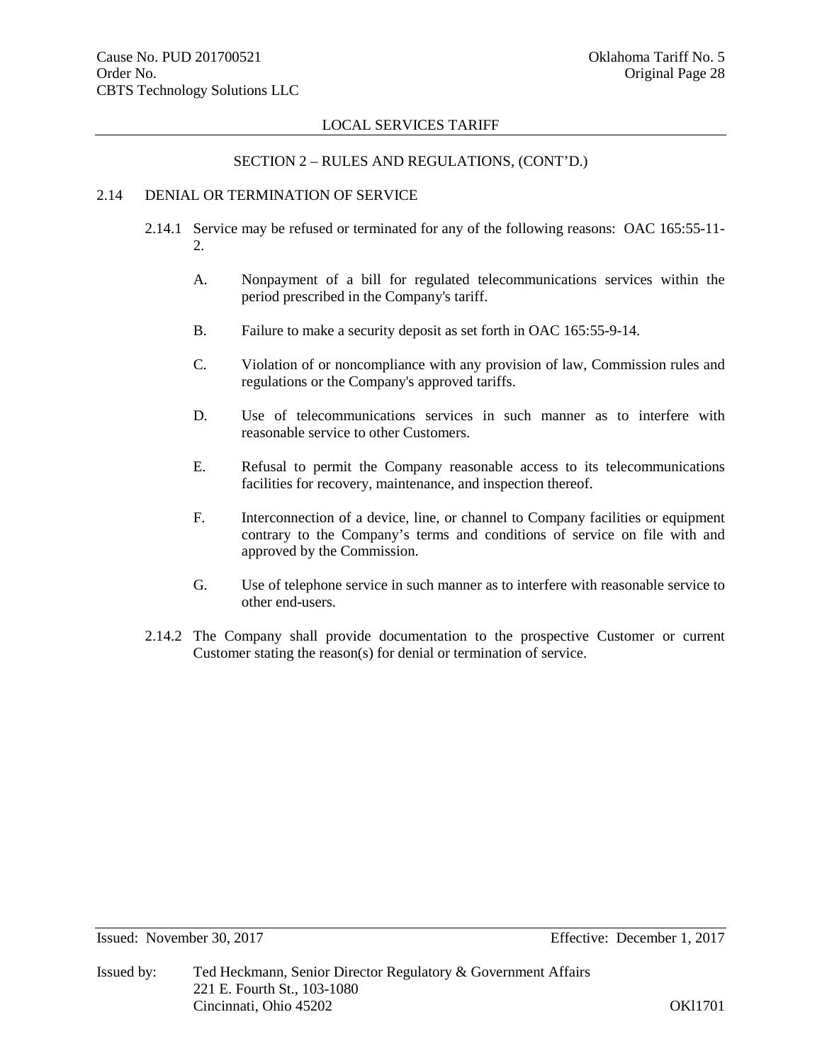SECTION 2 – RULES AND REGULATIONS, (CONT'D.)

## 2.14 DENIAL OR TERMINATION OF SERVICE

2.14.1 Service may be refused or terminated for any of the following reasons: OAC 165:55-11-2.

A. Nonpayment of a bill for regulated telecommunications services within the period prescribed in the Company's tariff.

B. Failure to make a security deposit as set forth in OAC 165:55-9-14.

C. Violation of or noncompliance with any provision of law, Commission rules and regulations or the Company's approved tariffs.

D. Use of telecommunications services in such manner as to interfere with reasonable service to other Customers.

E. Refusal to permit the Company reasonable access to its telecommunications facilities for recovery, maintenance, and inspection thereof.

F. Interconnection of a device, line, or channel to Company facilities or equipment contrary to the Company's terms and conditions of service on file with and approved by the Commission.

G. Use of telephone service in such manner as to interfere with reasonable service to other end-users.

2.14.2 The Company shall provide documentation to the prospective Customer or current Customer stating the reason(s) for denial or termination of service.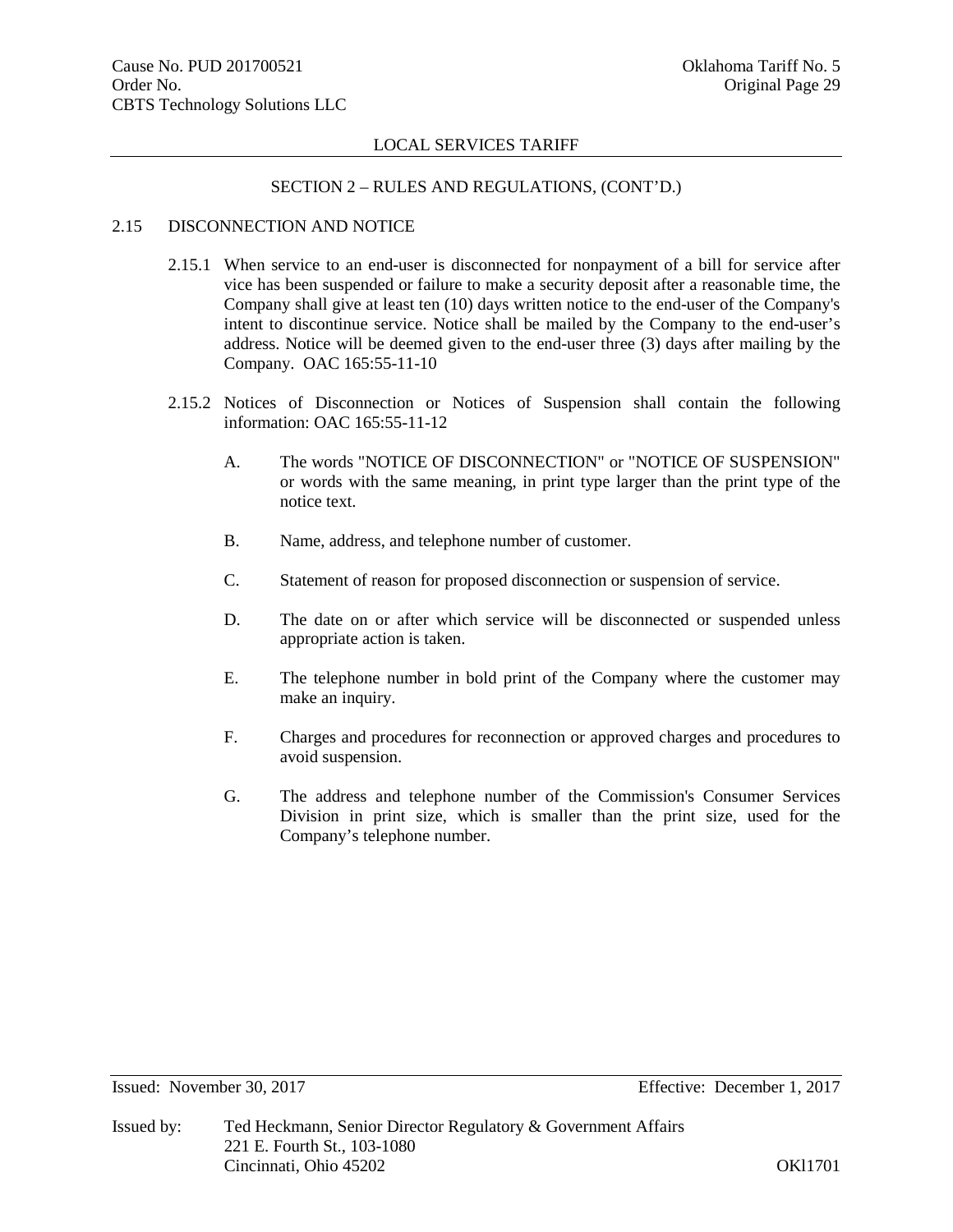LOCAL SERVICES TARIFF

SECTION 2 – RULES AND REGULATIONS, (CONT'D.)

## 2.15 DISCONNECTION AND NOTICE

2.15.1 When service to an end-user is disconnected for nonpayment of a bill for service after vice has been suspended or failure to make a security deposit after a reasonable time, the Company shall give at least ten (10) days written notice to the end-user of the Company's intent to discontinue service. Notice shall be mailed by the Company to the end-user's address. Notice will be deemed given to the end-user three (3) days after mailing by the Company. OAC 165:55-11-10

2.15.2 Notices of Disconnection or Notices of Suspension shall contain the following information: OAC 165:55-11-12

A. The words "NOTICE OF DISCONNECTION" or "NOTICE OF SUSPENSION" or words with the same meaning, in print type larger than the print type of the notice text.

B. Name, address, and telephone number of customer.

C. Statement of reason for proposed disconnection or suspension of service.

D. The date on or after which service will be disconnected or suspended unless appropriate action is taken.

E. The telephone number in bold print of the Company where the customer may make an inquiry.

F. Charges and procedures for reconnection or approved charges and procedures to avoid suspension.

G. The address and telephone number of the Commission's Consumer Services Division in print size, which is smaller than the print size, used for the Company's telephone number.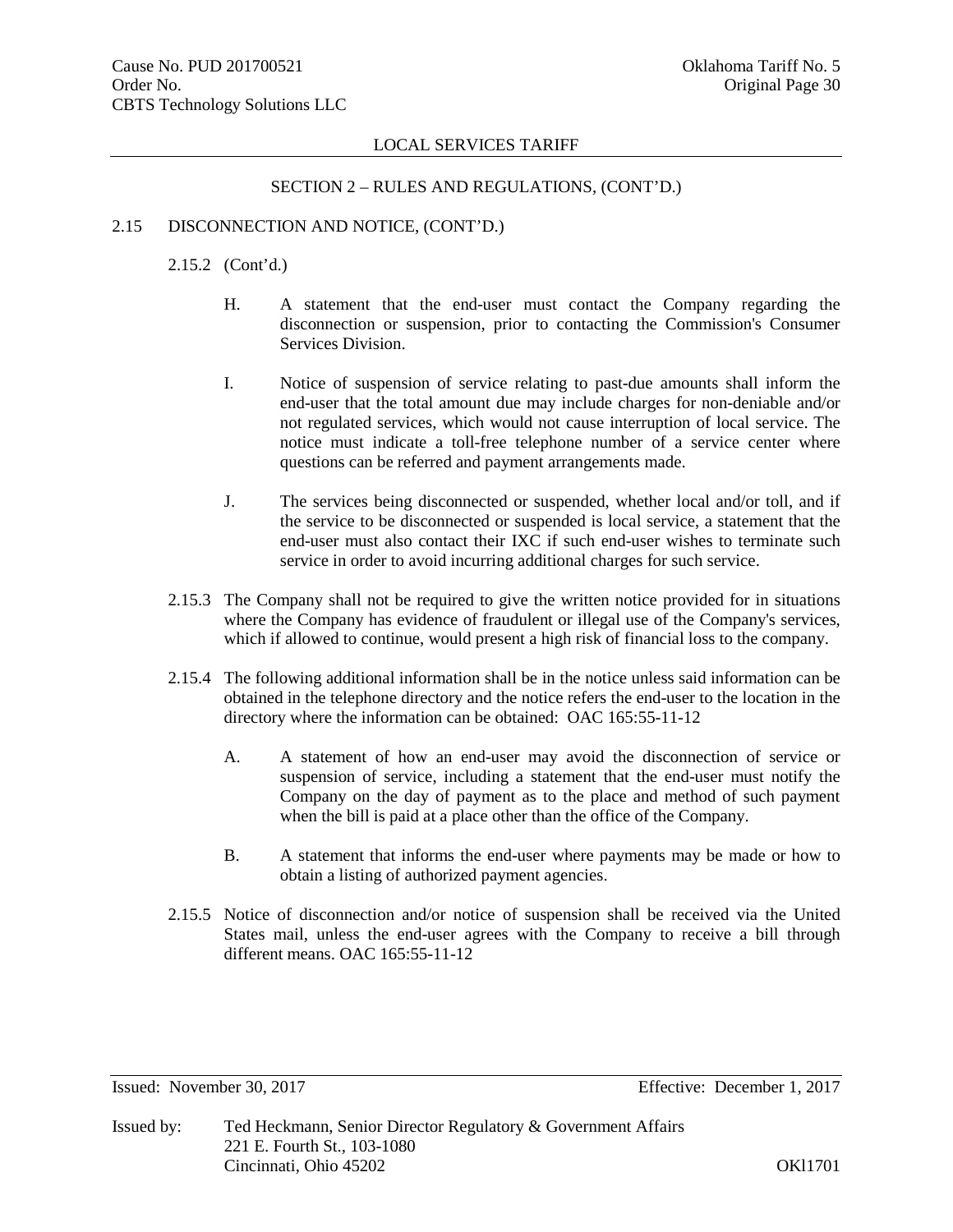## SECTION 2 – RULES AND REGULATIONS, (CONT'D.)

2.15 DISCONNECTION AND NOTICE, (CONT'D.)

2.15.2 (Cont'd.)

H. A statement that the end-user must contact the Company regarding the disconnection or suspension, prior to contacting the Commission's Consumer Services Division.

I. Notice of suspension of service relating to past-due amounts shall inform the end-user that the total amount due may include charges for non-deniable and/or not regulated services, which would not cause interruption of local service. The notice must indicate a toll-free telephone number of a service center where questions can be referred and payment arrangements made.

J. The services being disconnected or suspended, whether local and/or toll, and if the service to be disconnected or suspended is local service, a statement that the end-user must also contact their IXC if such end-user wishes to terminate such service in order to avoid incurring additional charges for such service.

2.15.3 The Company shall not be required to give the written notice provided for in situations where the Company has evidence of fraudulent or illegal use of the Company's services, which if allowed to continue, would present a high risk of financial loss to the company.

2.15.4 The following additional information shall be in the notice unless said information can be obtained in the telephone directory and the notice refers the end-user to the location in the directory where the information can be obtained: OAC 165:55-11-12

A. A statement of how an end-user may avoid the disconnection of service or suspension of service, including a statement that the end-user must notify the Company on the day of payment as to the place and method of such payment when the bill is paid at a place other than the office of the Company.

B. A statement that informs the end-user where payments may be made or how to obtain a listing of authorized payment agencies.

2.15.5 Notice of disconnection and/or notice of suspension shall be received via the United States mail, unless the end-user agrees with the Company to receive a bill through different means. OAC 165:55-11-12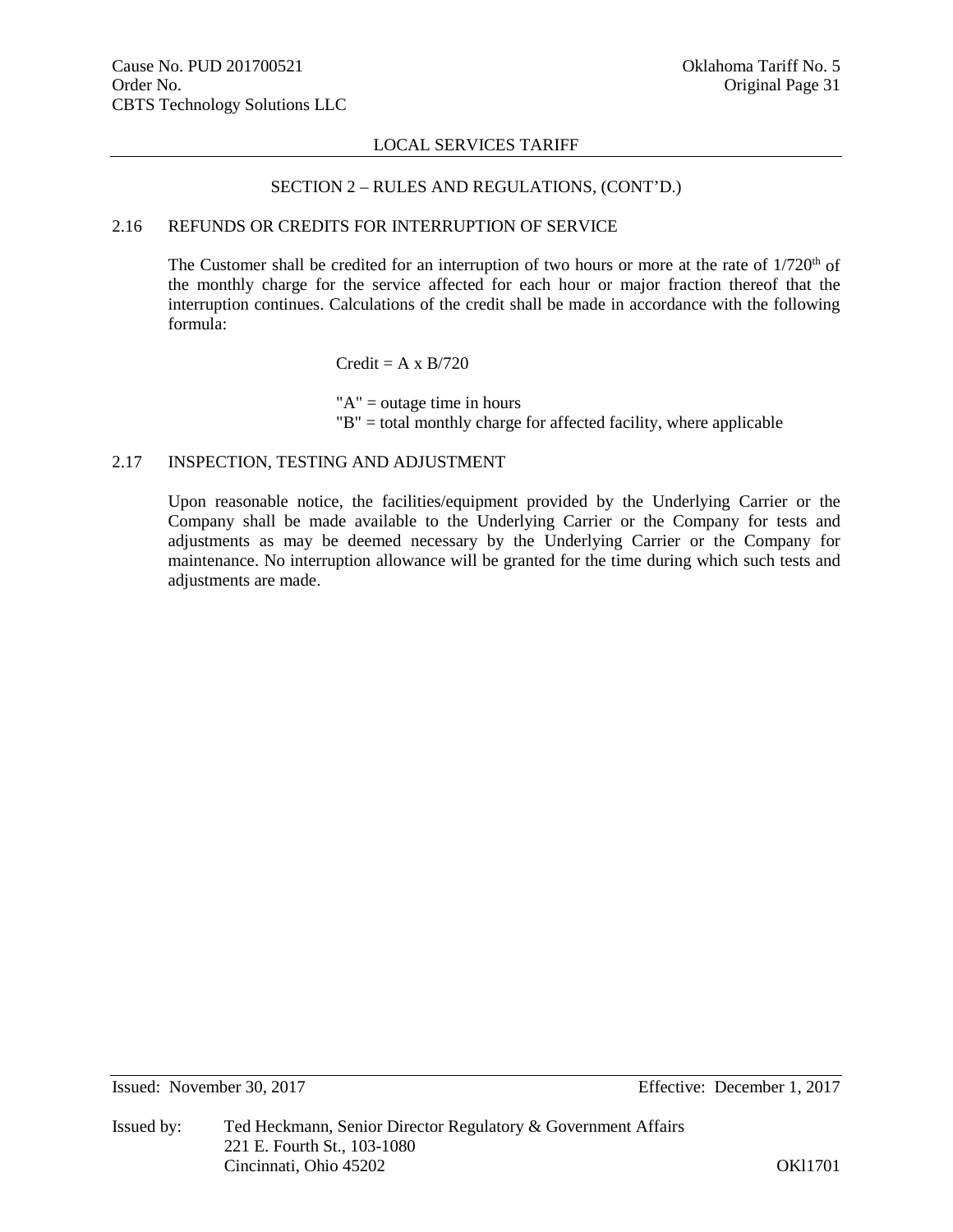LOCAL SERVICES TARIFF

SECTION 2 – RULES AND REGULATIONS, (CONT'D.)

## 2.16 REFUNDS OR CREDITS FOR INTERRUPTION OF SERVICE

The Customer shall be credited for an interruption of two hours or more at the rate of 1/720th of the monthly charge for the service affected for each hour or major fraction thereof that the interruption continues. Calculations of the credit shall be made in accordance with the following formula:

$$\text{Credit} = A \times B/720$$

"A" = outage time in hours
"B" = total monthly charge for affected facility, where applicable

## 2.17 INSPECTION, TESTING AND ADJUSTMENT

Upon reasonable notice, the facilities/equipment provided by the Underlying Carrier or the Company shall be made available to the Underlying Carrier or the Company for tests and adjustments as may be deemed necessary by the Underlying Carrier or the Company for maintenance. No interruption allowance will be granted for the time during which such tests and adjustments are made.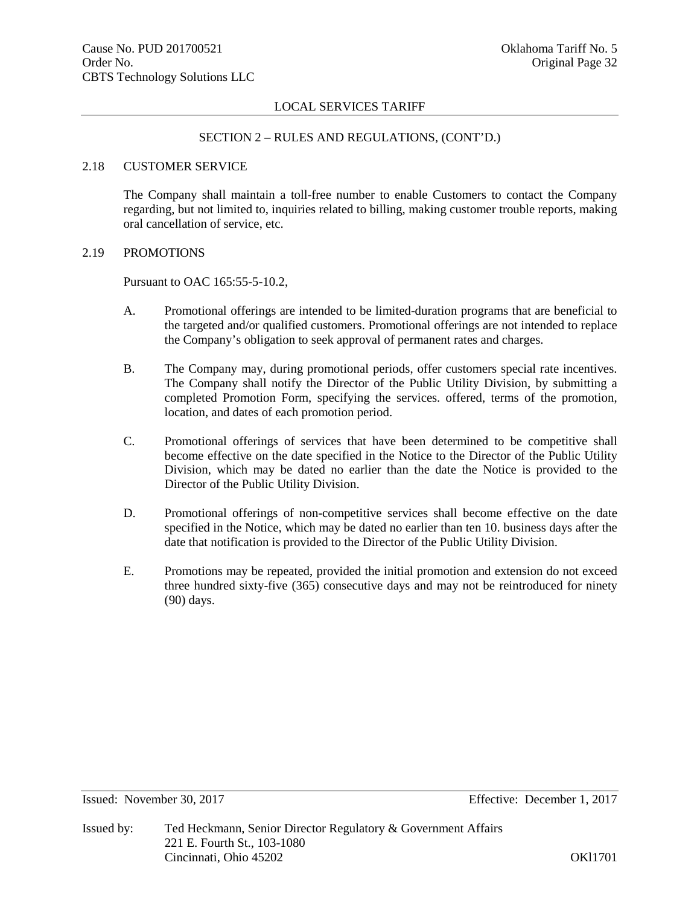## SECTION 2 – RULES AND REGULATIONS, (CONT'D.)

### 2.18 CUSTOMER SERVICE

The Company shall maintain a toll-free number to enable Customers to contact the Company regarding, but not limited to, inquiries related to billing, making customer trouble reports, making oral cancellation of service, etc.

### 2.19 PROMOTIONS

Pursuant to OAC 165:55-5-10.2,

A. Promotional offerings are intended to be limited-duration programs that are beneficial to the targeted and/or qualified customers. Promotional offerings are not intended to replace the Company's obligation to seek approval of permanent rates and charges.

B. The Company may, during promotional periods, offer customers special rate incentives. The Company shall notify the Director of the Public Utility Division, by submitting a completed Promotion Form, specifying the services. offered, terms of the promotion, location, and dates of each promotion period.

C. Promotional offerings of services that have been determined to be competitive shall become effective on the date specified in the Notice to the Director of the Public Utility Division, which may be dated no earlier than the date the Notice is provided to the Director of the Public Utility Division.

D. Promotional offerings of non-competitive services shall become effective on the date specified in the Notice, which may be dated no earlier than ten 10. business days after the date that notification is provided to the Director of the Public Utility Division.

E. Promotions may be repeated, provided the initial promotion and extension do not exceed three hundred sixty-five (365) consecutive days and may not be reintroduced for ninety (90) days.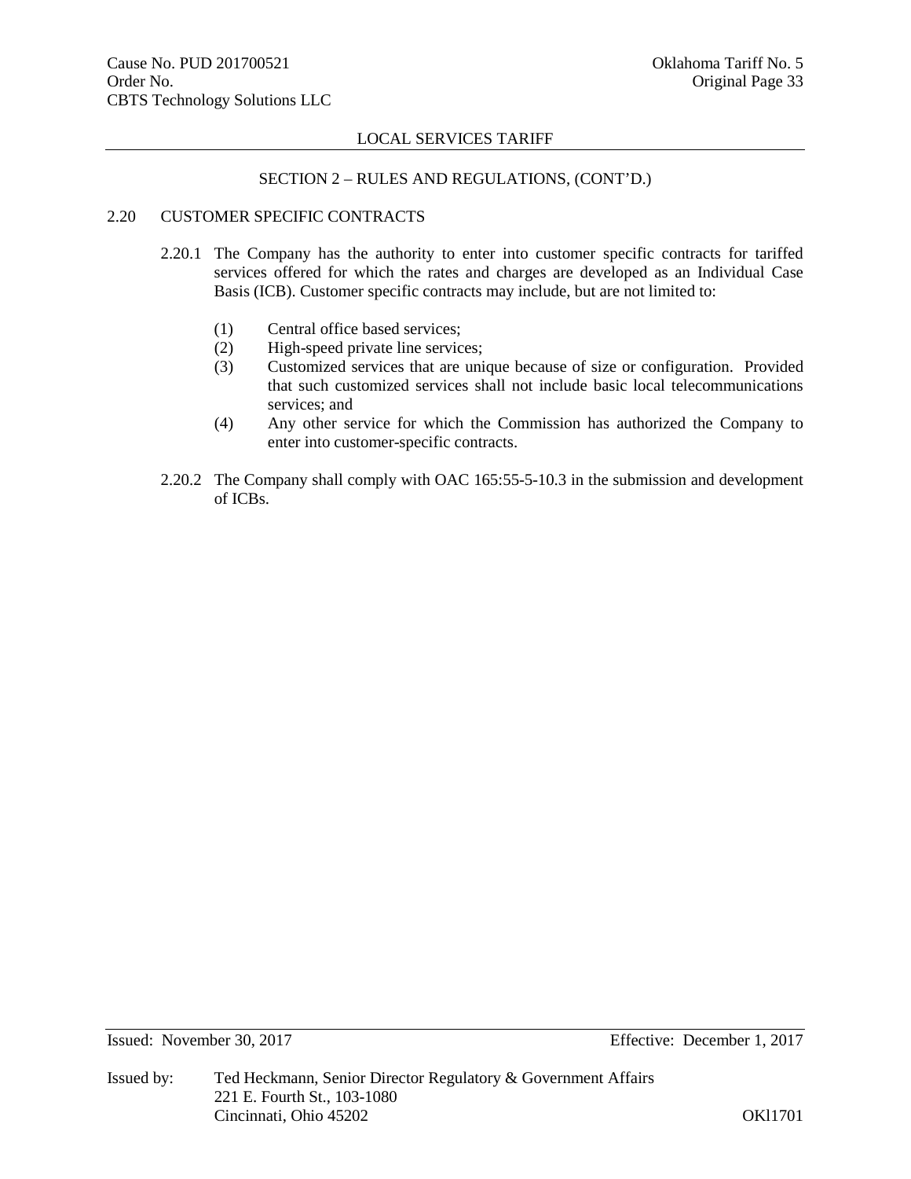## SECTION 2 – RULES AND REGULATIONS, (CONT'D.)

### 2.20 CUSTOMER SPECIFIC CONTRACTS

2.20.1 The Company has the authority to enter into customer specific contracts for tariffed services offered for which the rates and charges are developed as an Individual Case Basis (ICB). Customer specific contracts may include, but are not limited to:

(1) Central office based services;
(2) High-speed private line services;
(3) Customized services that are unique because of size or configuration. Provided that such customized services shall not include basic local telecommunications services; and
(4) Any other service for which the Commission has authorized the Company to enter into customer-specific contracts.

2.20.2 The Company shall comply with OAC 165:55-5-10.3 in the submission and development of ICBs.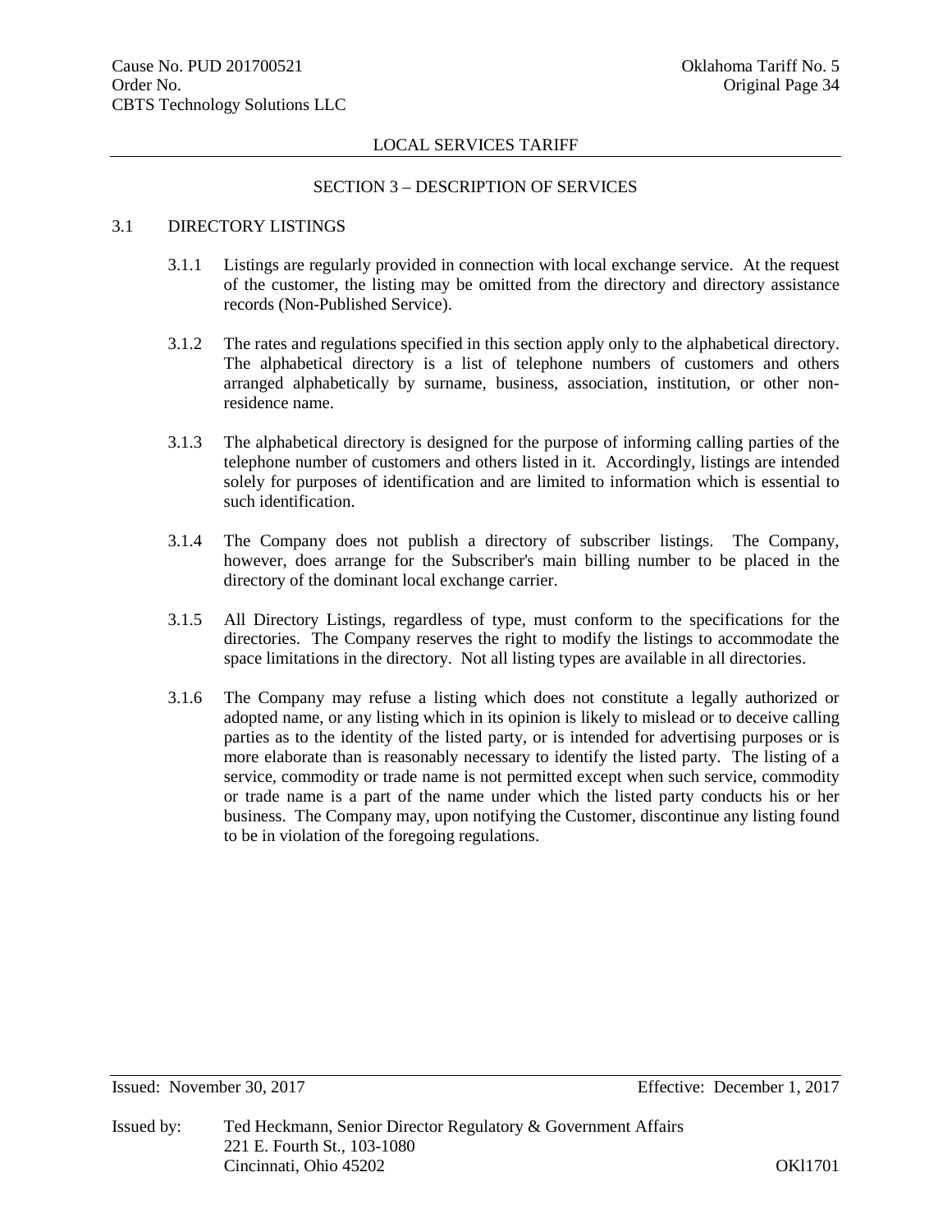LOCAL SERVICES TARIFF

## SECTION 3 – DESCRIPTION OF SERVICES

### 3.1 DIRECTORY LISTINGS

3.1.1 Listings are regularly provided in connection with local exchange service. At the request of the customer, the listing may be omitted from the directory and directory assistance records (Non-Published Service).

3.1.2 The rates and regulations specified in this section apply only to the alphabetical directory. The alphabetical directory is a list of telephone numbers of customers and others arranged alphabetically by surname, business, association, institution, or other non-residence name.

3.1.3 The alphabetical directory is designed for the purpose of informing calling parties of the telephone number of customers and others listed in it. Accordingly, listings are intended solely for purposes of identification and are limited to information which is essential to such identification.

3.1.4 The Company does not publish a directory of subscriber listings. The Company, however, does arrange for the Subscriber's main billing number to be placed in the directory of the dominant local exchange carrier.

3.1.5 All Directory Listings, regardless of type, must conform to the specifications for the directories. The Company reserves the right to modify the listings to accommodate the space limitations in the directory. Not all listing types are available in all directories.

3.1.6 The Company may refuse a listing which does not constitute a legally authorized or adopted name, or any listing which in its opinion is likely to mislead or to deceive calling parties as to the identity of the listed party, or is intended for advertising purposes or is more elaborate than is reasonably necessary to identify the listed party. The listing of a service, commodity or trade name is not permitted except when such service, commodity or trade name is a part of the name under which the listed party conducts his or her business. The Company may, upon notifying the Customer, discontinue any listing found to be in violation of the foregoing regulations.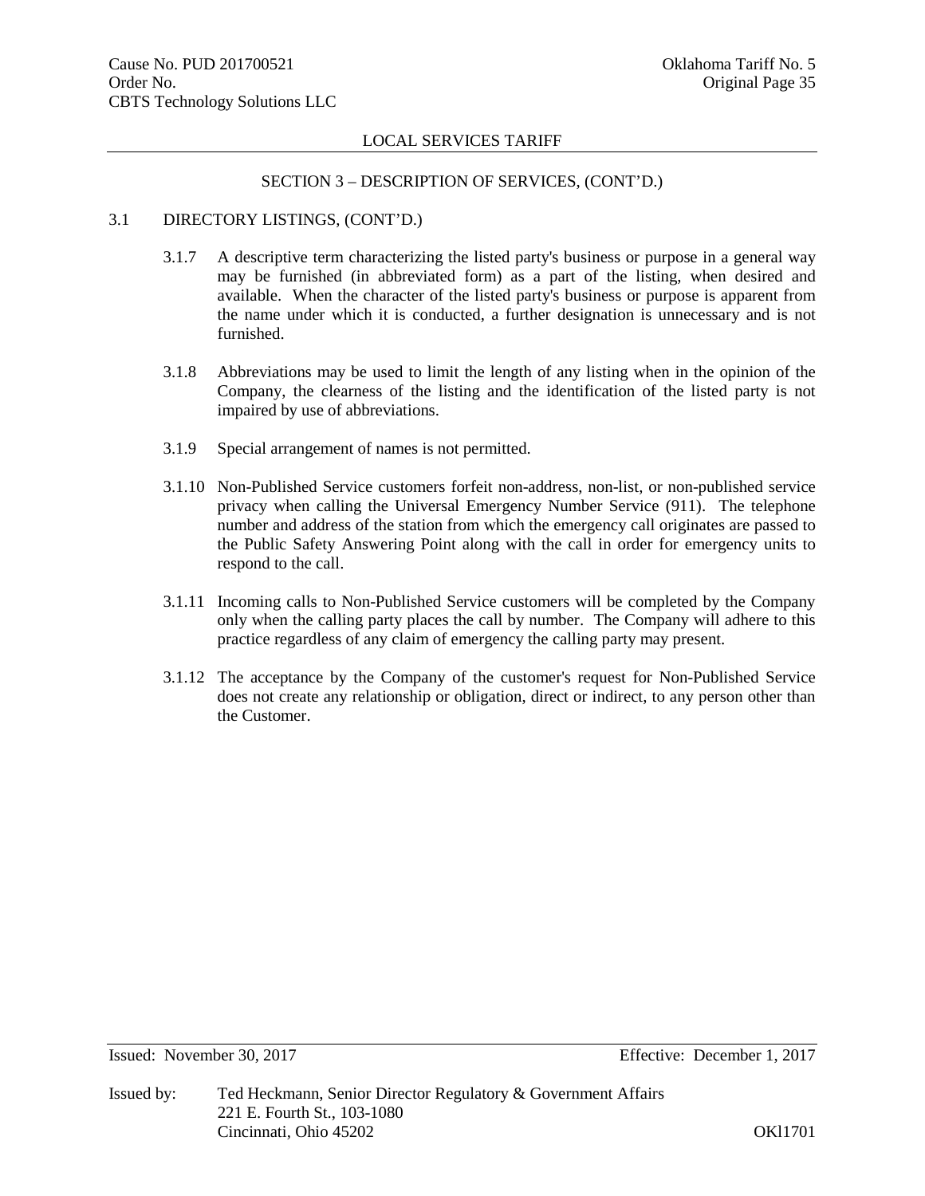LOCAL SERVICES TARIFF

SECTION 3 – DESCRIPTION OF SERVICES, (CONT'D.)

3.1 DIRECTORY LISTINGS, (CONT'D.)

3.1.7 A descriptive term characterizing the listed party's business or purpose in a general way may be furnished (in abbreviated form) as a part of the listing, when desired and available. When the character of the listed party's business or purpose is apparent from the name under which it is conducted, a further designation is unnecessary and is not furnished.

3.1.8 Abbreviations may be used to limit the length of any listing when in the opinion of the Company, the clearness of the listing and the identification of the listed party is not impaired by use of abbreviations.

3.1.9 Special arrangement of names is not permitted.

3.1.10 Non-Published Service customers forfeit non-address, non-list, or non-published service privacy when calling the Universal Emergency Number Service (911). The telephone number and address of the station from which the emergency call originates are passed to the Public Safety Answering Point along with the call in order for emergency units to respond to the call.

3.1.11 Incoming calls to Non-Published Service customers will be completed by the Company only when the calling party places the call by number. The Company will adhere to this practice regardless of any claim of emergency the calling party may present.

3.1.12 The acceptance by the Company of the customer's request for Non-Published Service does not create any relationship or obligation, direct or indirect, to any person other than the Customer.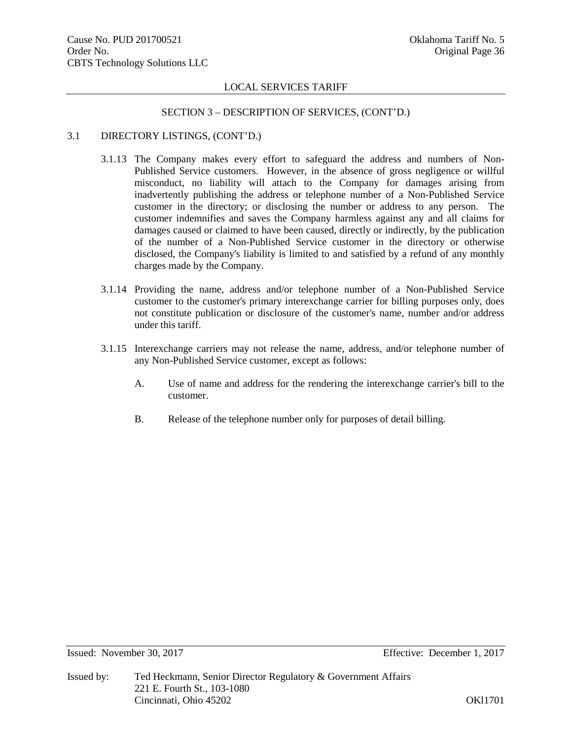LOCAL SERVICES TARIFF

SECTION 3 – DESCRIPTION OF SERVICES, (CONT'D.)

3.1 DIRECTORY LISTINGS, (CONT'D.)

3.1.13 The Company makes every effort to safeguard the address and numbers of Non-Published Service customers. However, in the absence of gross negligence or willful misconduct, no liability will attach to the Company for damages arising from inadvertently publishing the address or telephone number of a Non-Published Service customer in the directory; or disclosing the number or address to any person. The customer indemnifies and saves the Company harmless against any and all claims for damages caused or claimed to have been caused, directly or indirectly, by the publication of the number of a Non-Published Service customer in the directory or otherwise disclosed, the Company's liability is limited to and satisfied by a refund of any monthly charges made by the Company.

3.1.14 Providing the name, address and/or telephone number of a Non-Published Service customer to the customer's primary interexchange carrier for billing purposes only, does not constitute publication or disclosure of the customer's name, number and/or address under this tariff.

3.1.15 Interexchange carriers may not release the name, address, and/or telephone number of any Non-Published Service customer, except as follows:

A. Use of name and address for the rendering the interexchange carrier's bill to the customer.

B. Release of the telephone number only for purposes of detail billing.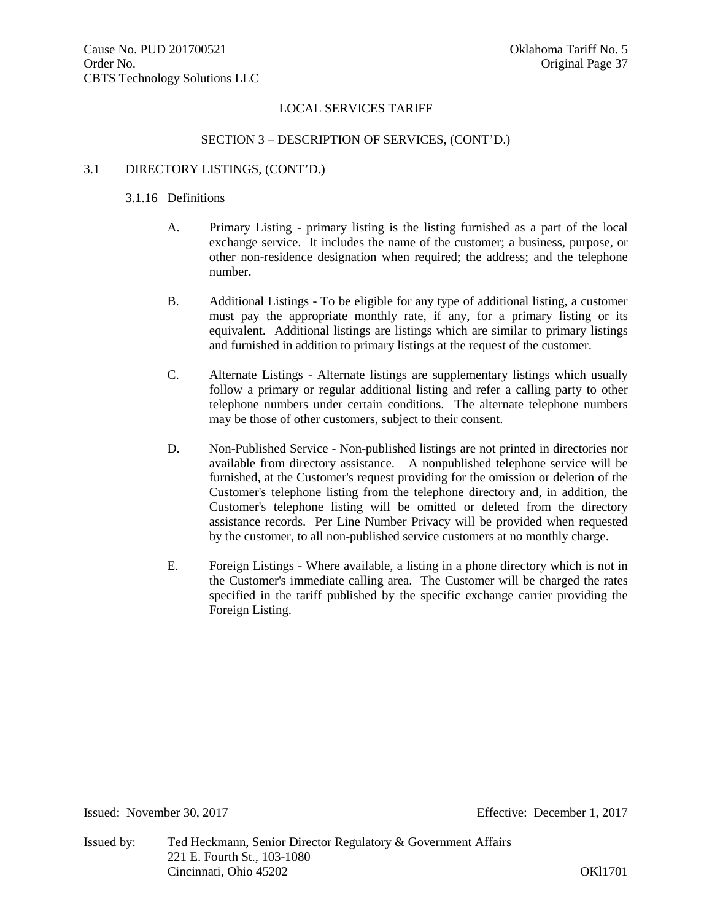LOCAL SERVICES TARIFF

SECTION 3 – DESCRIPTION OF SERVICES, (CONT'D.)

3.1 DIRECTORY LISTINGS, (CONT'D.)

3.1.16 Definitions

A. Primary Listing - primary listing is the listing furnished as a part of the local exchange service. It includes the name of the customer; a business, purpose, or other non-residence designation when required; the address; and the telephone number.

B. Additional Listings - To be eligible for any type of additional listing, a customer must pay the appropriate monthly rate, if any, for a primary listing or its equivalent. Additional listings are listings which are similar to primary listings and furnished in addition to primary listings at the request of the customer.

C. Alternate Listings - Alternate listings are supplementary listings which usually follow a primary or regular additional listing and refer a calling party to other telephone numbers under certain conditions. The alternate telephone numbers may be those of other customers, subject to their consent.

D. Non-Published Service - Non-published listings are not printed in directories nor available from directory assistance. A nonpublished telephone service will be furnished, at the Customer's request providing for the omission or deletion of the Customer's telephone listing from the telephone directory and, in addition, the Customer's telephone listing will be omitted or deleted from the directory assistance records. Per Line Number Privacy will be provided when requested by the customer, to all non-published service customers at no monthly charge.

E. Foreign Listings - Where available, a listing in a phone directory which is not in the Customer's immediate calling area. The Customer will be charged the rates specified in the tariff published by the specific exchange carrier providing the Foreign Listing.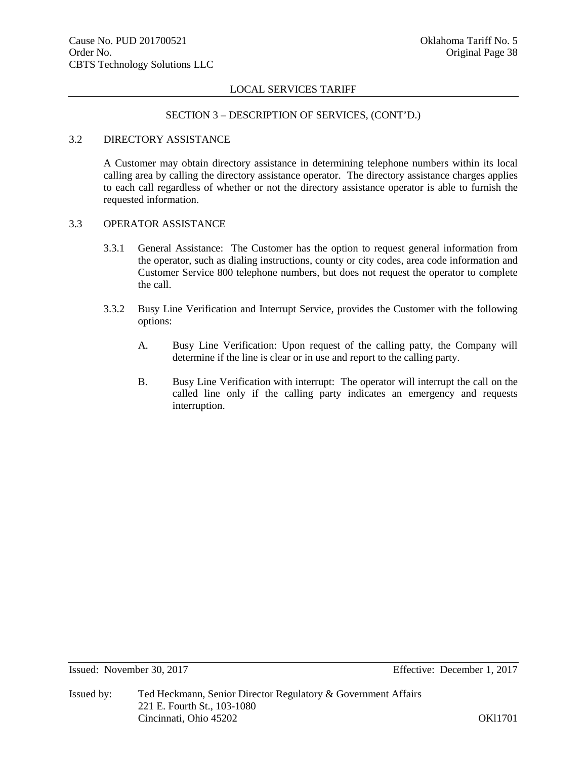LOCAL SERVICES TARIFF

SECTION 3 – DESCRIPTION OF SERVICES, (CONT'D.)

## 3.2 DIRECTORY ASSISTANCE

A Customer may obtain directory assistance in determining telephone numbers within its local calling area by calling the directory assistance operator. The directory assistance charges applies to each call regardless of whether or not the directory assistance operator is able to furnish the requested information.

## 3.3 OPERATOR ASSISTANCE

3.3.1 General Assistance: The Customer has the option to request general information from the operator, such as dialing instructions, county or city codes, area code information and Customer Service 800 telephone numbers, but does not request the operator to complete the call.

3.3.2 Busy Line Verification and Interrupt Service, provides the Customer with the following options:

A. Busy Line Verification: Upon request of the calling patty, the Company will determine if the line is clear or in use and report to the calling party.

B. Busy Line Verification with interrupt: The operator will interrupt the call on the called line only if the calling party indicates an emergency and requests interruption.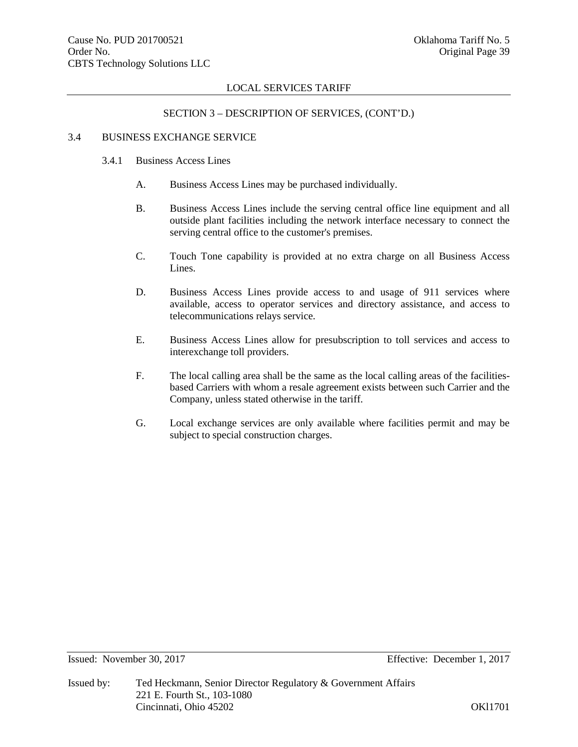## SECTION 3 – DESCRIPTION OF SERVICES, (CONT'D.)

### 3.4 BUSINESS EXCHANGE SERVICE

#### 3.4.1 Business Access Lines

A. Business Access Lines may be purchased individually.

B. Business Access Lines include the serving central office line equipment and all outside plant facilities including the network interface necessary to connect the serving central office to the customer's premises.

C. Touch Tone capability is provided at no extra charge on all Business Access Lines.

D. Business Access Lines provide access to and usage of 911 services where available, access to operator services and directory assistance, and access to telecommunications relays service.

E. Business Access Lines allow for presubscription to toll services and access to interexchange toll providers.

F. The local calling area shall be the same as the local calling areas of the facilities-based Carriers with whom a resale agreement exists between such Carrier and the Company, unless stated otherwise in the tariff.

G. Local exchange services are only available where facilities permit and may be subject to special construction charges.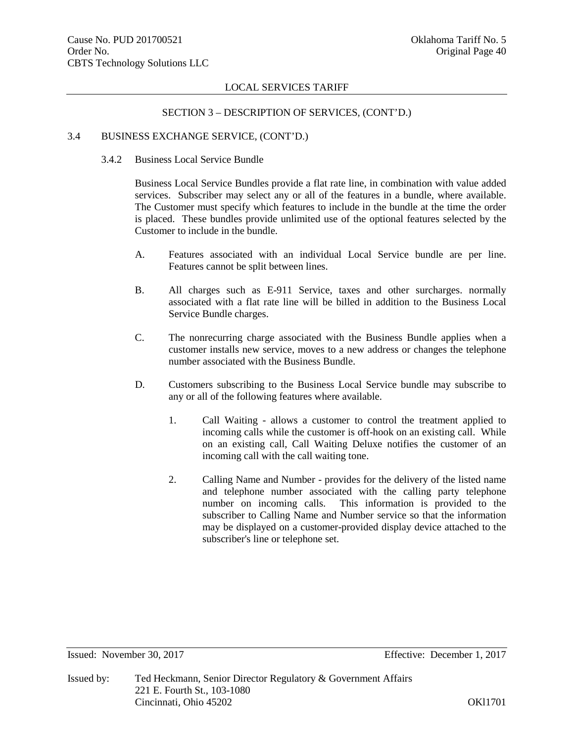LOCAL SERVICES TARIFF

SECTION 3 – DESCRIPTION OF SERVICES, (CONT'D.)

3.4 BUSINESS EXCHANGE SERVICE, (CONT'D.)

3.4.2 Business Local Service Bundle

Business Local Service Bundles provide a flat rate line, in combination with value added services. Subscriber may select any or all of the features in a bundle, where available. The Customer must specify which features to include in the bundle at the time the order is placed. These bundles provide unlimited use of the optional features selected by the Customer to include in the bundle.

A. Features associated with an individual Local Service bundle are per line. Features cannot be split between lines.

B. All charges such as E-911 Service, taxes and other surcharges. normally associated with a flat rate line will be billed in addition to the Business Local Service Bundle charges.

C. The nonrecurring charge associated with the Business Bundle applies when a customer installs new service, moves to a new address or changes the telephone number associated with the Business Bundle.

D. Customers subscribing to the Business Local Service bundle may subscribe to any or all of the following features where available.

1. Call Waiting - allows a customer to control the treatment applied to incoming calls while the customer is off-hook on an existing call. While on an existing call, Call Waiting Deluxe notifies the customer of an incoming call with the call waiting tone.

2. Calling Name and Number - provides for the delivery of the listed name and telephone number associated with the calling party telephone number on incoming calls. This information is provided to the subscriber to Calling Name and Number service so that the information may be displayed on a customer-provided display device attached to the subscriber's line or telephone set.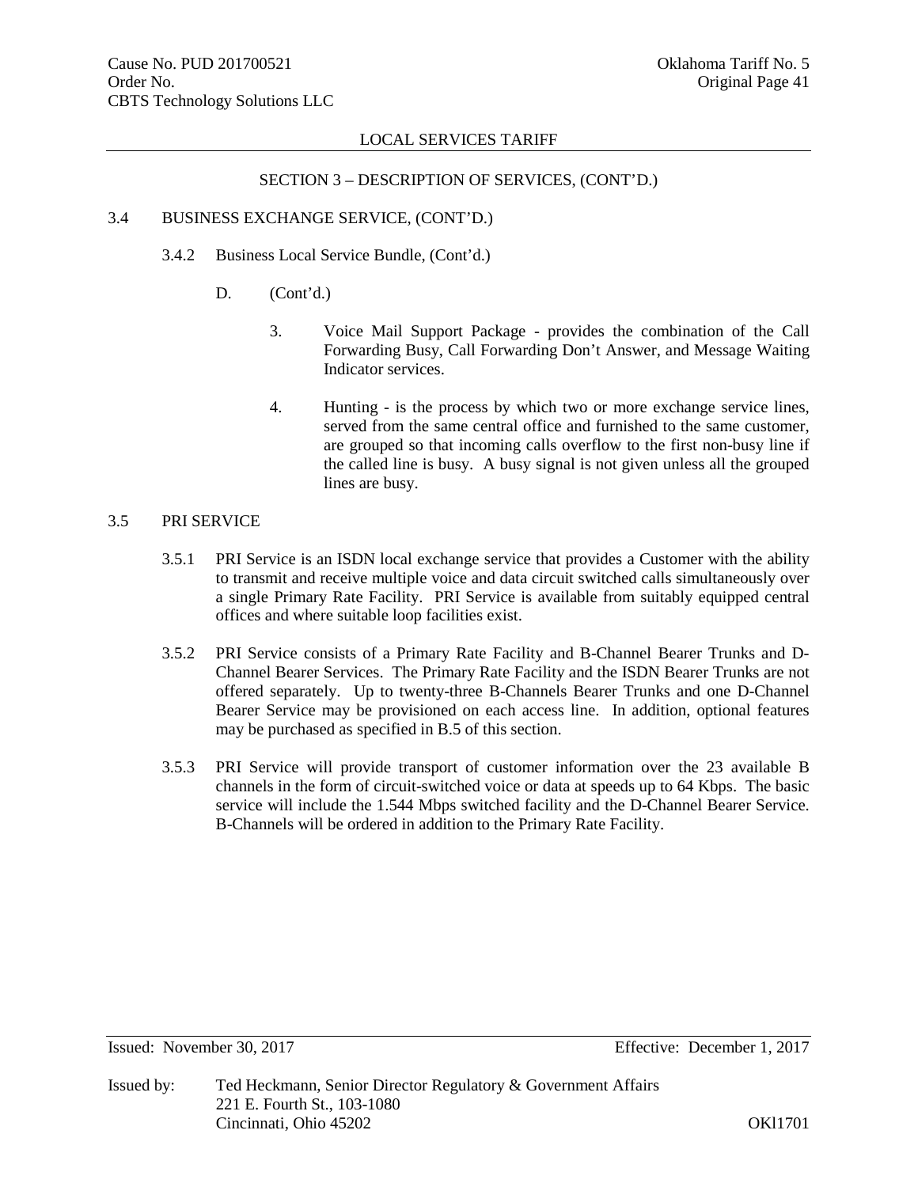LOCAL SERVICES TARIFF

SECTION 3 – DESCRIPTION OF SERVICES, (CONT'D.)

3.4 BUSINESS EXCHANGE SERVICE, (CONT'D.)

3.4.2 Business Local Service Bundle, (Cont'd.)

D. (Cont'd.)

3. Voice Mail Support Package - provides the combination of the Call Forwarding Busy, Call Forwarding Don't Answer, and Message Waiting Indicator services.

4. Hunting - is the process by which two or more exchange service lines, served from the same central office and furnished to the same customer, are grouped so that incoming calls overflow to the first non-busy line if the called line is busy. A busy signal is not given unless all the grouped lines are busy.

3.5 PRI SERVICE

3.5.1 PRI Service is an ISDN local exchange service that provides a Customer with the ability to transmit and receive multiple voice and data circuit switched calls simultaneously over a single Primary Rate Facility. PRI Service is available from suitably equipped central offices and where suitable loop facilities exist.

3.5.2 PRI Service consists of a Primary Rate Facility and B-Channel Bearer Trunks and D-Channel Bearer Services. The Primary Rate Facility and the ISDN Bearer Trunks are not offered separately. Up to twenty-three B-Channels Bearer Trunks and one D-Channel Bearer Service may be provisioned on each access line. In addition, optional features may be purchased as specified in B.5 of this section.

3.5.3 PRI Service will provide transport of customer information over the 23 available B channels in the form of circuit-switched voice or data at speeds up to 64 Kbps. The basic service will include the 1.544 Mbps switched facility and the D-Channel Bearer Service. B-Channels will be ordered in addition to the Primary Rate Facility.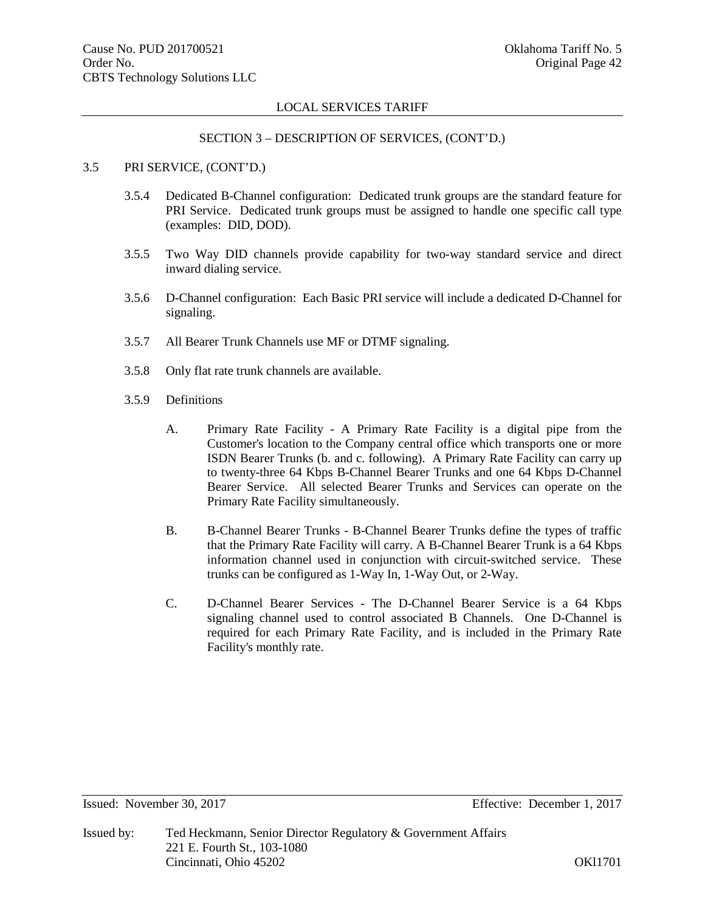LOCAL SERVICES TARIFF

SECTION 3 – DESCRIPTION OF SERVICES, (CONT'D.)

3.5 PRI SERVICE, (CONT'D.)

3.5.4 Dedicated B-Channel configuration: Dedicated trunk groups are the standard feature for PRI Service. Dedicated trunk groups must be assigned to handle one specific call type (examples: DID, DOD).

3.5.5 Two Way DID channels provide capability for two-way standard service and direct inward dialing service.

3.5.6 D-Channel configuration: Each Basic PRI service will include a dedicated D-Channel for signaling.

3.5.7 All Bearer Trunk Channels use MF or DTMF signaling.

3.5.8 Only flat rate trunk channels are available.

3.5.9 Definitions

A. Primary Rate Facility - A Primary Rate Facility is a digital pipe from the Customer's location to the Company central office which transports one or more ISDN Bearer Trunks (b. and c. following). A Primary Rate Facility can carry up to twenty-three 64 Kbps B-Channel Bearer Trunks and one 64 Kbps D-Channel Bearer Service. All selected Bearer Trunks and Services can operate on the Primary Rate Facility simultaneously.

B. B-Channel Bearer Trunks - B-Channel Bearer Trunks define the types of traffic that the Primary Rate Facility will carry. A B-Channel Bearer Trunk is a 64 Kbps information channel used in conjunction with circuit-switched service. These trunks can be configured as 1-Way In, 1-Way Out, or 2-Way.

C. D-Channel Bearer Services - The D-Channel Bearer Service is a 64 Kbps signaling channel used to control associated B Channels. One D-Channel is required for each Primary Rate Facility, and is included in the Primary Rate Facility's monthly rate.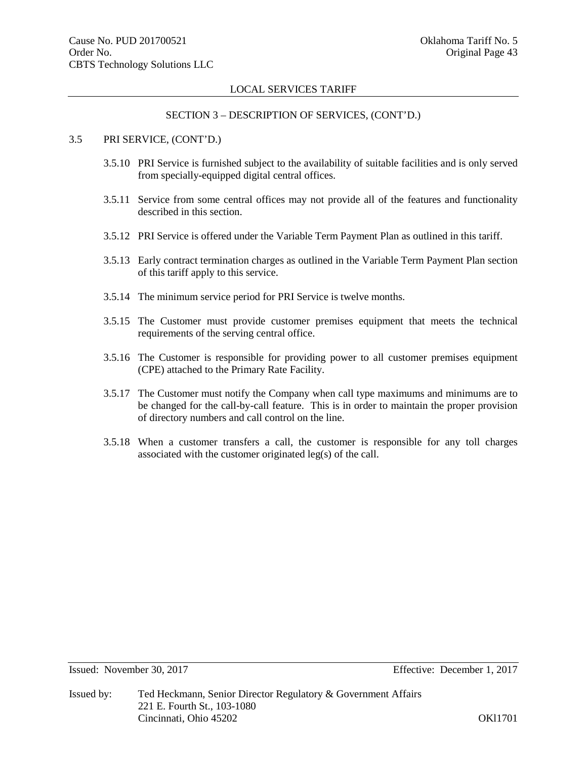## SECTION 3 – DESCRIPTION OF SERVICES, (CONT'D.)

### 3.5 PRI SERVICE, (CONT'D.)

3.5.10 PRI Service is furnished subject to the availability of suitable facilities and is only served from specially-equipped digital central offices.

3.5.11 Service from some central offices may not provide all of the features and functionality described in this section.

3.5.12 PRI Service is offered under the Variable Term Payment Plan as outlined in this tariff.

3.5.13 Early contract termination charges as outlined in the Variable Term Payment Plan section of this tariff apply to this service.

3.5.14 The minimum service period for PRI Service is twelve months.

3.5.15 The Customer must provide customer premises equipment that meets the technical requirements of the serving central office.

3.5.16 The Customer is responsible for providing power to all customer premises equipment (CPE) attached to the Primary Rate Facility.

3.5.17 The Customer must notify the Company when call type maximums and minimums are to be changed for the call-by-call feature. This is in order to maintain the proper provision of directory numbers and call control on the line.

3.5.18 When a customer transfers a call, the customer is responsible for any toll charges associated with the customer originated leg(s) of the call.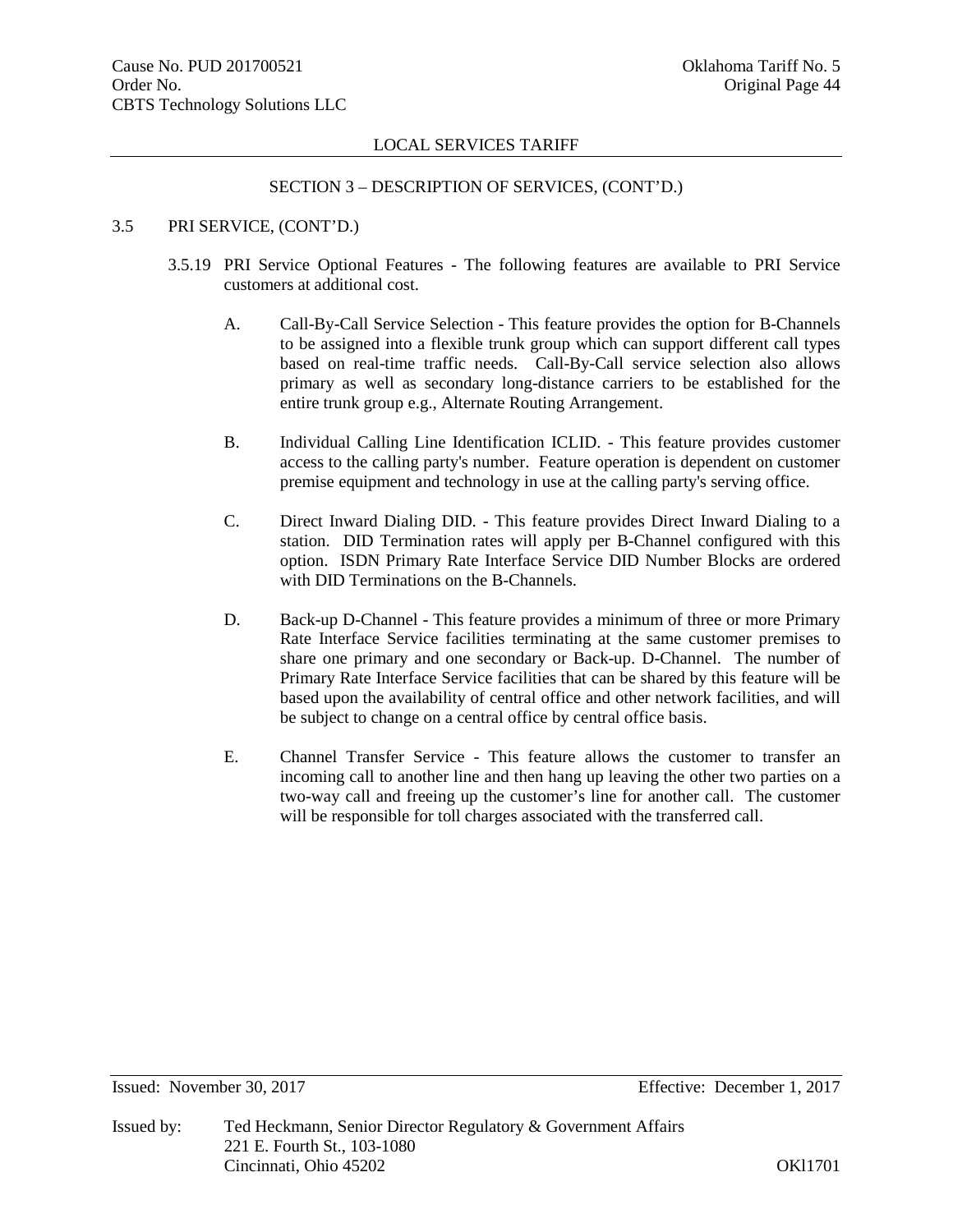## SECTION 3 – DESCRIPTION OF SERVICES, (CONT'D.)

3.5 PRI SERVICE, (CONT'D.)

3.5.19 PRI Service Optional Features - The following features are available to PRI Service customers at additional cost.

A. Call-By-Call Service Selection - This feature provides the option for B-Channels to be assigned into a flexible trunk group which can support different call types based on real-time traffic needs. Call-By-Call service selection also allows primary as well as secondary long-distance carriers to be established for the entire trunk group e.g., Alternate Routing Arrangement.

B. Individual Calling Line Identification ICLID. - This feature provides customer access to the calling party's number. Feature operation is dependent on customer premise equipment and technology in use at the calling party's serving office.

C. Direct Inward Dialing DID. - This feature provides Direct Inward Dialing to a station. DID Termination rates will apply per B-Channel configured with this option. ISDN Primary Rate Interface Service DID Number Blocks are ordered with DID Terminations on the B-Channels.

D. Back-up D-Channel - This feature provides a minimum of three or more Primary Rate Interface Service facilities terminating at the same customer premises to share one primary and one secondary or Back-up. D-Channel. The number of Primary Rate Interface Service facilities that can be shared by this feature will be based upon the availability of central office and other network facilities, and will be subject to change on a central office by central office basis.

E. Channel Transfer Service - This feature allows the customer to transfer an incoming call to another line and then hang up leaving the other two parties on a two-way call and freeing up the customer's line for another call. The customer will be responsible for toll charges associated with the transferred call.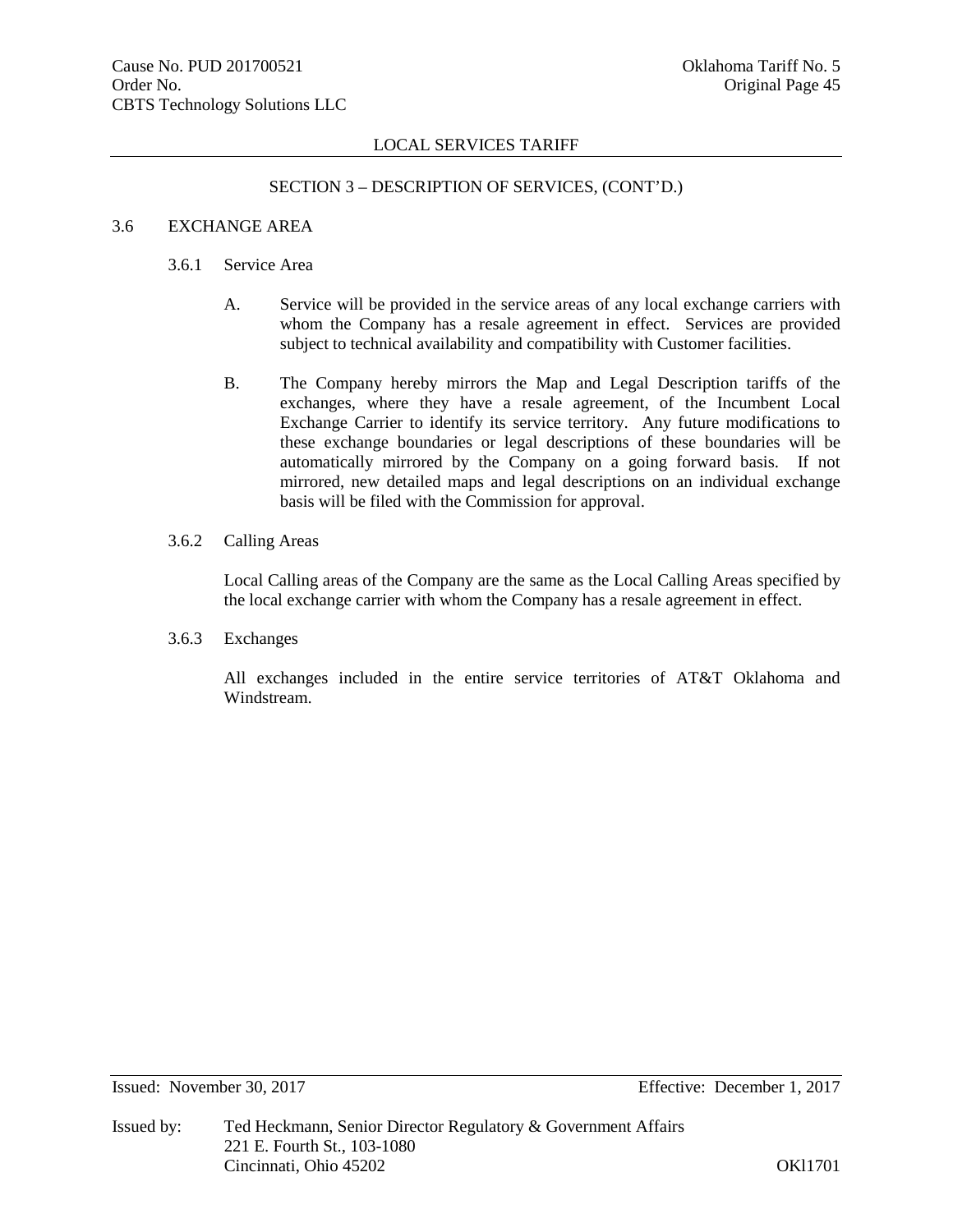LOCAL SERVICES TARIFF

SECTION 3 – DESCRIPTION OF SERVICES, (CONT'D.)

## 3.6 EXCHANGE AREA

### 3.6.1 Service Area

A. Service will be provided in the service areas of any local exchange carriers with whom the Company has a resale agreement in effect. Services are provided subject to technical availability and compatibility with Customer facilities.

B. The Company hereby mirrors the Map and Legal Description tariffs of the exchanges, where they have a resale agreement, of the Incumbent Local Exchange Carrier to identify its service territory. Any future modifications to these exchange boundaries or legal descriptions of these boundaries will be automatically mirrored by the Company on a going forward basis. If not mirrored, new detailed maps and legal descriptions on an individual exchange basis will be filed with the Commission for approval.

### 3.6.2 Calling Areas

Local Calling areas of the Company are the same as the Local Calling Areas specified by the local exchange carrier with whom the Company has a resale agreement in effect.

### 3.6.3 Exchanges

All exchanges included in the entire service territories of AT&T Oklahoma and Windstream.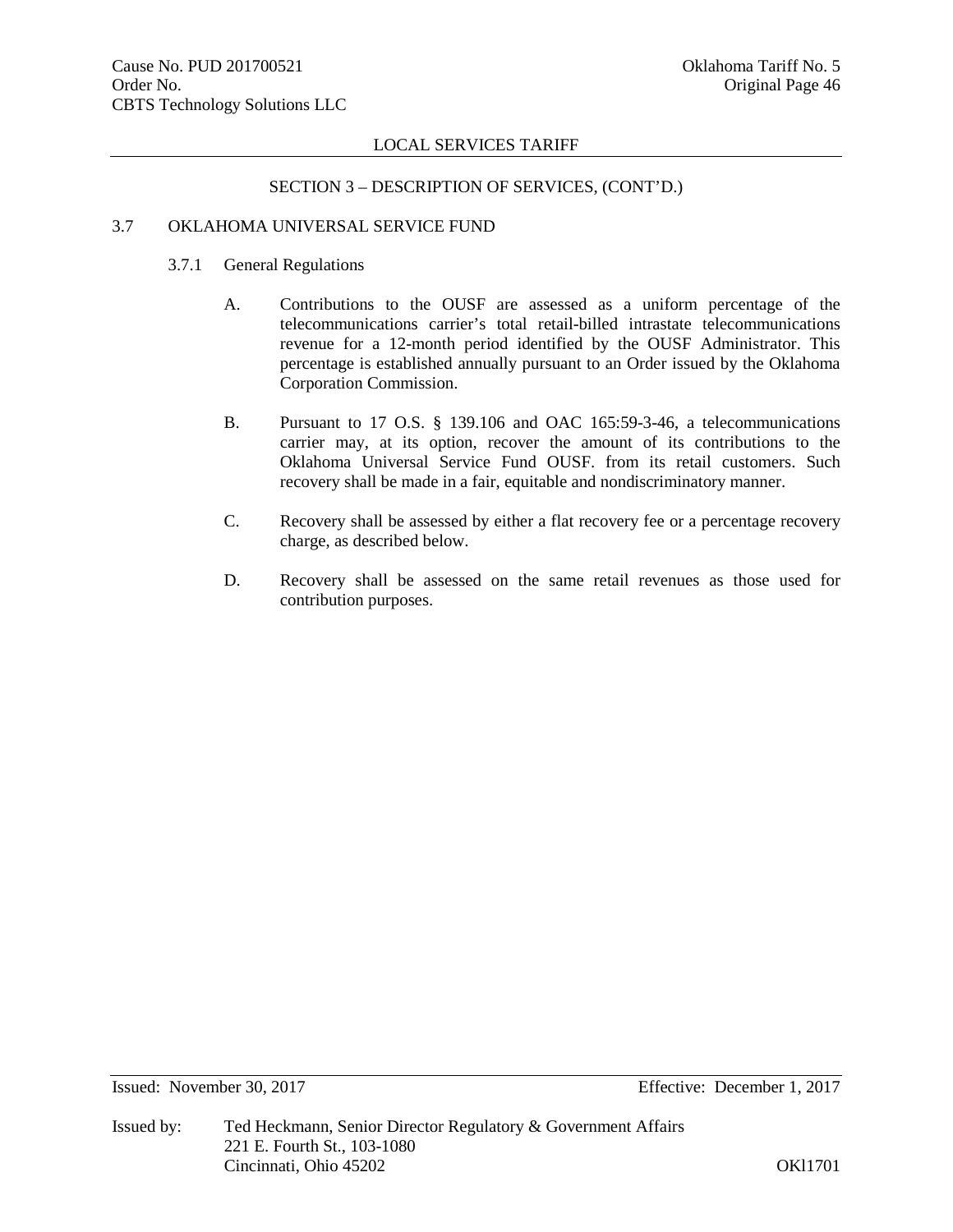LOCAL SERVICES TARIFF

SECTION 3 – DESCRIPTION OF SERVICES, (CONT'D.)

## 3.7 OKLAHOMA UNIVERSAL SERVICE FUND

### 3.7.1 General Regulations

A. Contributions to the OUSF are assessed as a uniform percentage of the telecommunications carrier's total retail-billed intrastate telecommunications revenue for a 12-month period identified by the OUSF Administrator. This percentage is established annually pursuant to an Order issued by the Oklahoma Corporation Commission.

B. Pursuant to 17 O.S. § 139.106 and OAC 165:59-3-46, a telecommunications carrier may, at its option, recover the amount of its contributions to the Oklahoma Universal Service Fund OUSF. from its retail customers. Such recovery shall be made in a fair, equitable and nondiscriminatory manner.

C. Recovery shall be assessed by either a flat recovery fee or a percentage recovery charge, as described below.

D. Recovery shall be assessed on the same retail revenues as those used for contribution purposes.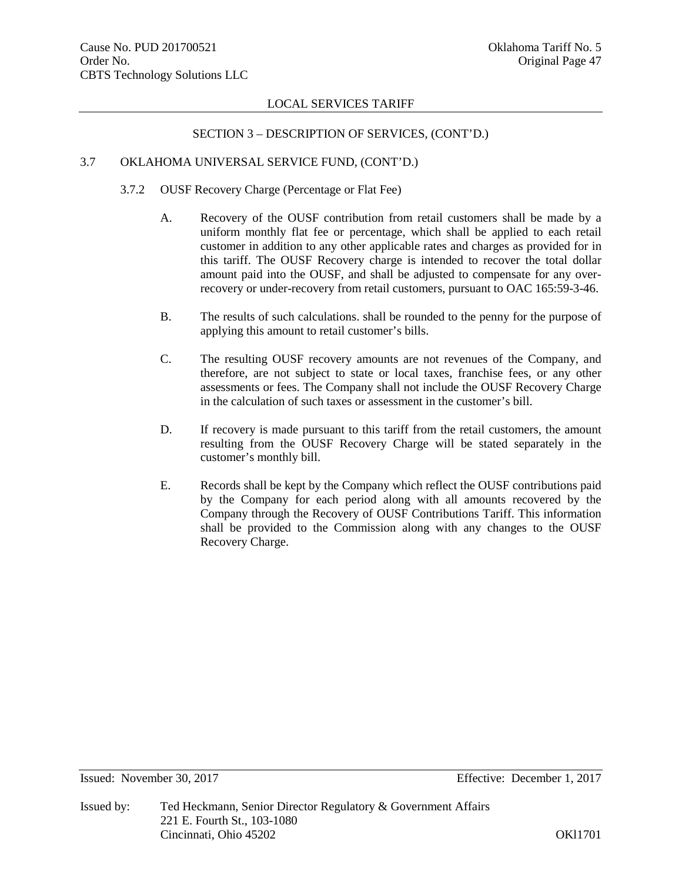## SECTION 3 – DESCRIPTION OF SERVICES, (CONT'D.)

### 3.7 OKLAHOMA UNIVERSAL SERVICE FUND, (CONT'D.)

#### 3.7.2 OUSF Recovery Charge (Percentage or Flat Fee)

A. Recovery of the OUSF contribution from retail customers shall be made by a uniform monthly flat fee or percentage, which shall be applied to each retail customer in addition to any other applicable rates and charges as provided for in this tariff. The OUSF Recovery charge is intended to recover the total dollar amount paid into the OUSF, and shall be adjusted to compensate for any over-recovery or under-recovery from retail customers, pursuant to OAC 165:59-3-46.

B. The results of such calculations. shall be rounded to the penny for the purpose of applying this amount to retail customer's bills.

C. The resulting OUSF recovery amounts are not revenues of the Company, and therefore, are not subject to state or local taxes, franchise fees, or any other assessments or fees. The Company shall not include the OUSF Recovery Charge in the calculation of such taxes or assessment in the customer's bill.

D. If recovery is made pursuant to this tariff from the retail customers, the amount resulting from the OUSF Recovery Charge will be stated separately in the customer's monthly bill.

E. Records shall be kept by the Company which reflect the OUSF contributions paid by the Company for each period along with all amounts recovered by the Company through the Recovery of OUSF Contributions Tariff. This information shall be provided to the Commission along with any changes to the OUSF Recovery Charge.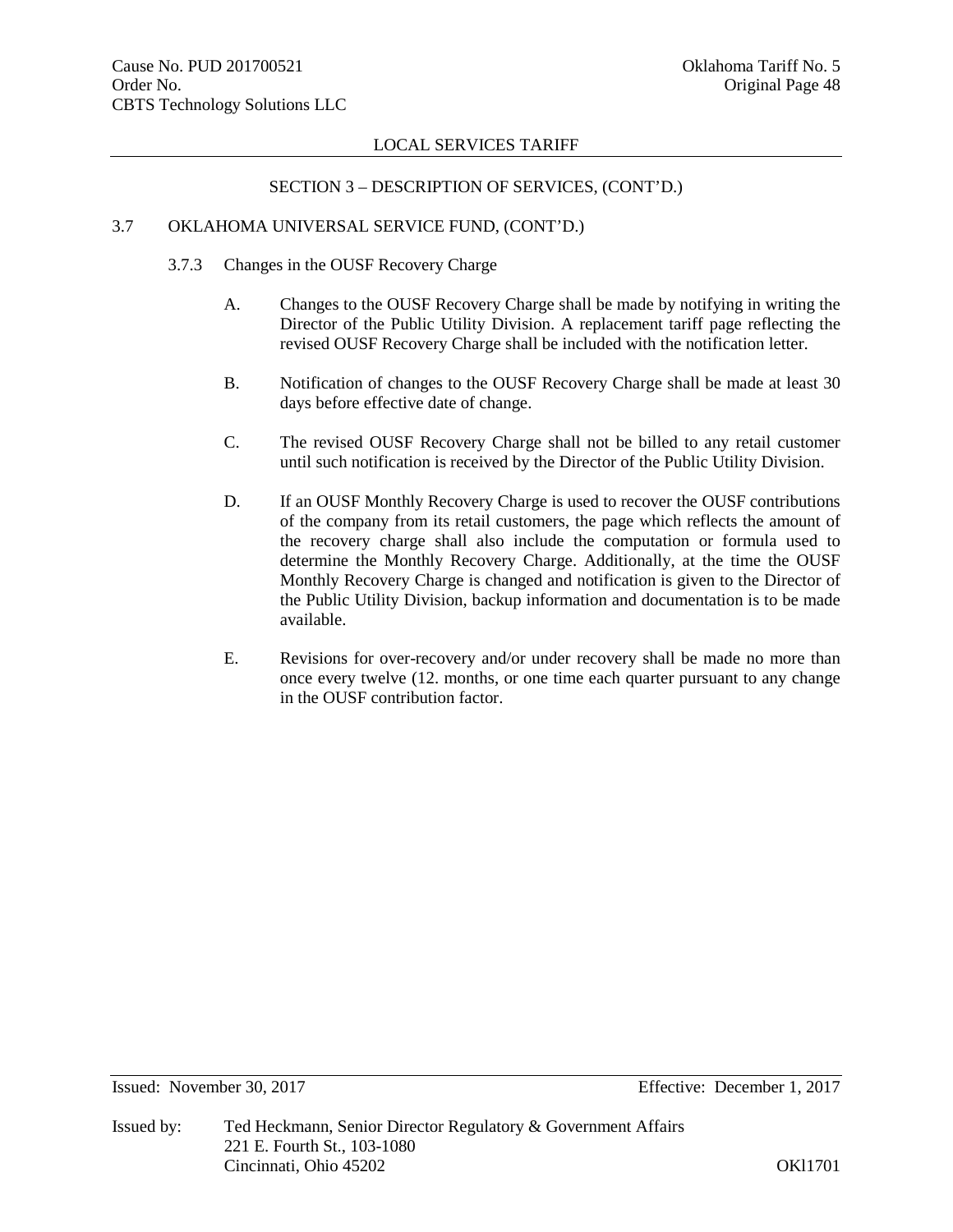LOCAL SERVICES TARIFF

SECTION 3 – DESCRIPTION OF SERVICES, (CONT'D.)

3.7 OKLAHOMA UNIVERSAL SERVICE FUND, (CONT'D.)

3.7.3 Changes in the OUSF Recovery Charge

A. Changes to the OUSF Recovery Charge shall be made by notifying in writing the Director of the Public Utility Division. A replacement tariff page reflecting the revised OUSF Recovery Charge shall be included with the notification letter.

B. Notification of changes to the OUSF Recovery Charge shall be made at least 30 days before effective date of change.

C. The revised OUSF Recovery Charge shall not be billed to any retail customer until such notification is received by the Director of the Public Utility Division.

D. If an OUSF Monthly Recovery Charge is used to recover the OUSF contributions of the company from its retail customers, the page which reflects the amount of the recovery charge shall also include the computation or formula used to determine the Monthly Recovery Charge. Additionally, at the time the OUSF Monthly Recovery Charge is changed and notification is given to the Director of the Public Utility Division, backup information and documentation is to be made available.

E. Revisions for over-recovery and/or under recovery shall be made no more than once every twelve (12. months, or one time each quarter pursuant to any change in the OUSF contribution factor.

Issued: November 30, 2017 Effective: December 1, 2017

Issued by: Ted Heckmann, Senior Director Regulatory & Government Affairs
221 E. Fourth St., 103-1080
Cincinnati, Ohio 45202 OKl1701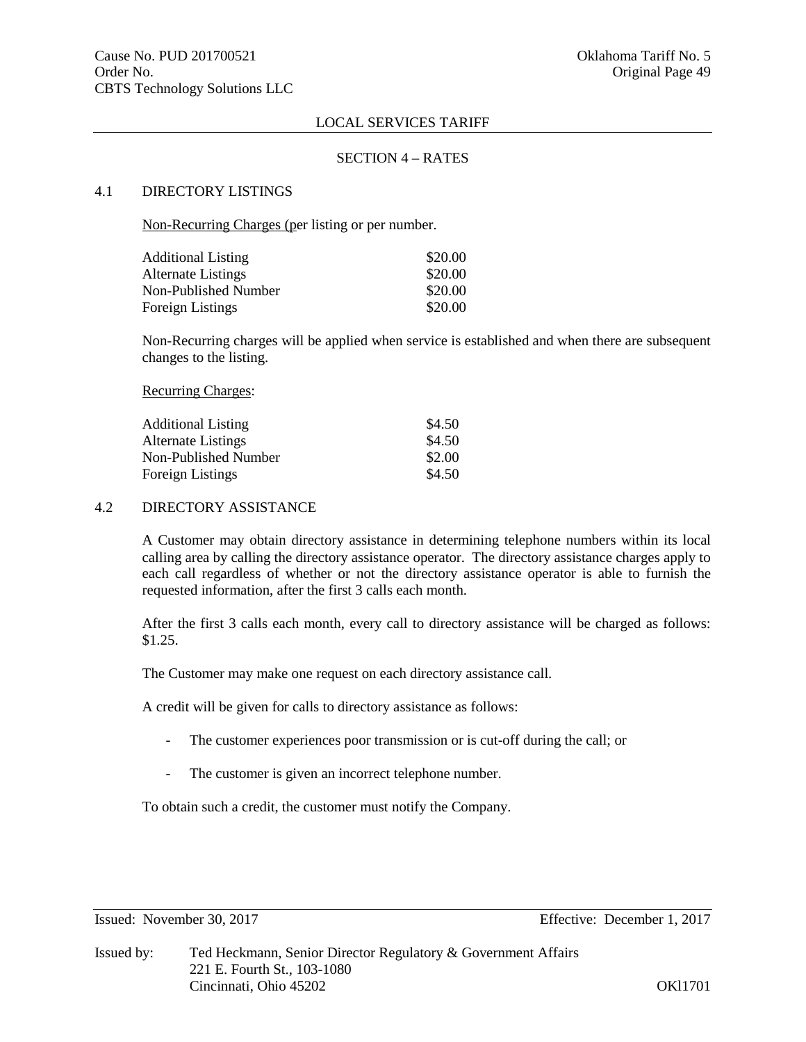LOCAL SERVICES TARIFF

SECTION 4 – RATES

## 4.1 DIRECTORY LISTINGS

Non-Recurring Charges (per listing or per number.

| | |
|---|---|
| Additional Listing | \$20.00 |
| Alternate Listings | \$20.00 |
| Non-Published Number | \$20.00 |
| Foreign Listings | \$20.00 |

Non-Recurring charges will be applied when service is established and when there are subsequent changes to the listing.

Recurring Charges:

| | |
|---|---|
| Additional Listing | \$4.50 |
| Alternate Listings | \$4.50 |
| Non-Published Number | \$2.00 |
| Foreign Listings | \$4.50 |

## 4.2 DIRECTORY ASSISTANCE

A Customer may obtain directory assistance in determining telephone numbers within its local calling area by calling the directory assistance operator. The directory assistance charges apply to each call regardless of whether or not the directory assistance operator is able to furnish the requested information, after the first 3 calls each month.

After the first 3 calls each month, every call to directory assistance will be charged as follows: \$1.25.

The Customer may make one request on each directory assistance call.

A credit will be given for calls to directory assistance as follows:

- The customer experiences poor transmission or is cut-off during the call; or
- The customer is given an incorrect telephone number.

To obtain such a credit, the customer must notify the Company.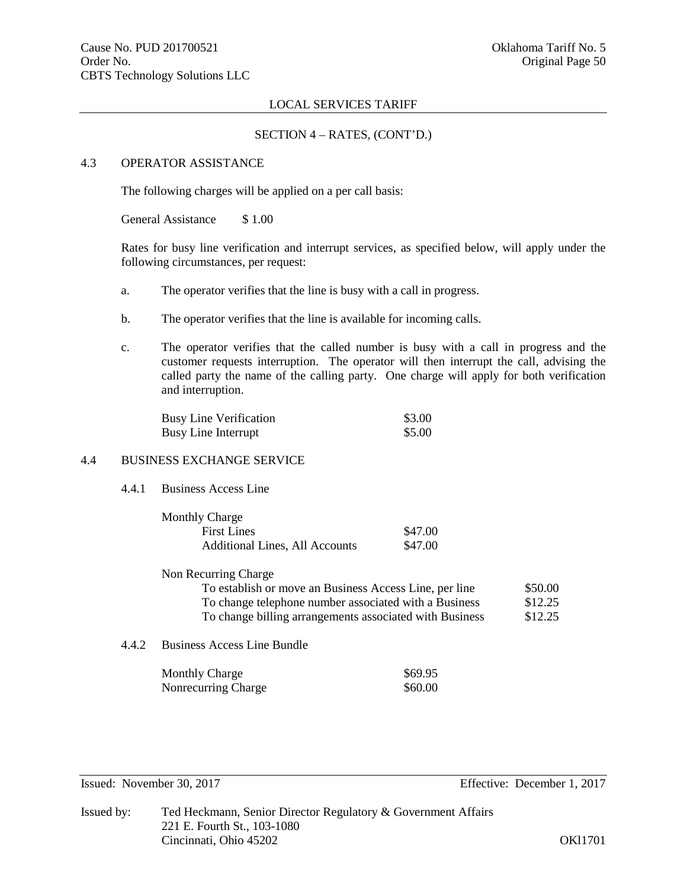## SECTION 4 – RATES, (CONT'D.)

### 4.3 OPERATOR ASSISTANCE

The following charges will be applied on a per call basis:

General Assistance $ 1.00

Rates for busy line verification and interrupt services, as specified below, will apply under the following circumstances, per request:

a. The operator verifies that the line is busy with a call in progress.

b. The operator verifies that the line is available for incoming calls.

c. The operator verifies that the called number is busy with a call in progress and the customer requests interruption. The operator will then interrupt the call, advising the called party the name of the calling party. One charge will apply for both verification and interruption.

| | |
|---|---|
| Busy Line Verification | $3.00 |
| Busy Line Interrupt | $5.00 |

### 4.4 BUSINESS EXCHANGE SERVICE

#### 4.4.1 Business Access Line

| Monthly Charge | |
|---|---|
| First Lines | $47.00 |
| Additional Lines, All Accounts | $47.00 |

| Non Recurring Charge | |
|---|---|
| To establish or move an Business Access Line, per line | $50.00 |
| To change telephone number associated with a Business | $12.25 |
| To change billing arrangements associated with Business | $12.25 |

#### 4.4.2 Business Access Line Bundle

| | |
|---|---|
| Monthly Charge | $69.95 |
| Nonrecurring Charge | $60.00 |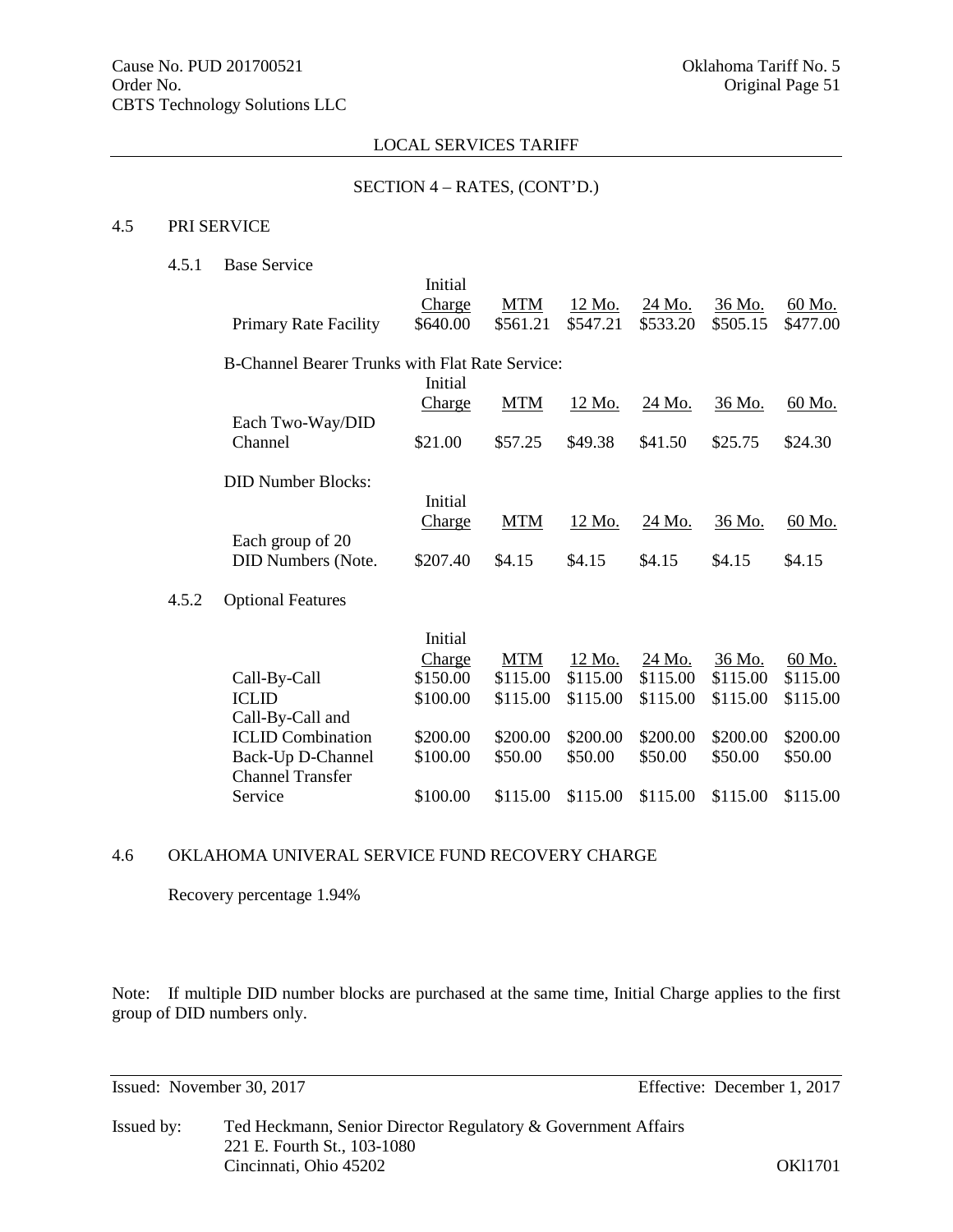Cause No. PUD 201700521
Order No.
CBTS Technology Solutions LLC

Oklahoma Tariff No. 5
Original Page 51

LOCAL SERVICES TARIFF

SECTION 4 – RATES, (CONT'D.)

## 4.5 PRI SERVICE

### 4.5.1 Base Service

| | Initial Charge | MTM | 12 Mo. | 24 Mo. | 36 Mo. | 60 Mo. |
|---|---|---|---|---|---|---|
| Primary Rate Facility | $640.00 | $561.21 | $547.21 | $533.20 | $505.15 | $477.00 |

B-Channel Bearer Trunks with Flat Rate Service:

| | Initial Charge | MTM | 12 Mo. | 24 Mo. | 36 Mo. | 60 Mo. |
|---|---|---|---|---|---|---|
| Each Two-Way/DID Channel | $21.00 | $57.25 | $49.38 | $41.50 | $25.75 | $24.30 |

DID Number Blocks:

| | Initial Charge | MTM | 12 Mo. | 24 Mo. | 36 Mo. | 60 Mo. |
|---|---|---|---|---|---|---|
| Each group of 20 DID Numbers (Note. | $207.40 | $4.15 | $4.15 | $4.15 | $4.15 | $4.15 |

### 4.5.2 Optional Features

| | Initial Charge | MTM | 12 Mo. | 24 Mo. | 36 Mo. | 60 Mo. |
|---|---|---|---|---|---|---|
| Call-By-Call | $150.00 | $115.00 | $115.00 | $115.00 | $115.00 | $115.00 |
| ICLID | $100.00 | $115.00 | $115.00 | $115.00 | $115.00 | $115.00 |
| Call-By-Call and ICLID Combination | $200.00 | $200.00 | $200.00 | $200.00 | $200.00 | $200.00 |
| Back-Up D-Channel | $100.00 | $50.00 | $50.00 | $50.00 | $50.00 | $50.00 |
| Channel Transfer Service | $100.00 | $115.00 | $115.00 | $115.00 | $115.00 | $115.00 |

## 4.6 OKLAHOMA UNIVERAL SERVICE FUND RECOVERY CHARGE

Recovery percentage 1.94%

Note: If multiple DID number blocks are purchased at the same time, Initial Charge applies to the first group of DID numbers only.

Issued: November 30, 2017 Effective: December 1, 2017

Issued by: Ted Heckmann, Senior Director Regulatory & Government Affairs
221 E. Fourth St., 103-1080
Cincinnati, Ohio 45202

OKl1701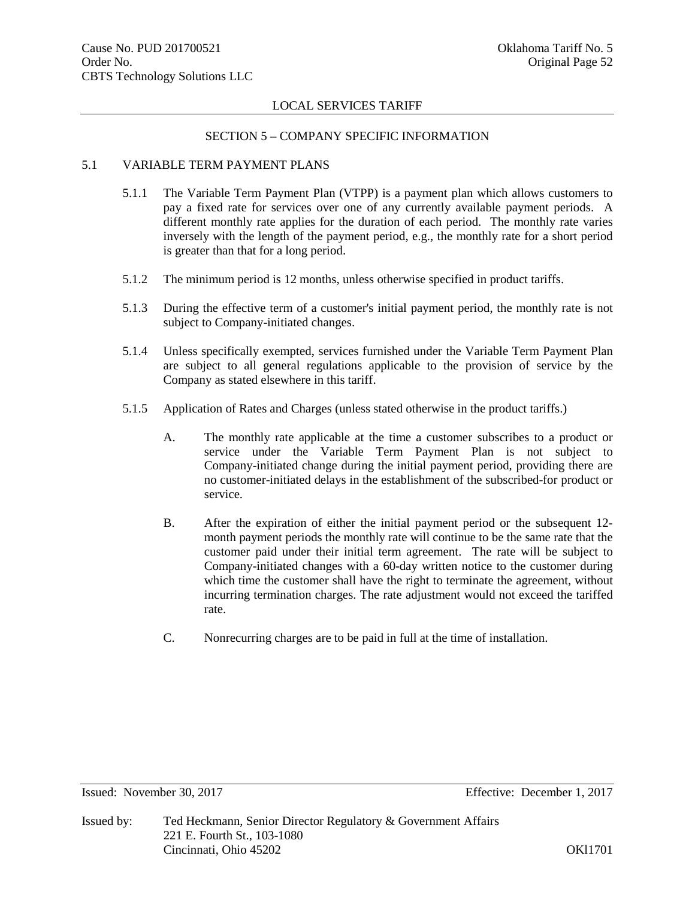## SECTION 5 – COMPANY SPECIFIC INFORMATION

### 5.1 VARIABLE TERM PAYMENT PLANS

5.1.1 The Variable Term Payment Plan (VTPP) is a payment plan which allows customers to pay a fixed rate for services over one of any currently available payment periods. A different monthly rate applies for the duration of each period. The monthly rate varies inversely with the length of the payment period, e.g., the monthly rate for a short period is greater than that for a long period.

5.1.2 The minimum period is 12 months, unless otherwise specified in product tariffs.

5.1.3 During the effective term of a customer's initial payment period, the monthly rate is not subject to Company-initiated changes.

5.1.4 Unless specifically exempted, services furnished under the Variable Term Payment Plan are subject to all general regulations applicable to the provision of service by the Company as stated elsewhere in this tariff.

5.1.5 Application of Rates and Charges (unless stated otherwise in the product tariffs.)

A. The monthly rate applicable at the time a customer subscribes to a product or service under the Variable Term Payment Plan is not subject to Company-initiated change during the initial payment period, providing there are no customer-initiated delays in the establishment of the subscribed-for product or service.

B. After the expiration of either the initial payment period or the subsequent 12-month payment periods the monthly rate will continue to be the same rate that the customer paid under their initial term agreement. The rate will be subject to Company-initiated changes with a 60-day written notice to the customer during which time the customer shall have the right to terminate the agreement, without incurring termination charges. The rate adjustment would not exceed the tariffed rate.

C. Nonrecurring charges are to be paid in full at the time of installation.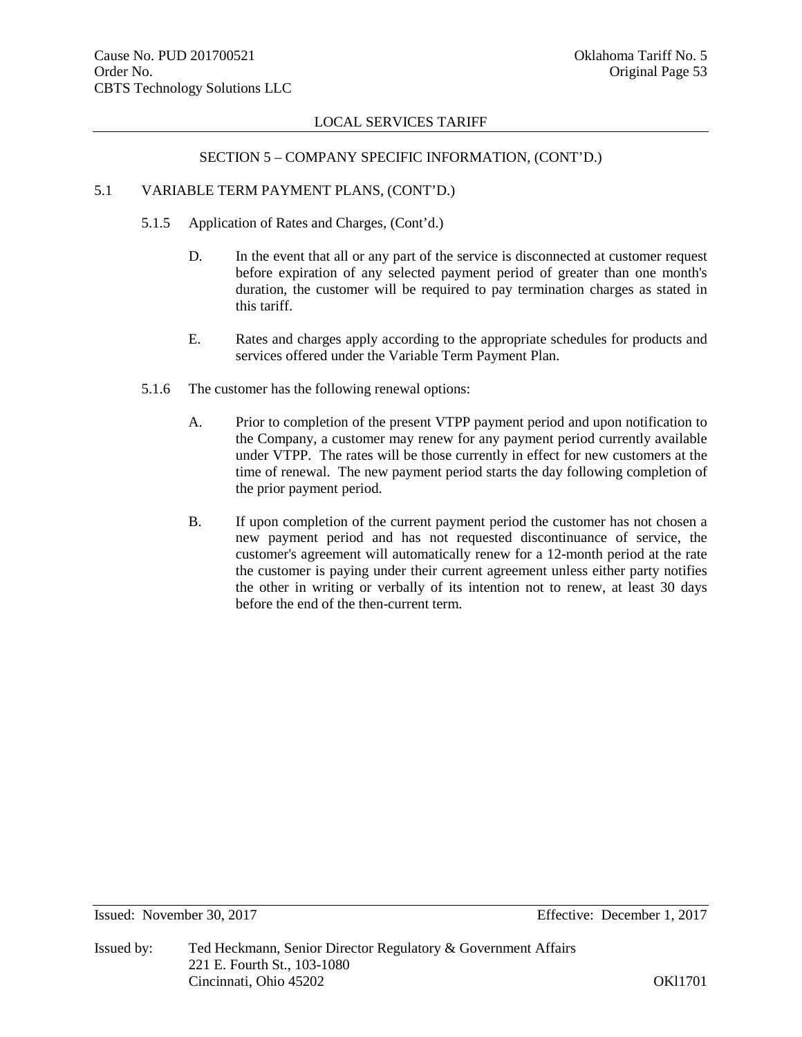LOCAL SERVICES TARIFF

SECTION 5 – COMPANY SPECIFIC INFORMATION, (CONT'D.)

5.1 VARIABLE TERM PAYMENT PLANS, (CONT'D.)

5.1.5 Application of Rates and Charges, (Cont'd.)

D. In the event that all or any part of the service is disconnected at customer request before expiration of any selected payment period of greater than one month's duration, the customer will be required to pay termination charges as stated in this tariff.

E. Rates and charges apply according to the appropriate schedules for products and services offered under the Variable Term Payment Plan.

5.1.6 The customer has the following renewal options:

A. Prior to completion of the present VTPP payment period and upon notification to the Company, a customer may renew for any payment period currently available under VTPP. The rates will be those currently in effect for new customers at the time of renewal. The new payment period starts the day following completion of the prior payment period.

B. If upon completion of the current payment period the customer has not chosen a new payment period and has not requested discontinuance of service, the customer's agreement will automatically renew for a 12-month period at the rate the customer is paying under their current agreement unless either party notifies the other in writing or verbally of its intention not to renew, at least 30 days before the end of the then-current term.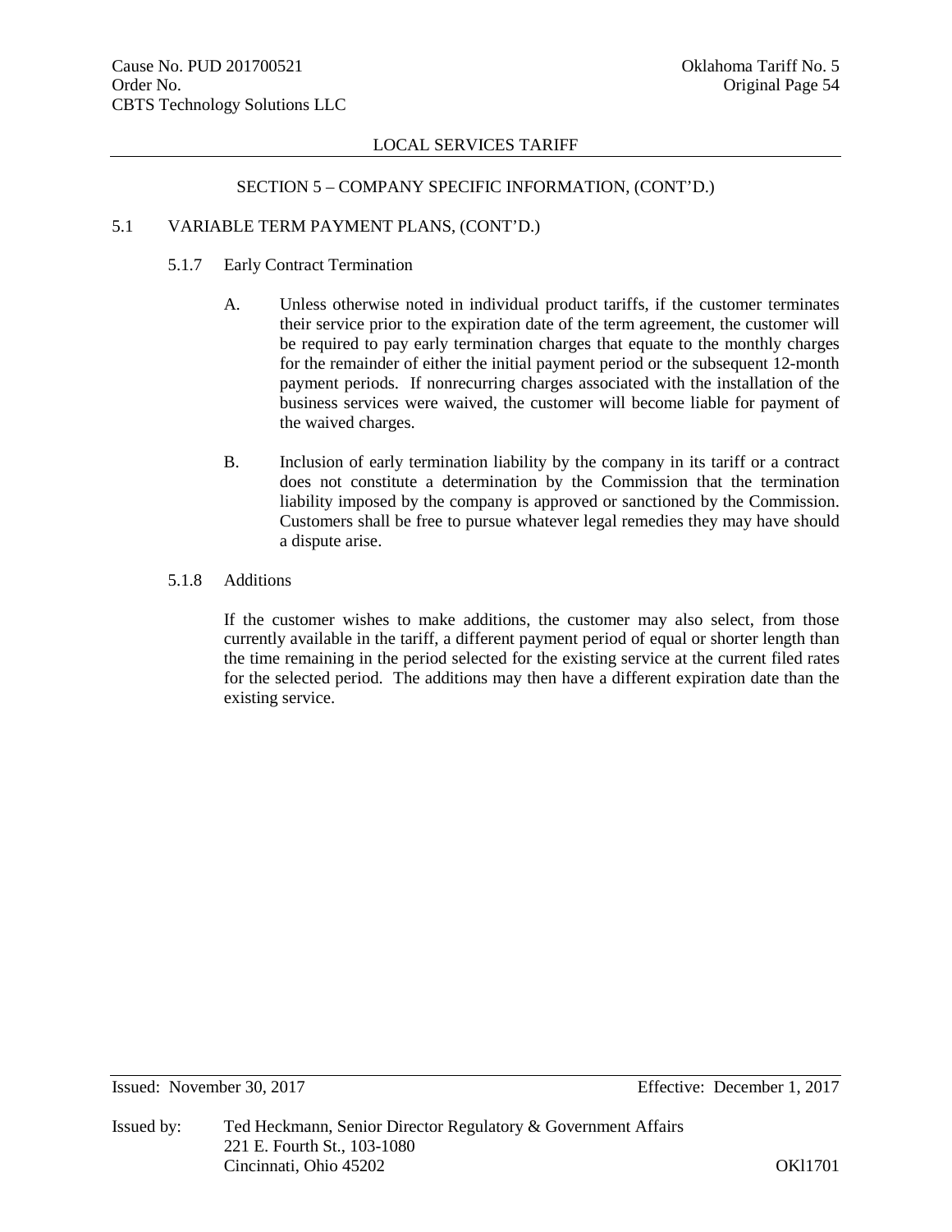## SECTION 5 – COMPANY SPECIFIC INFORMATION, (CONT'D.)

### 5.1 VARIABLE TERM PAYMENT PLANS, (CONT'D.)

#### 5.1.7 Early Contract Termination

A. Unless otherwise noted in individual product tariffs, if the customer terminates their service prior to the expiration date of the term agreement, the customer will be required to pay early termination charges that equate to the monthly charges for the remainder of either the initial payment period or the subsequent 12-month payment periods. If nonrecurring charges associated with the installation of the business services were waived, the customer will become liable for payment of the waived charges.

B. Inclusion of early termination liability by the company in its tariff or a contract does not constitute a determination by the Commission that the termination liability imposed by the company is approved or sanctioned by the Commission. Customers shall be free to pursue whatever legal remedies they may have should a dispute arise.

#### 5.1.8 Additions

If the customer wishes to make additions, the customer may also select, from those currently available in the tariff, a different payment period of equal or shorter length than the time remaining in the period selected for the existing service at the current filed rates for the selected period. The additions may then have a different expiration date than the existing service.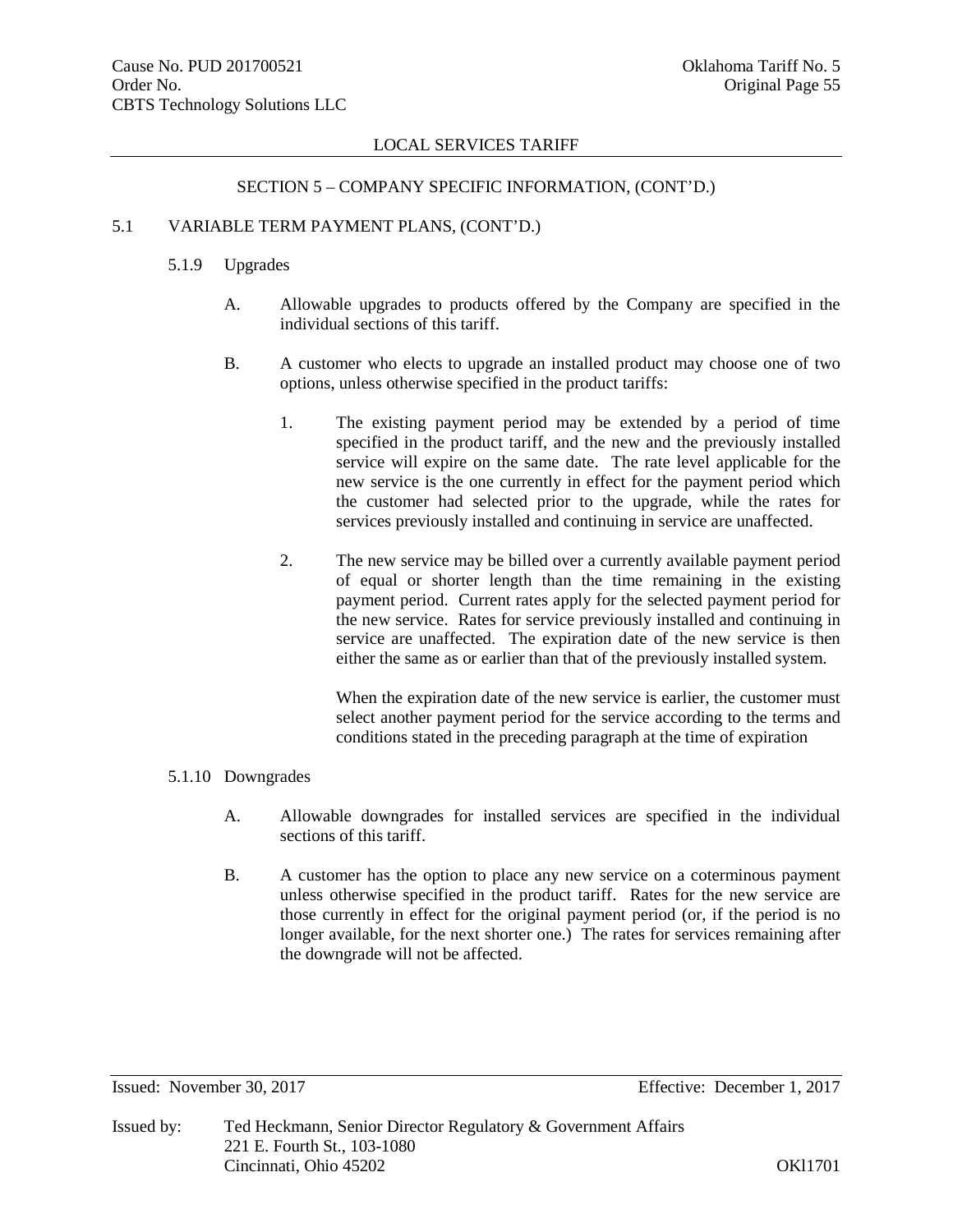LOCAL SERVICES TARIFF

SECTION 5 – COMPANY SPECIFIC INFORMATION, (CONT'D.)

5.1 VARIABLE TERM PAYMENT PLANS, (CONT'D.)

5.1.9 Upgrades

A. Allowable upgrades to products offered by the Company are specified in the individual sections of this tariff.

B. A customer who elects to upgrade an installed product may choose one of two options, unless otherwise specified in the product tariffs:

1. The existing payment period may be extended by a period of time specified in the product tariff, and the new and the previously installed service will expire on the same date. The rate level applicable for the new service is the one currently in effect for the payment period which the customer had selected prior to the upgrade, while the rates for services previously installed and continuing in service are unaffected.

2. The new service may be billed over a currently available payment period of equal or shorter length than the time remaining in the existing payment period. Current rates apply for the selected payment period for the new service. Rates for service previously installed and continuing in service are unaffected. The expiration date of the new service is then either the same as or earlier than that of the previously installed system.

   When the expiration date of the new service is earlier, the customer must select another payment period for the service according to the terms and conditions stated in the preceding paragraph at the time of expiration

5.1.10 Downgrades

A. Allowable downgrades for installed services are specified in the individual sections of this tariff.

B. A customer has the option to place any new service on a coterminous payment unless otherwise specified in the product tariff. Rates for the new service are those currently in effect for the original payment period (or, if the period is no longer available, for the next shorter one.) The rates for services remaining after the downgrade will not be affected.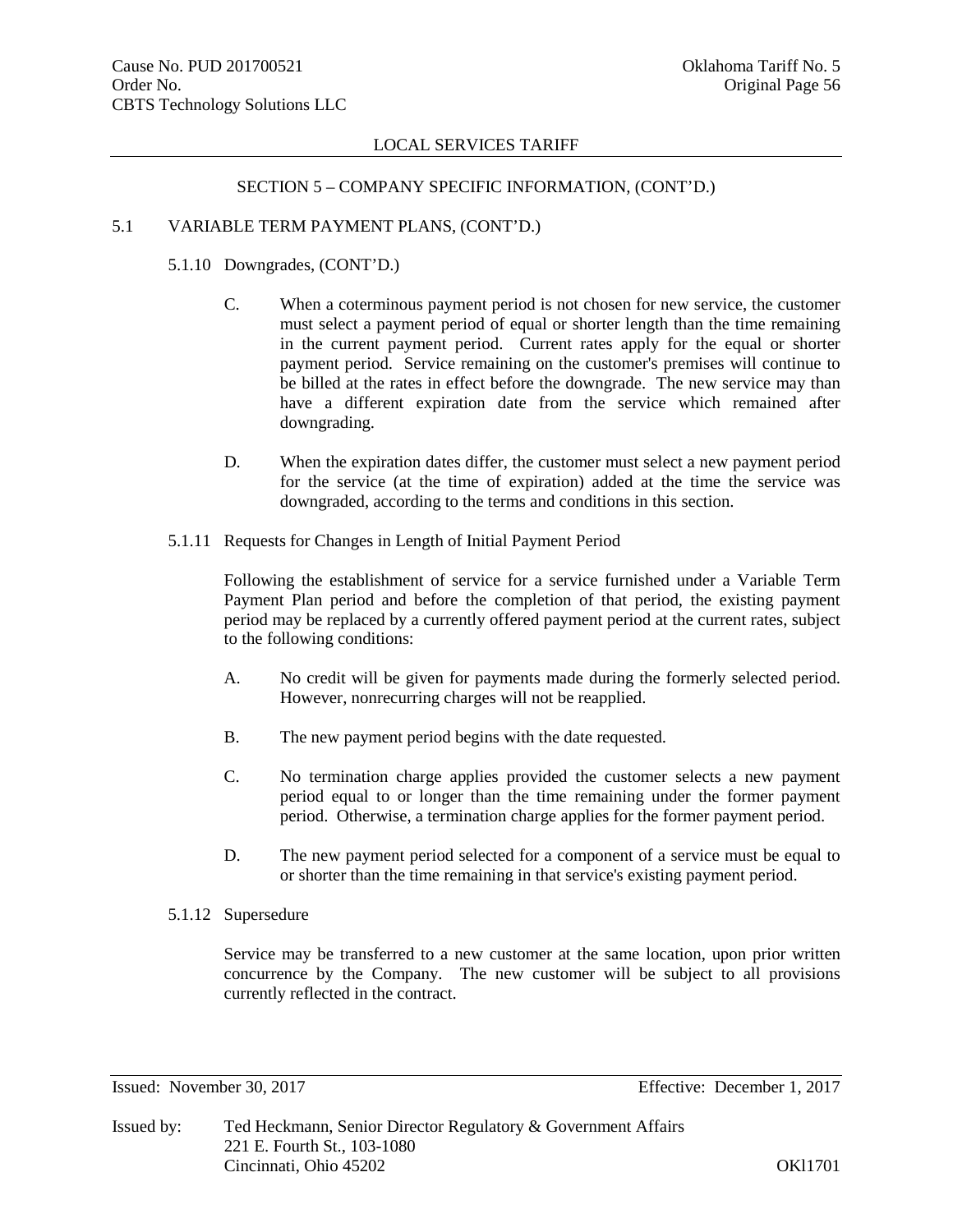LOCAL SERVICES TARIFF

SECTION 5 – COMPANY SPECIFIC INFORMATION, (CONT'D.)

5.1 VARIABLE TERM PAYMENT PLANS, (CONT'D.)

5.1.10 Downgrades, (CONT'D.)

C. When a coterminous payment period is not chosen for new service, the customer must select a payment period of equal or shorter length than the time remaining in the current payment period. Current rates apply for the equal or shorter payment period. Service remaining on the customer's premises will continue to be billed at the rates in effect before the downgrade. The new service may than have a different expiration date from the service which remained after downgrading.

D. When the expiration dates differ, the customer must select a new payment period for the service (at the time of expiration) added at the time the service was downgraded, according to the terms and conditions in this section.

5.1.11 Requests for Changes in Length of Initial Payment Period

Following the establishment of service for a service furnished under a Variable Term Payment Plan period and before the completion of that period, the existing payment period may be replaced by a currently offered payment period at the current rates, subject to the following conditions:

A. No credit will be given for payments made during the formerly selected period. However, nonrecurring charges will not be reapplied.

B. The new payment period begins with the date requested.

C. No termination charge applies provided the customer selects a new payment period equal to or longer than the time remaining under the former payment period. Otherwise, a termination charge applies for the former payment period.

D. The new payment period selected for a component of a service must be equal to or shorter than the time remaining in that service's existing payment period.

5.1.12 Supersedure

Service may be transferred to a new customer at the same location, upon prior written concurrence by the Company. The new customer will be subject to all provisions currently reflected in the contract.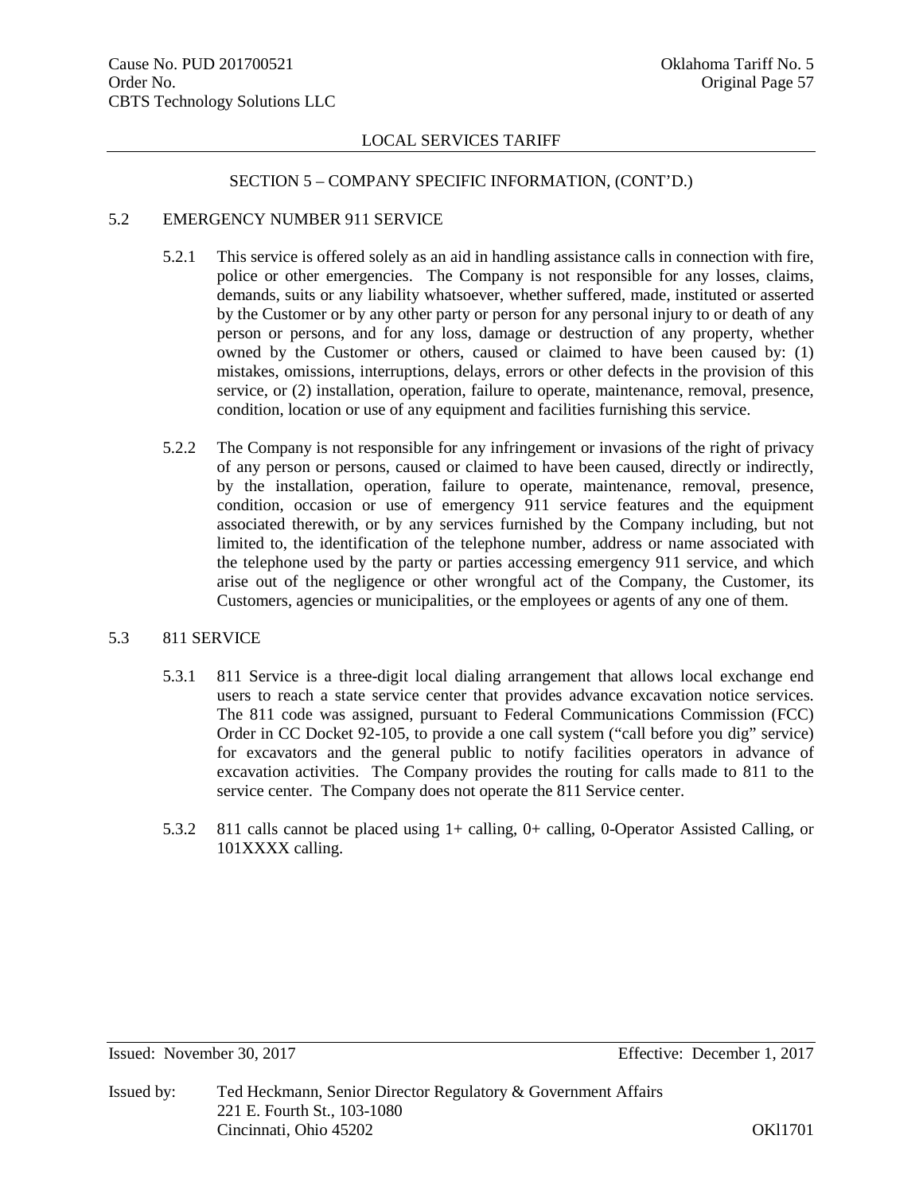LOCAL SERVICES TARIFF

SECTION 5 – COMPANY SPECIFIC INFORMATION, (CONT'D.)

## 5.2 EMERGENCY NUMBER 911 SERVICE

5.2.1 This service is offered solely as an aid in handling assistance calls in connection with fire, police or other emergencies. The Company is not responsible for any losses, claims, demands, suits or any liability whatsoever, whether suffered, made, instituted or asserted by the Customer or by any other party or person for any personal injury to or death of any person or persons, and for any loss, damage or destruction of any property, whether owned by the Customer or others, caused or claimed to have been caused by: (1) mistakes, omissions, interruptions, delays, errors or other defects in the provision of this service, or (2) installation, operation, failure to operate, maintenance, removal, presence, condition, location or use of any equipment and facilities furnishing this service.

5.2.2 The Company is not responsible for any infringement or invasions of the right of privacy of any person or persons, caused or claimed to have been caused, directly or indirectly, by the installation, operation, failure to operate, maintenance, removal, presence, condition, occasion or use of emergency 911 service features and the equipment associated therewith, or by any services furnished by the Company including, but not limited to, the identification of the telephone number, address or name associated with the telephone used by the party or parties accessing emergency 911 service, and which arise out of the negligence or other wrongful act of the Company, the Customer, its Customers, agencies or municipalities, or the employees or agents of any one of them.

## 5.3 811 SERVICE

5.3.1 811 Service is a three-digit local dialing arrangement that allows local exchange end users to reach a state service center that provides advance excavation notice services. The 811 code was assigned, pursuant to Federal Communications Commission (FCC) Order in CC Docket 92-105, to provide a one call system ("call before you dig" service) for excavators and the general public to notify facilities operators in advance of excavation activities. The Company provides the routing for calls made to 811 to the service center. The Company does not operate the 811 Service center.

5.3.2 811 calls cannot be placed using 1+ calling, 0+ calling, 0-Operator Assisted Calling, or 101XXXX calling.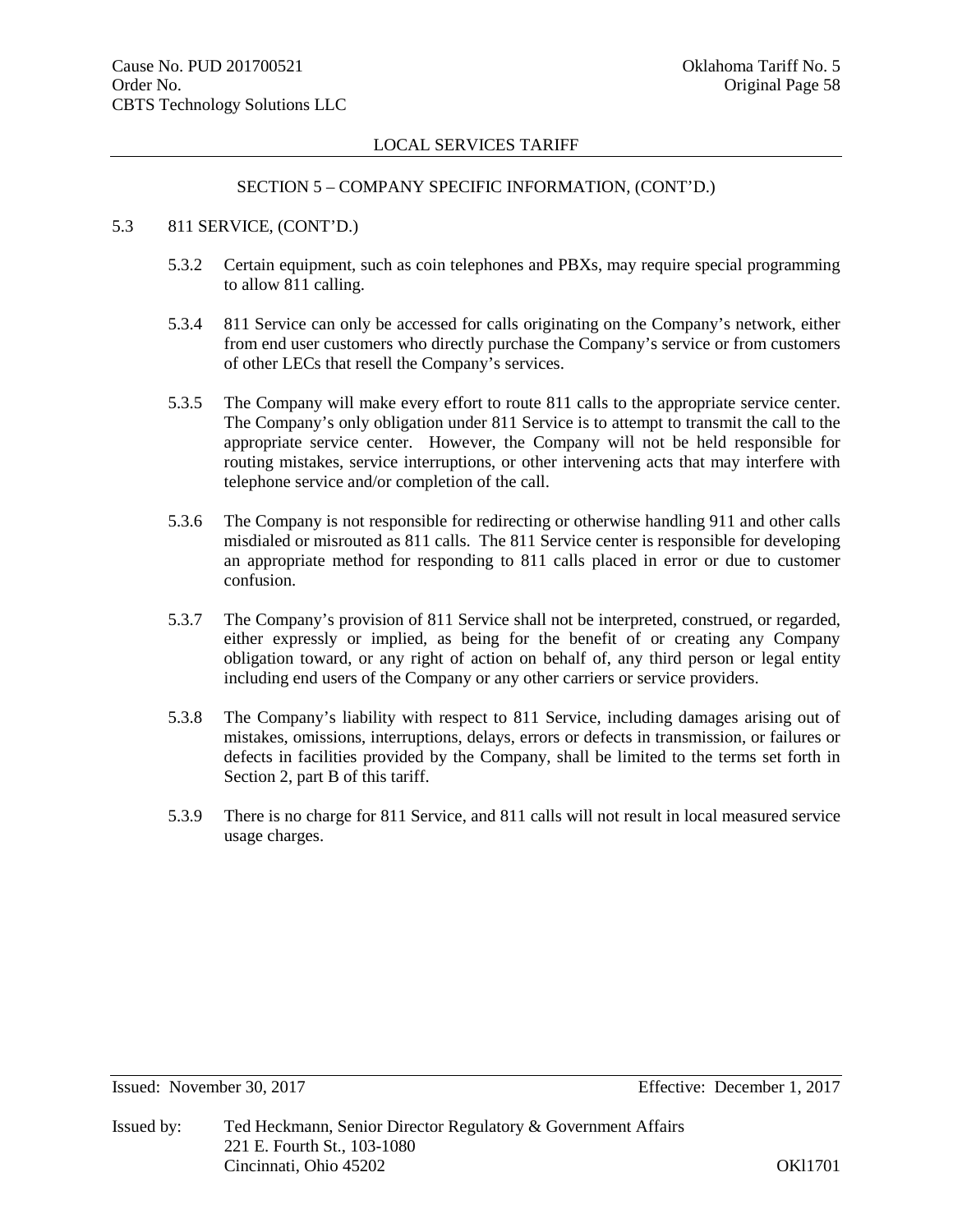## SECTION 5 – COMPANY SPECIFIC INFORMATION, (CONT'D.)

### 5.3 811 SERVICE, (CONT'D.)

5.3.2 Certain equipment, such as coin telephones and PBXs, may require special programming to allow 811 calling.

5.3.4 811 Service can only be accessed for calls originating on the Company's network, either from end user customers who directly purchase the Company's service or from customers of other LECs that resell the Company's services.

5.3.5 The Company will make every effort to route 811 calls to the appropriate service center. The Company's only obligation under 811 Service is to attempt to transmit the call to the appropriate service center. However, the Company will not be held responsible for routing mistakes, service interruptions, or other intervening acts that may interfere with telephone service and/or completion of the call.

5.3.6 The Company is not responsible for redirecting or otherwise handling 911 and other calls misdialed or misrouted as 811 calls. The 811 Service center is responsible for developing an appropriate method for responding to 811 calls placed in error or due to customer confusion.

5.3.7 The Company's provision of 811 Service shall not be interpreted, construed, or regarded, either expressly or implied, as being for the benefit of or creating any Company obligation toward, or any right of action on behalf of, any third person or legal entity including end users of the Company or any other carriers or service providers.

5.3.8 The Company's liability with respect to 811 Service, including damages arising out of mistakes, omissions, interruptions, delays, errors or defects in transmission, or failures or defects in facilities provided by the Company, shall be limited to the terms set forth in Section 2, part B of this tariff.

5.3.9 There is no charge for 811 Service, and 811 calls will not result in local measured service usage charges.